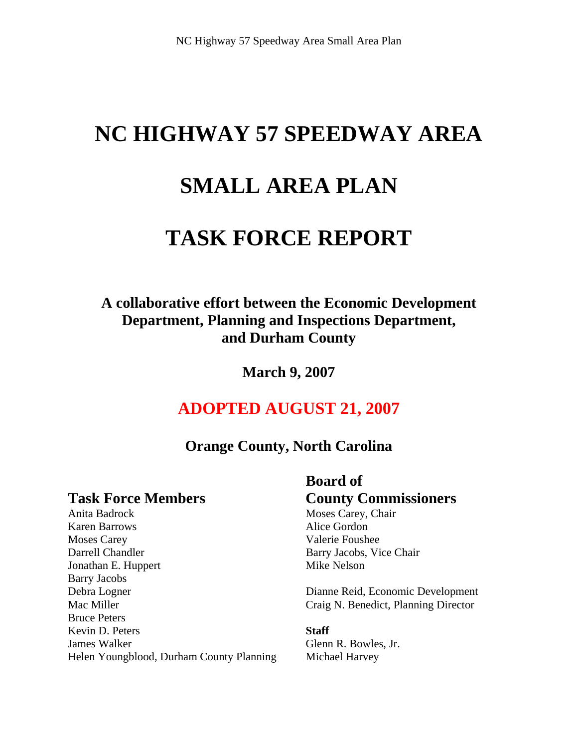# NC HIGHWAY 57 SPEEDWAY AREA

# SMALL AREA PLAN

# TASK FORCE REPORT

**A collaborative effort between the Economic Development Department, Planning and Inspections Department, and Durham County**

**March 9, 2007**

**ADOPTED AUGUST 21, 2007**

**Orange County, North Carolina**

## Task Force Members

Anita Badrock
Karen Barrows
Moses Carey
Darrell Chandler
Jonathan E. Huppert
Barry Jacobs
Debra Logner
Mac Miller
Bruce Peters
Kevin D. Peters
James Walker
Helen Youngblood, Durham County Planning

## Board of County Commissioners

Moses Carey, Chair
Alice Gordon
Valerie Foushee
Barry Jacobs, Vice Chair
Mike Nelson

Dianne Reid, Economic Development
Craig N. Benedict, Planning Director

**Staff**

Glenn R. Bowles, Jr.
Michael Harvey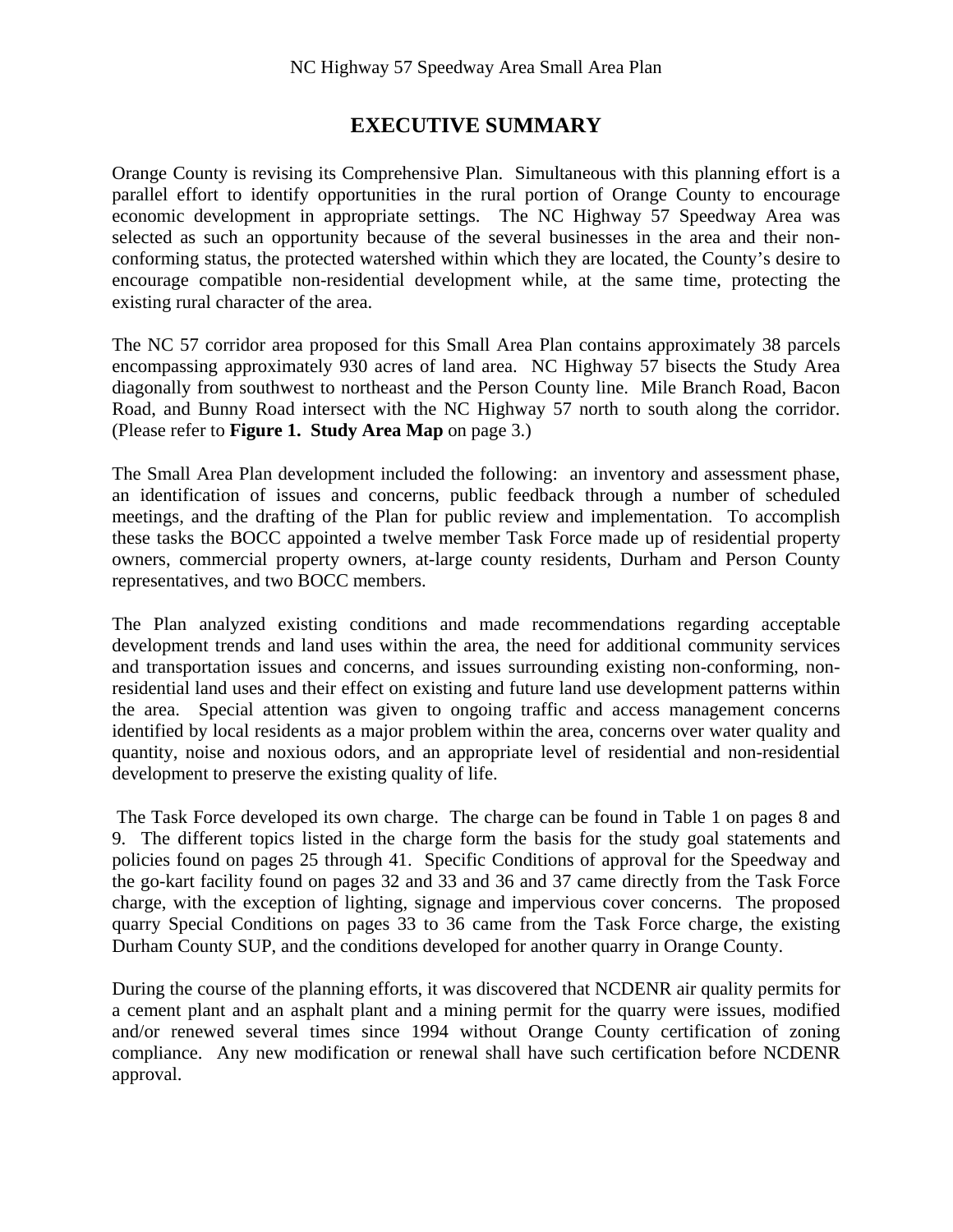# EXECUTIVE SUMMARY

Orange County is revising its Comprehensive Plan. Simultaneous with this planning effort is a parallel effort to identify opportunities in the rural portion of Orange County to encourage economic development in appropriate settings. The NC Highway 57 Speedway Area was selected as such an opportunity because of the several businesses in the area and their non-conforming status, the protected watershed within which they are located, the County's desire to encourage compatible non-residential development while, at the same time, protecting the existing rural character of the area.

The NC 57 corridor area proposed for this Small Area Plan contains approximately 38 parcels encompassing approximately 930 acres of land area. NC Highway 57 bisects the Study Area diagonally from southwest to northeast and the Person County line. Mile Branch Road, Bacon Road, and Bunny Road intersect with the NC Highway 57 north to south along the corridor. (Please refer to **Figure 1. Study Area Map** on page 3.)

The Small Area Plan development included the following: an inventory and assessment phase, an identification of issues and concerns, public feedback through a number of scheduled meetings, and the drafting of the Plan for public review and implementation. To accomplish these tasks the BOCC appointed a twelve member Task Force made up of residential property owners, commercial property owners, at-large county residents, Durham and Person County representatives, and two BOCC members.

The Plan analyzed existing conditions and made recommendations regarding acceptable development trends and land uses within the area, the need for additional community services and transportation issues and concerns, and issues surrounding existing non-conforming, non-residential land uses and their effect on existing and future land use development patterns within the area. Special attention was given to ongoing traffic and access management concerns identified by local residents as a major problem within the area, concerns over water quality and quantity, noise and noxious odors, and an appropriate level of residential and non-residential development to preserve the existing quality of life.

The Task Force developed its own charge. The charge can be found in Table 1 on pages 8 and 9. The different topics listed in the charge form the basis for the study goal statements and policies found on pages 25 through 41. Specific Conditions of approval for the Speedway and the go-kart facility found on pages 32 and 33 and 36 and 37 came directly from the Task Force charge, with the exception of lighting, signage and impervious cover concerns. The proposed quarry Special Conditions on pages 33 to 36 came from the Task Force charge, the existing Durham County SUP, and the conditions developed for another quarry in Orange County.

During the course of the planning efforts, it was discovered that NCDENR air quality permits for a cement plant and an asphalt plant and a mining permit for the quarry were issues, modified and/or renewed several times since 1994 without Orange County certification of zoning compliance. Any new modification or renewal shall have such certification before NCDENR approval.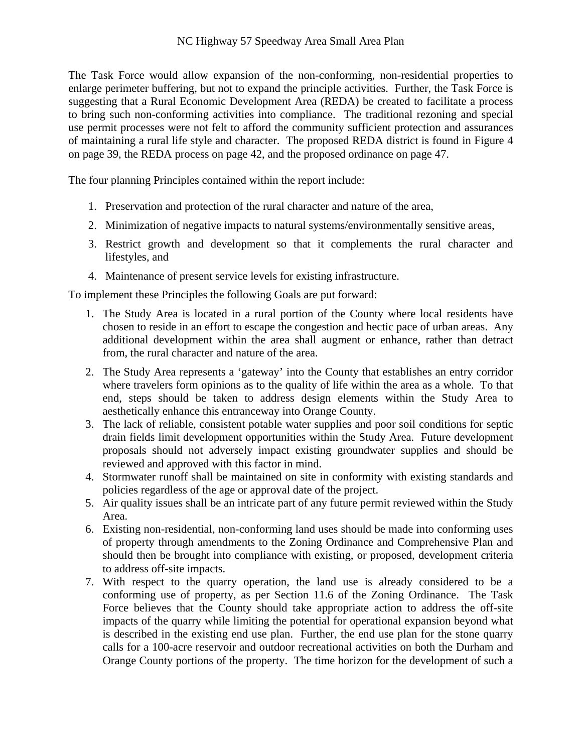The Task Force would allow expansion of the non-conforming, non-residential properties to enlarge perimeter buffering, but not to expand the principle activities. Further, the Task Force is suggesting that a Rural Economic Development Area (REDA) be created to facilitate a process to bring such non-conforming activities into compliance. The traditional rezoning and special use permit processes were not felt to afford the community sufficient protection and assurances of maintaining a rural life style and character. The proposed REDA district is found in Figure 4 on page 39, the REDA process on page 42, and the proposed ordinance on page 47.

The four planning Principles contained within the report include:

1. Preservation and protection of the rural character and nature of the area,
2. Minimization of negative impacts to natural systems/environmentally sensitive areas,
3. Restrict growth and development so that it complements the rural character and lifestyles, and
4. Maintenance of present service levels for existing infrastructure.

To implement these Principles the following Goals are put forward:

1. The Study Area is located in a rural portion of the County where local residents have chosen to reside in an effort to escape the congestion and hectic pace of urban areas. Any additional development within the area shall augment or enhance, rather than detract from, the rural character and nature of the area.
2. The Study Area represents a 'gateway' into the County that establishes an entry corridor where travelers form opinions as to the quality of life within the area as a whole. To that end, steps should be taken to address design elements within the Study Area to aesthetically enhance this entranceway into Orange County.
3. The lack of reliable, consistent potable water supplies and poor soil conditions for septic drain fields limit development opportunities within the Study Area. Future development proposals should not adversely impact existing groundwater supplies and should be reviewed and approved with this factor in mind.
4. Stormwater runoff shall be maintained on site in conformity with existing standards and policies regardless of the age or approval date of the project.
5. Air quality issues shall be an intricate part of any future permit reviewed within the Study Area.
6. Existing non-residential, non-conforming land uses should be made into conforming uses of property through amendments to the Zoning Ordinance and Comprehensive Plan and should then be brought into compliance with existing, or proposed, development criteria to address off-site impacts.
7. With respect to the quarry operation, the land use is already considered to be a conforming use of property, as per Section 11.6 of the Zoning Ordinance. The Task Force believes that the County should take appropriate action to address the off-site impacts of the quarry while limiting the potential for operational expansion beyond what is described in the existing end use plan. Further, the end use plan for the stone quarry calls for a 100-acre reservoir and outdoor recreational activities on both the Durham and Orange County portions of the property. The time horizon for the development of such a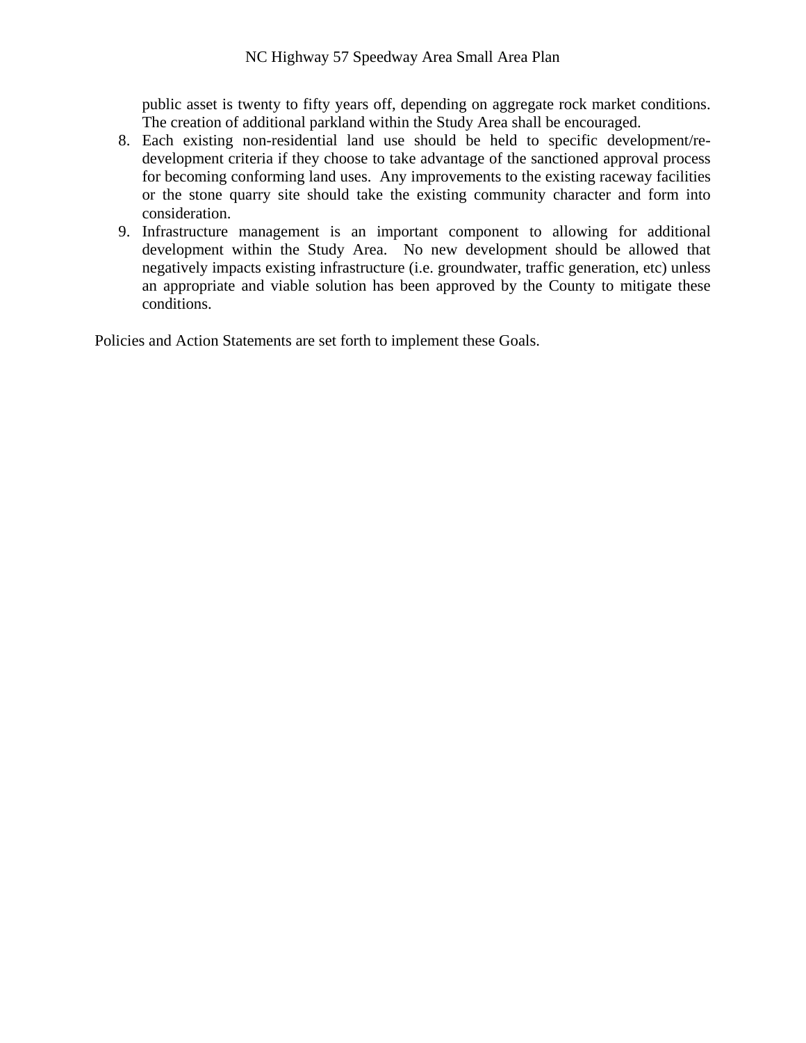public asset is twenty to fifty years off, depending on aggregate rock market conditions. The creation of additional parkland within the Study Area shall be encouraged.

8. Each existing non-residential land use should be held to specific development/re-development criteria if they choose to take advantage of the sanctioned approval process for becoming conforming land uses. Any improvements to the existing raceway facilities or the stone quarry site should take the existing community character and form into consideration.
9. Infrastructure management is an important component to allowing for additional development within the Study Area. No new development should be allowed that negatively impacts existing infrastructure (i.e. groundwater, traffic generation, etc) unless an appropriate and viable solution has been approved by the County to mitigate these conditions.

Policies and Action Statements are set forth to implement these Goals.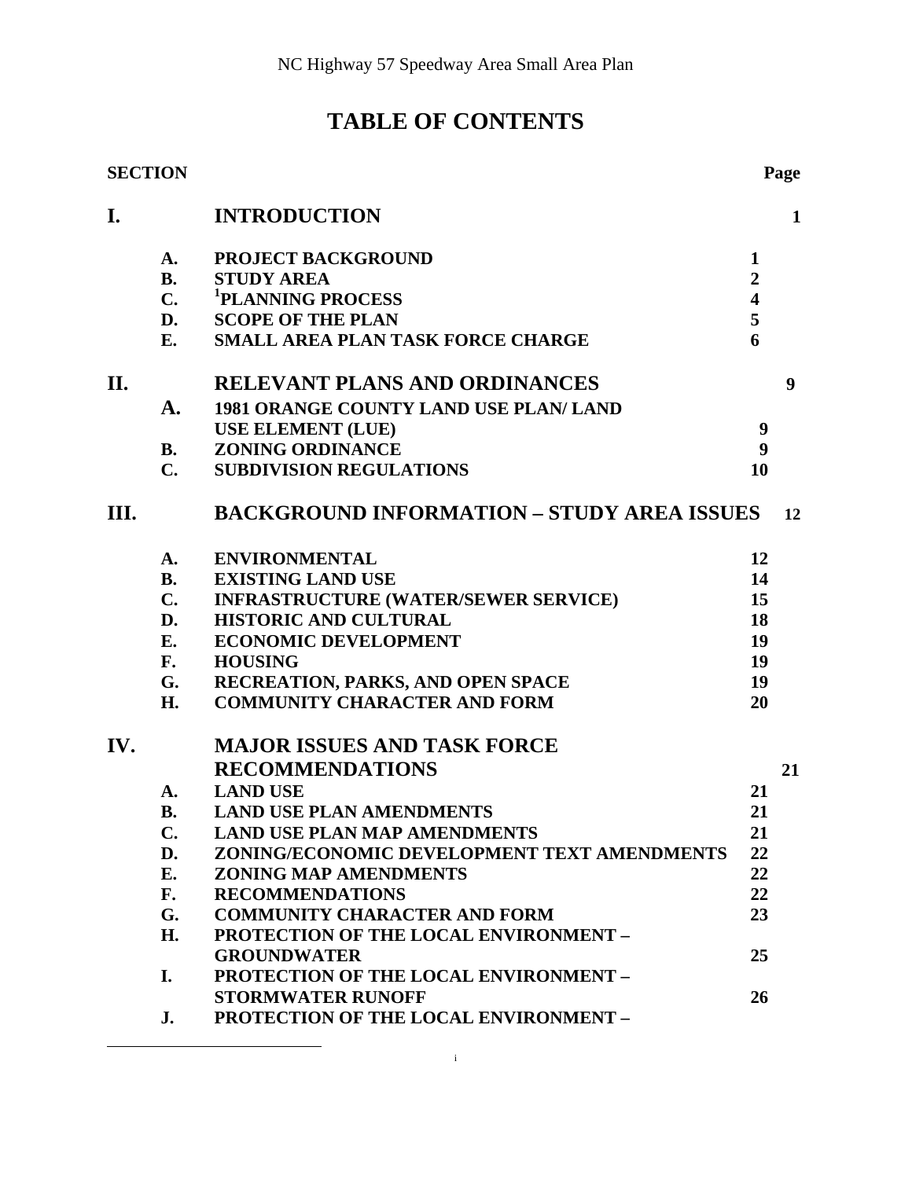# TABLE OF CONTENTS

| SECTION | | | Page |
|---|---|---|---|
| **I.** | | **INTRODUCTION** | **1** |
| | **A.** | **PROJECT BACKGROUND** | **1** |
| | **B.** | **STUDY AREA** | **2** |
| | **C.** | **[1]PLANNING PROCESS** | **4** |
| | **D.** | **SCOPE OF THE PLAN** | **5** |
| | **E.** | **SMALL AREA PLAN TASK FORCE CHARGE** | **6** |
| **II.** | | **RELEVANT PLANS AND ORDINANCES** | **9** |
| | **A.** | **1981 ORANGE COUNTY LAND USE PLAN/ LAND USE ELEMENT (LUE)** | **9** |
| | **B.** | **ZONING ORDINANCE** | **9** |
| | **C.** | **SUBDIVISION REGULATIONS** | **10** |
| **III.** | | **BACKGROUND INFORMATION – STUDY AREA ISSUES** | **12** |
| | **A.** | **ENVIRONMENTAL** | **12** |
| | **B.** | **EXISTING LAND USE** | **14** |
| | **C.** | **INFRASTRUCTURE (WATER/SEWER SERVICE)** | **15** |
| | **D.** | **HISTORIC AND CULTURAL** | **18** |
| | **E.** | **ECONOMIC DEVELOPMENT** | **19** |
| | **F.** | **HOUSING** | **19** |
| | **G.** | **RECREATION, PARKS, AND OPEN SPACE** | **19** |
| | **H.** | **COMMUNITY CHARACTER AND FORM** | **20** |
| **IV.** | | **MAJOR ISSUES AND TASK FORCE RECOMMENDATIONS** | **21** |
| | **A.** | **LAND USE** | **21** |
| | **B.** | **LAND USE PLAN AMENDMENTS** | **21** |
| | **C.** | **LAND USE PLAN MAP AMENDMENTS** | **21** |
| | **D.** | **ZONING/ECONOMIC DEVELOPMENT TEXT AMENDMENTS** | **22** |
| | **E.** | **ZONING MAP AMENDMENTS** | **22** |
| | **F.** | **RECOMMENDATIONS** | **22** |
| | **G.** | **COMMUNITY CHARACTER AND FORM** | **23** |
| | **H.** | **PROTECTION OF THE LOCAL ENVIRONMENT – GROUNDWATER** | **25** |
| | **I.** | **PROTECTION OF THE LOCAL ENVIRONMENT – STORMWATER RUNOFF** | **26** |
| | **J.** | **PROTECTION OF THE LOCAL ENVIRONMENT –** | |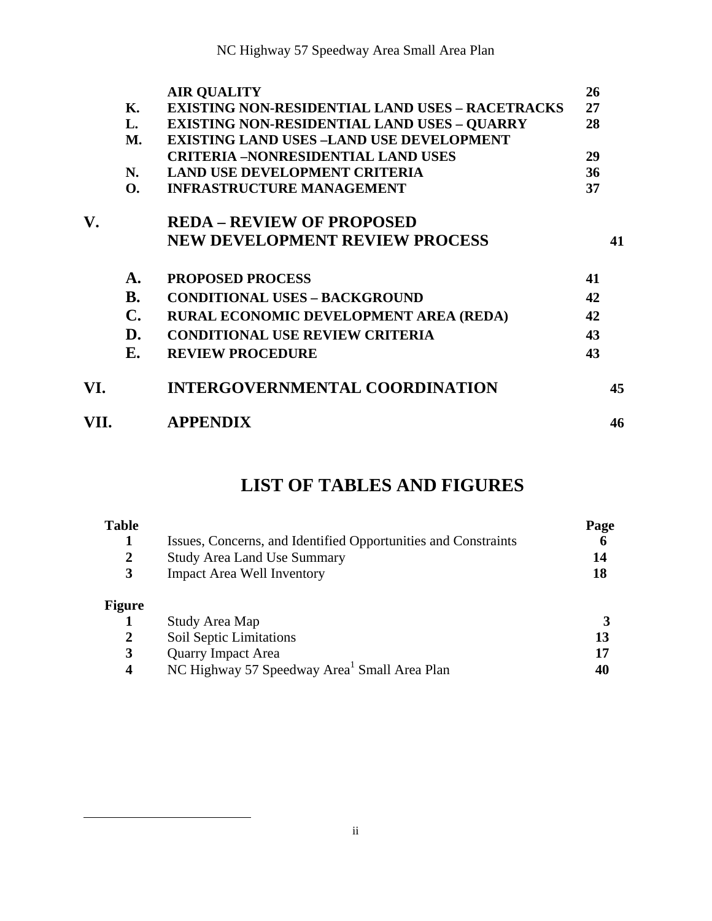| | | |
|---|---|---|
| | **AIR QUALITY** | **26** |
| **K.** | **EXISTING NON-RESIDENTIAL LAND USES – RACETRACKS** | **27** |
| **L.** | **EXISTING NON-RESIDENTIAL LAND USES – QUARRY** | **28** |
| **M.** | **EXISTING LAND USES –LAND USE DEVELOPMENT CRITERIA –NONRESIDENTIAL LAND USES** | **29** |
| **N.** | **LAND USE DEVELOPMENT CRITERIA** | **36** |
| **O.** | **INFRASTRUCTURE MANAGEMENT** | **37** |

| | | | |
|---|---|---|---|
| **V.** | | **REDA – REVIEW OF PROPOSED NEW DEVELOPMENT REVIEW PROCESS** | **41** |
| | **A.** | **PROPOSED PROCESS** | **41** |
| | **B.** | **CONDITIONAL USES – BACKGROUND** | **42** |
| | **C.** | **RURAL ECONOMIC DEVELOPMENT AREA (REDA)** | **42** |
| | **D.** | **CONDITIONAL USE REVIEW CRITERIA** | **43** |
| | **E.** | **REVIEW PROCEDURE** | **43** |
| **VI.** | | **INTERGOVERNMENTAL COORDINATION** | **45** |
| **VII.** | | **APPENDIX** | **46** |

## LIST OF TABLES AND FIGURES

| **Table** | | **Page** |
|---|---|---|
| **1** | Issues, Concerns, and Identified Opportunities and Constraints | **6** |
| **2** | Study Area Land Use Summary | **14** |
| **3** | Impact Area Well Inventory | **18** |

| **Figure** | | |
|---|---|---|
| **1** | Study Area Map | **3** |
| **2** | Soil Septic Limitations | **13** |
| **3** | Quarry Impact Area | **17** |
| **4** | NC Highway 57 Speedway Area[1] Small Area Plan | **40** |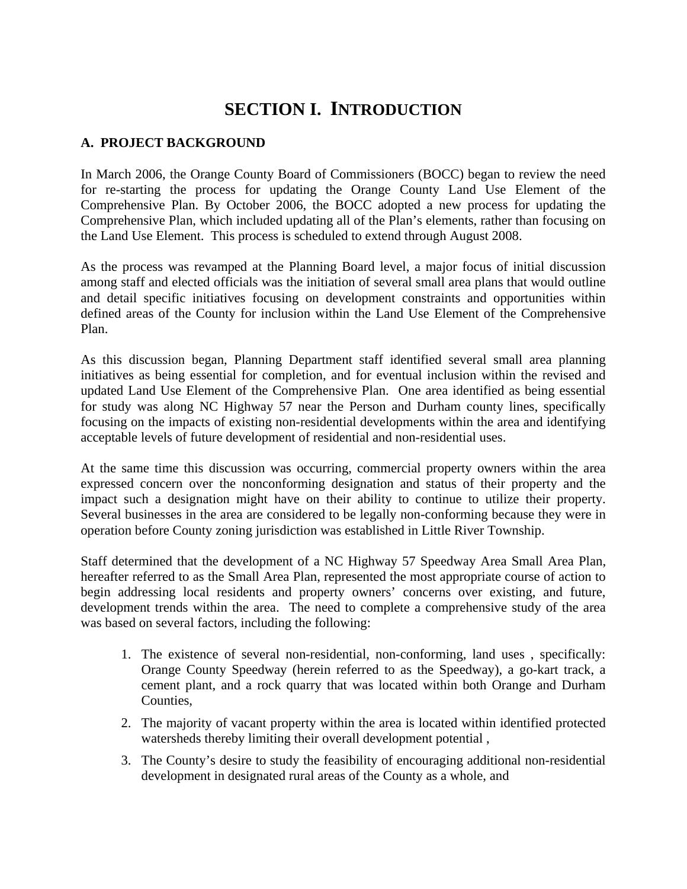# SECTION I. INTRODUCTION

## A. PROJECT BACKGROUND

In March 2006, the Orange County Board of Commissioners (BOCC) began to review the need for re-starting the process for updating the Orange County Land Use Element of the Comprehensive Plan. By October 2006, the BOCC adopted a new process for updating the Comprehensive Plan, which included updating all of the Plan's elements, rather than focusing on the Land Use Element. This process is scheduled to extend through August 2008.

As the process was revamped at the Planning Board level, a major focus of initial discussion among staff and elected officials was the initiation of several small area plans that would outline and detail specific initiatives focusing on development constraints and opportunities within defined areas of the County for inclusion within the Land Use Element of the Comprehensive Plan.

As this discussion began, Planning Department staff identified several small area planning initiatives as being essential for completion, and for eventual inclusion within the revised and updated Land Use Element of the Comprehensive Plan. One area identified as being essential for study was along NC Highway 57 near the Person and Durham county lines, specifically focusing on the impacts of existing non-residential developments within the area and identifying acceptable levels of future development of residential and non-residential uses.

At the same time this discussion was occurring, commercial property owners within the area expressed concern over the nonconforming designation and status of their property and the impact such a designation might have on their ability to continue to utilize their property. Several businesses in the area are considered to be legally non-conforming because they were in operation before County zoning jurisdiction was established in Little River Township.

Staff determined that the development of a NC Highway 57 Speedway Area Small Area Plan, hereafter referred to as the Small Area Plan, represented the most appropriate course of action to begin addressing local residents and property owners' concerns over existing, and future, development trends within the area. The need to complete a comprehensive study of the area was based on several factors, including the following:

1. The existence of several non-residential, non-conforming, land uses , specifically: Orange County Speedway (herein referred to as the Speedway), a go-kart track, a cement plant, and a rock quarry that was located within both Orange and Durham Counties,
2. The majority of vacant property within the area is located within identified protected watersheds thereby limiting their overall development potential ,
3. The County's desire to study the feasibility of encouraging additional non-residential development in designated rural areas of the County as a whole, and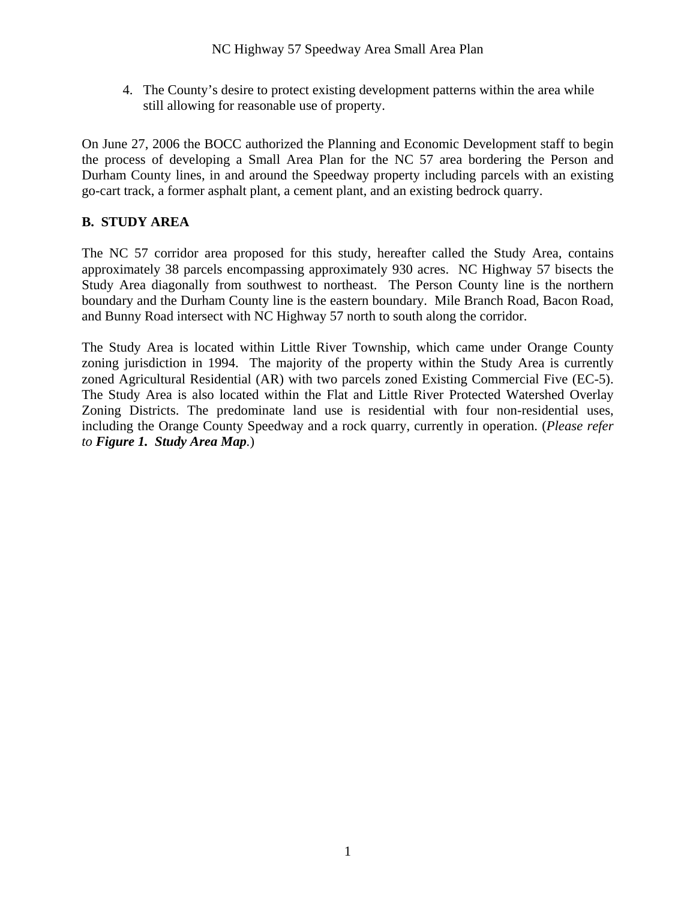4. The County's desire to protect existing development patterns within the area while still allowing for reasonable use of property.

On June 27, 2006 the BOCC authorized the Planning and Economic Development staff to begin the process of developing a Small Area Plan for the NC 57 area bordering the Person and Durham County lines, in and around the Speedway property including parcels with an existing go-cart track, a former asphalt plant, a cement plant, and an existing bedrock quarry.

## B. STUDY AREA

The NC 57 corridor area proposed for this study, hereafter called the Study Area, contains approximately 38 parcels encompassing approximately 930 acres. NC Highway 57 bisects the Study Area diagonally from southwest to northeast. The Person County line is the northern boundary and the Durham County line is the eastern boundary. Mile Branch Road, Bacon Road, and Bunny Road intersect with NC Highway 57 north to south along the corridor.

The Study Area is located within Little River Township, which came under Orange County zoning jurisdiction in 1994. The majority of the property within the Study Area is currently zoned Agricultural Residential (AR) with two parcels zoned Existing Commercial Five (EC-5). The Study Area is also located within the Flat and Little River Protected Watershed Overlay Zoning Districts. The predominate land use is residential with four non-residential uses, including the Orange County Speedway and a rock quarry, currently in operation. (*Please refer to* ***Figure 1. Study Area Map***.)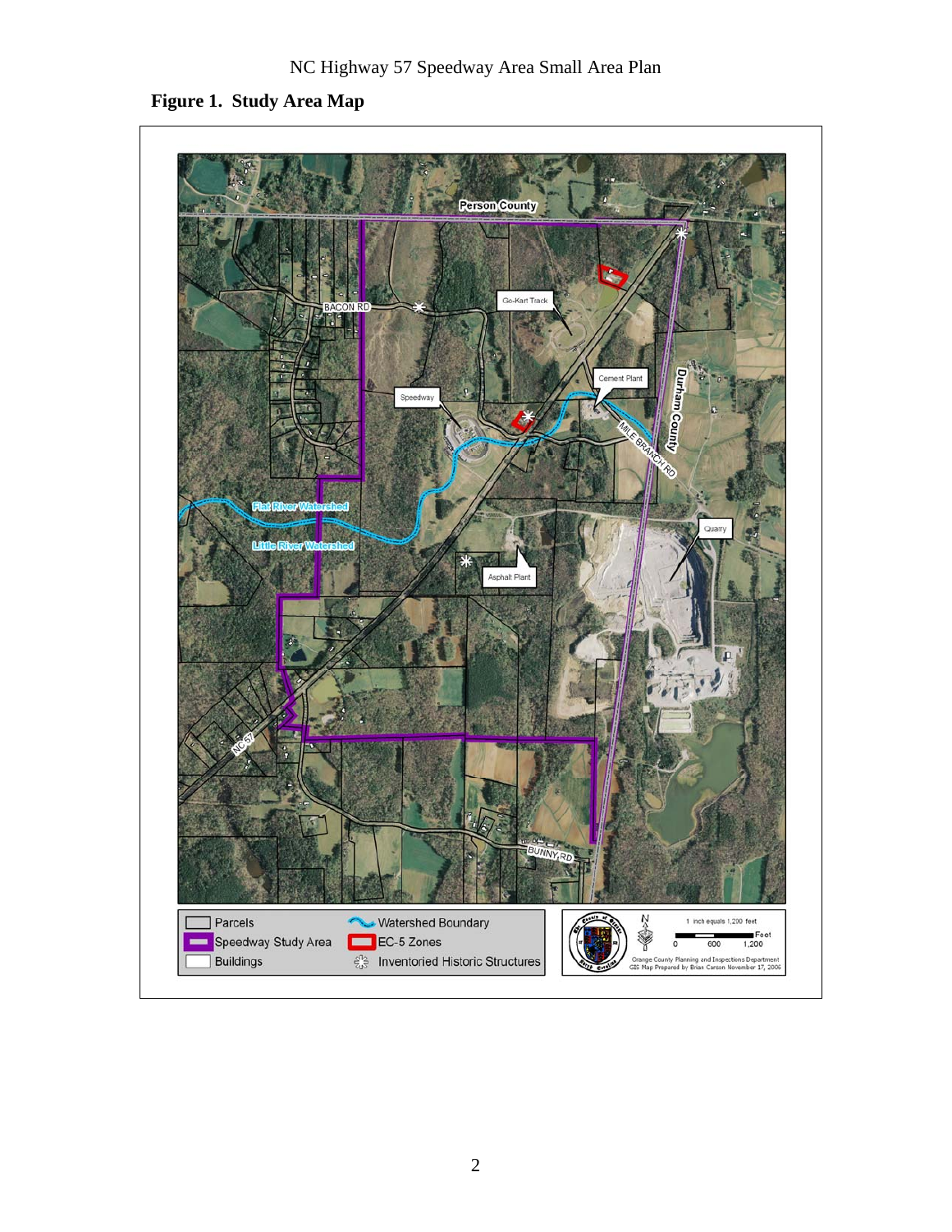**Figure 1. Study Area Map**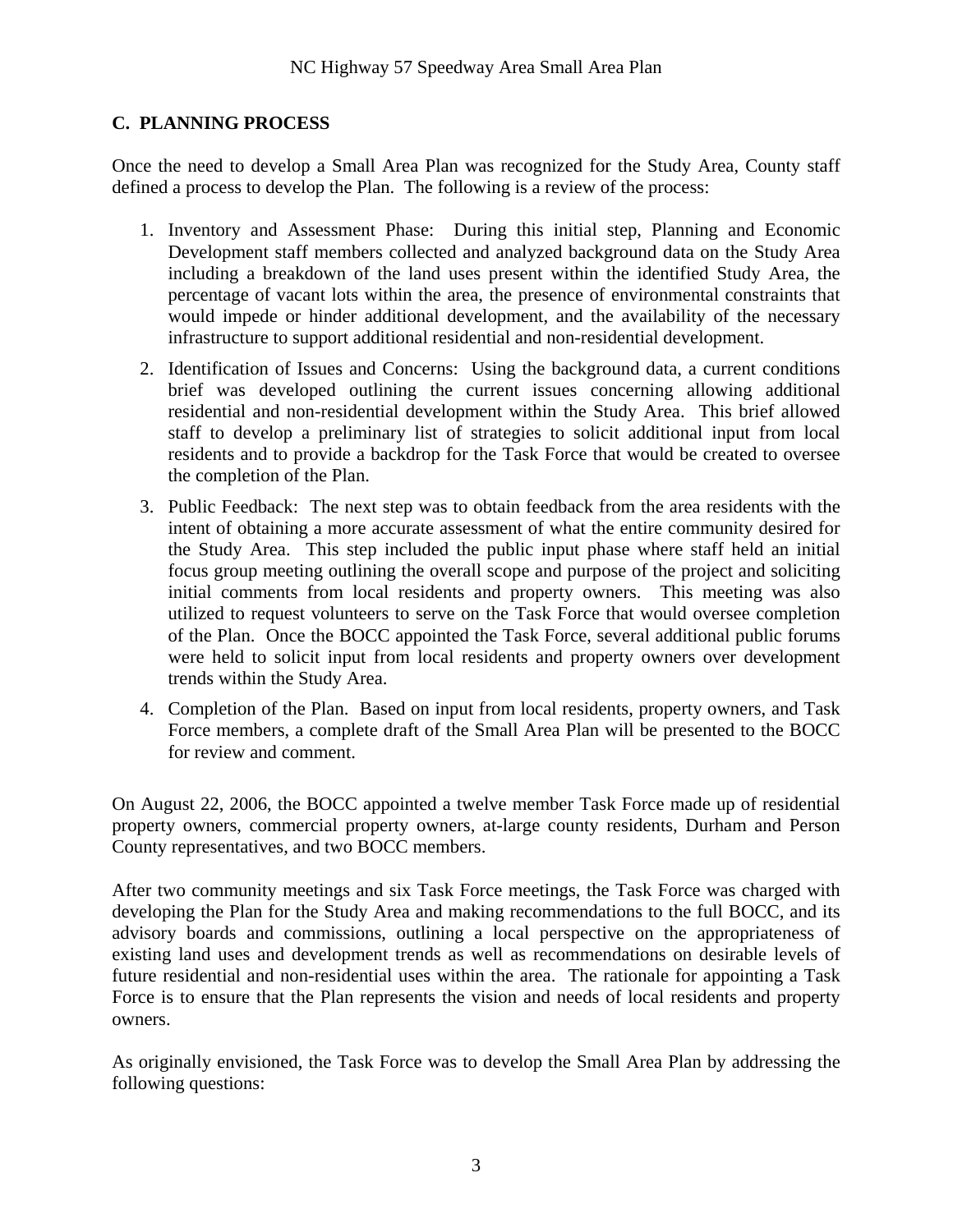## C. PLANNING PROCESS

Once the need to develop a Small Area Plan was recognized for the Study Area, County staff defined a process to develop the Plan. The following is a review of the process:

1. Inventory and Assessment Phase: During this initial step, Planning and Economic Development staff members collected and analyzed background data on the Study Area including a breakdown of the land uses present within the identified Study Area, the percentage of vacant lots within the area, the presence of environmental constraints that would impede or hinder additional development, and the availability of the necessary infrastructure to support additional residential and non-residential development.
2. Identification of Issues and Concerns: Using the background data, a current conditions brief was developed outlining the current issues concerning allowing additional residential and non-residential development within the Study Area. This brief allowed staff to develop a preliminary list of strategies to solicit additional input from local residents and to provide a backdrop for the Task Force that would be created to oversee the completion of the Plan.
3. Public Feedback: The next step was to obtain feedback from the area residents with the intent of obtaining a more accurate assessment of what the entire community desired for the Study Area. This step included the public input phase where staff held an initial focus group meeting outlining the overall scope and purpose of the project and soliciting initial comments from local residents and property owners. This meeting was also utilized to request volunteers to serve on the Task Force that would oversee completion of the Plan. Once the BOCC appointed the Task Force, several additional public forums were held to solicit input from local residents and property owners over development trends within the Study Area.
4. Completion of the Plan. Based on input from local residents, property owners, and Task Force members, a complete draft of the Small Area Plan will be presented to the BOCC for review and comment.

On August 22, 2006, the BOCC appointed a twelve member Task Force made up of residential property owners, commercial property owners, at-large county residents, Durham and Person County representatives, and two BOCC members.

After two community meetings and six Task Force meetings, the Task Force was charged with developing the Plan for the Study Area and making recommendations to the full BOCC, and its advisory boards and commissions, outlining a local perspective on the appropriateness of existing land uses and development trends as well as recommendations on desirable levels of future residential and non-residential uses within the area. The rationale for appointing a Task Force is to ensure that the Plan represents the vision and needs of local residents and property owners.

As originally envisioned, the Task Force was to develop the Small Area Plan by addressing the following questions: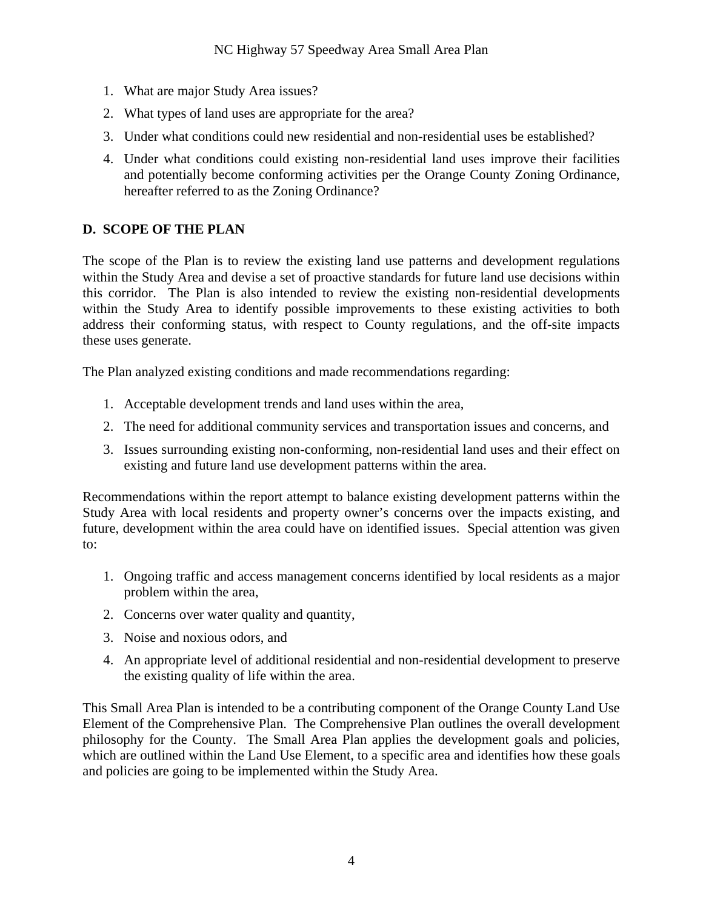1. What are major Study Area issues?
2. What types of land uses are appropriate for the area?
3. Under what conditions could new residential and non-residential uses be established?
4. Under what conditions could existing non-residential land uses improve their facilities and potentially become conforming activities per the Orange County Zoning Ordinance, hereafter referred to as the Zoning Ordinance?

## D. SCOPE OF THE PLAN

The scope of the Plan is to review the existing land use patterns and development regulations within the Study Area and devise a set of proactive standards for future land use decisions within this corridor. The Plan is also intended to review the existing non-residential developments within the Study Area to identify possible improvements to these existing activities to both address their conforming status, with respect to County regulations, and the off-site impacts these uses generate.

The Plan analyzed existing conditions and made recommendations regarding:

1. Acceptable development trends and land uses within the area,
2. The need for additional community services and transportation issues and concerns, and
3. Issues surrounding existing non-conforming, non-residential land uses and their effect on existing and future land use development patterns within the area.

Recommendations within the report attempt to balance existing development patterns within the Study Area with local residents and property owner's concerns over the impacts existing, and future, development within the area could have on identified issues. Special attention was given to:

1. Ongoing traffic and access management concerns identified by local residents as a major problem within the area,
2. Concerns over water quality and quantity,
3. Noise and noxious odors, and
4. An appropriate level of additional residential and non-residential development to preserve the existing quality of life within the area.

This Small Area Plan is intended to be a contributing component of the Orange County Land Use Element of the Comprehensive Plan. The Comprehensive Plan outlines the overall development philosophy for the County. The Small Area Plan applies the development goals and policies, which are outlined within the Land Use Element, to a specific area and identifies how these goals and policies are going to be implemented within the Study Area.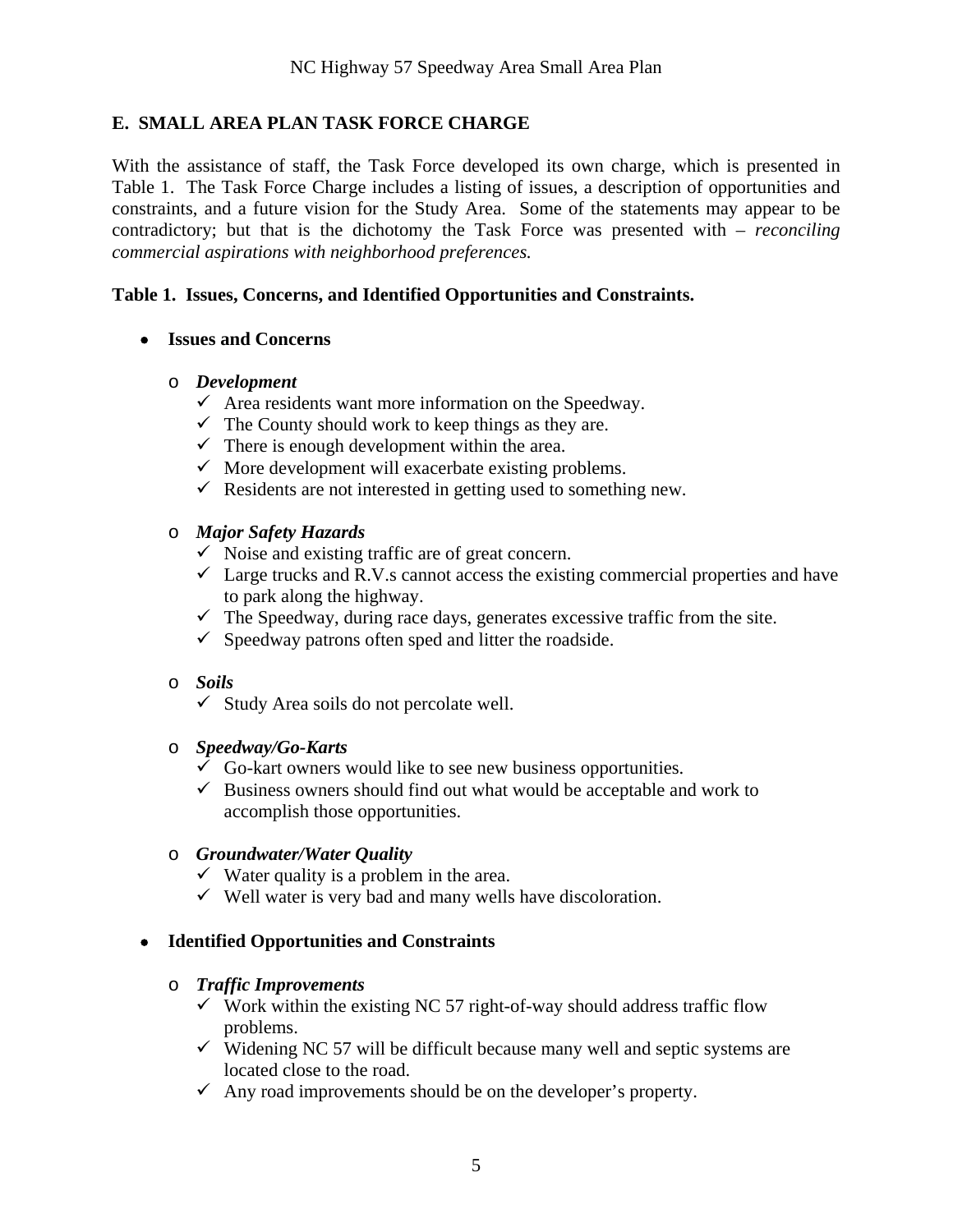## E. SMALL AREA PLAN TASK FORCE CHARGE

With the assistance of staff, the Task Force developed its own charge, which is presented in Table 1. The Task Force Charge includes a listing of issues, a description of opportunities and constraints, and a future vision for the Study Area. Some of the statements may appear to be contradictory; but that is the dichotomy the Task Force was presented with – *reconciling commercial aspirations with neighborhood preferences.*

**Table 1. Issues, Concerns, and Identified Opportunities and Constraints.**

- **Issues and Concerns**
  - ***Development***
    - ✓ Area residents want more information on the Speedway.
    - ✓ The County should work to keep things as they are.
    - ✓ There is enough development within the area.
    - ✓ More development will exacerbate existing problems.
    - ✓ Residents are not interested in getting used to something new.
  - ***Major Safety Hazards***
    - ✓ Noise and existing traffic are of great concern.
    - ✓ Large trucks and R.V.s cannot access the existing commercial properties and have to park along the highway.
    - ✓ The Speedway, during race days, generates excessive traffic from the site.
    - ✓ Speedway patrons often sped and litter the roadside.
  - ***Soils***
    - ✓ Study Area soils do not percolate well.
  - ***Speedway/Go-Karts***
    - ✓ Go-kart owners would like to see new business opportunities.
    - ✓ Business owners should find out what would be acceptable and work to accomplish those opportunities.
  - ***Groundwater/Water Quality***
    - ✓ Water quality is a problem in the area.
    - ✓ Well water is very bad and many wells have discoloration.
- **Identified Opportunities and Constraints**
  - ***Traffic Improvements***
    - ✓ Work within the existing NC 57 right-of-way should address traffic flow problems.
    - ✓ Widening NC 57 will be difficult because many well and septic systems are located close to the road.
    - ✓ Any road improvements should be on the developer's property.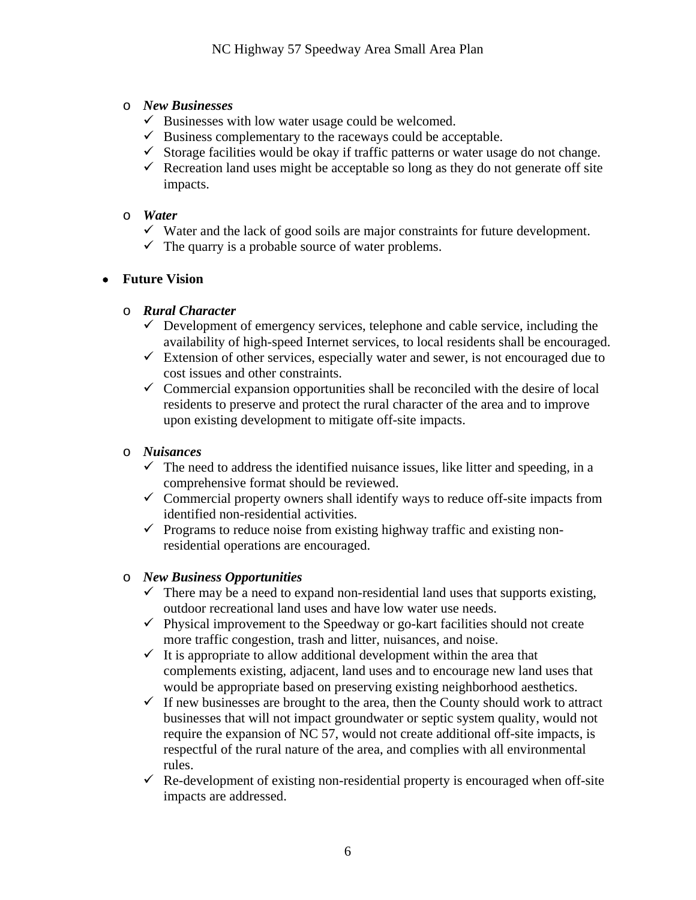- ***New Businesses***
  - ✓ Businesses with low water usage could be welcomed.
  - ✓ Business complementary to the raceways could be acceptable.
  - ✓ Storage facilities would be okay if traffic patterns or water usage do not change.
  - ✓ Recreation land uses might be acceptable so long as they do not generate off site impacts.

- ***Water***
  - ✓ Water and the lack of good soils are major constraints for future development.
  - ✓ The quarry is a probable source of water problems.

- **Future Vision**

  - ***Rural Character***
    - ✓ Development of emergency services, telephone and cable service, including the availability of high-speed Internet services, to local residents shall be encouraged.
    - ✓ Extension of other services, especially water and sewer, is not encouraged due to cost issues and other constraints.
    - ✓ Commercial expansion opportunities shall be reconciled with the desire of local residents to preserve and protect the rural character of the area and to improve upon existing development to mitigate off-site impacts.

  - ***Nuisances***
    - ✓ The need to address the identified nuisance issues, like litter and speeding, in a comprehensive format should be reviewed.
    - ✓ Commercial property owners shall identify ways to reduce off-site impacts from identified non-residential activities.
    - ✓ Programs to reduce noise from existing highway traffic and existing non-residential operations are encouraged.

  - ***New Business Opportunities***
    - ✓ There may be a need to expand non-residential land uses that supports existing, outdoor recreational land uses and have low water use needs.
    - ✓ Physical improvement to the Speedway or go-kart facilities should not create more traffic congestion, trash and litter, nuisances, and noise.
    - ✓ It is appropriate to allow additional development within the area that complements existing, adjacent, land uses and to encourage new land uses that would be appropriate based on preserving existing neighborhood aesthetics.
    - ✓ If new businesses are brought to the area, then the County should work to attract businesses that will not impact groundwater or septic system quality, would not require the expansion of NC 57, would not create additional off-site impacts, is respectful of the rural nature of the area, and complies with all environmental rules.
    - ✓ Re-development of existing non-residential property is encouraged when off-site impacts are addressed.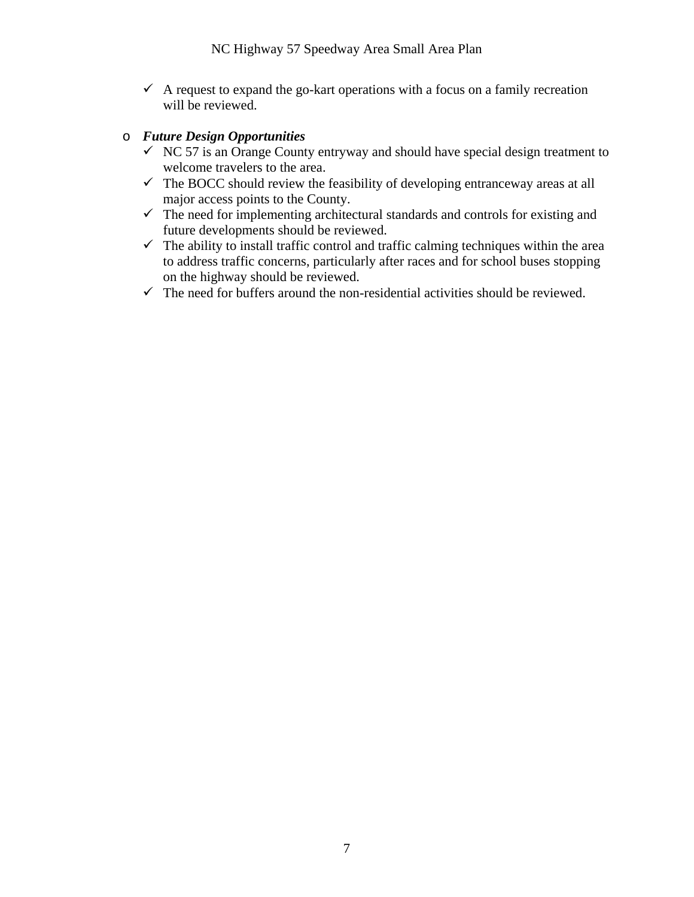- ✓ A request to expand the go-kart operations with a focus on a family recreation will be reviewed.

- ***Future Design Opportunities***
  - ✓ NC 57 is an Orange County entryway and should have special design treatment to welcome travelers to the area.
  - ✓ The BOCC should review the feasibility of developing entranceway areas at all major access points to the County.
  - ✓ The need for implementing architectural standards and controls for existing and future developments should be reviewed.
  - ✓ The ability to install traffic control and traffic calming techniques within the area to address traffic concerns, particularly after races and for school buses stopping on the highway should be reviewed.
  - ✓ The need for buffers around the non-residential activities should be reviewed.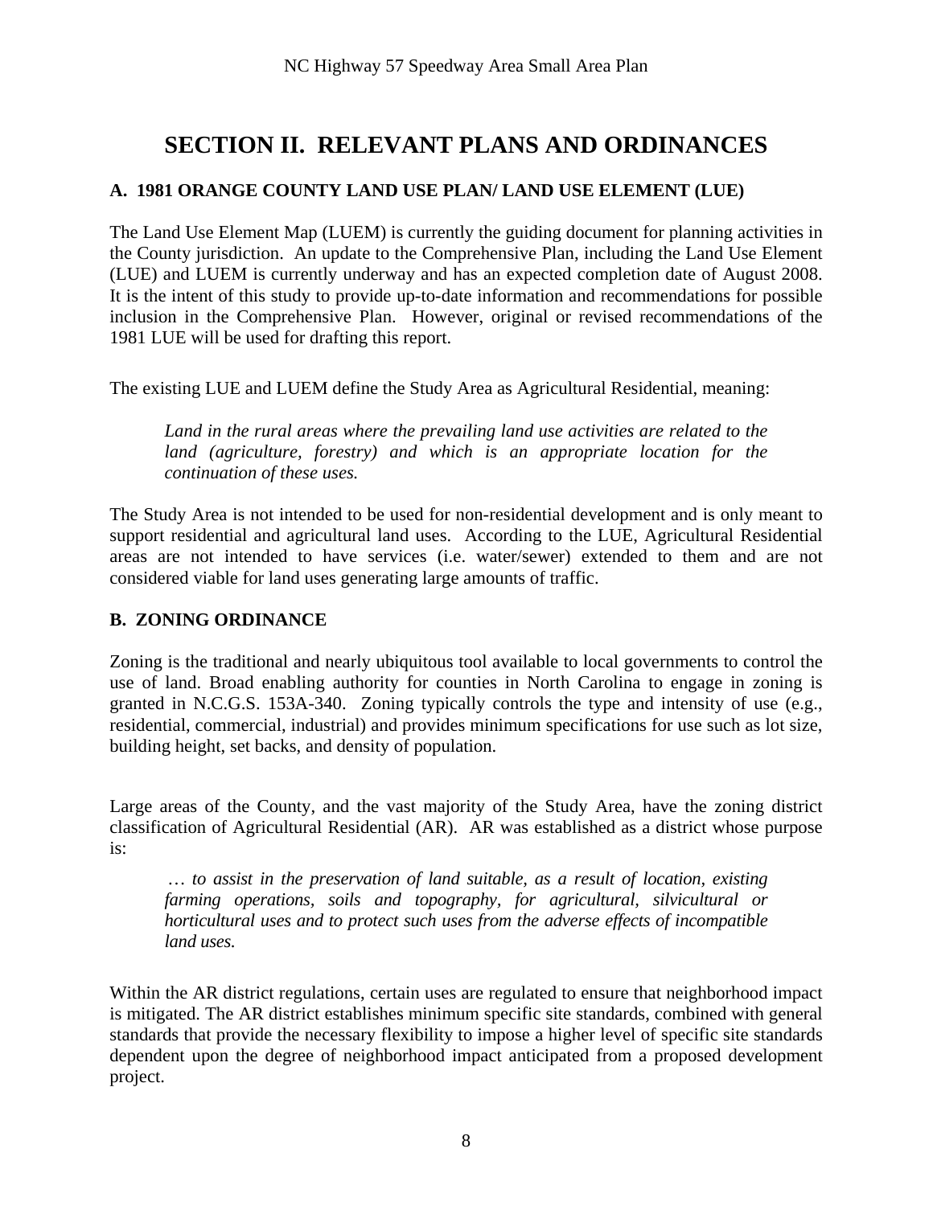# SECTION II. RELEVANT PLANS AND ORDINANCES

### A. 1981 ORANGE COUNTY LAND USE PLAN/ LAND USE ELEMENT (LUE)

The Land Use Element Map (LUEM) is currently the guiding document for planning activities in the County jurisdiction. An update to the Comprehensive Plan, including the Land Use Element (LUE) and LUEM is currently underway and has an expected completion date of August 2008. It is the intent of this study to provide up-to-date information and recommendations for possible inclusion in the Comprehensive Plan. However, original or revised recommendations of the 1981 LUE will be used for drafting this report.

The existing LUE and LUEM define the Study Area as Agricultural Residential, meaning:

> *Land in the rural areas where the prevailing land use activities are related to the land (agriculture, forestry) and which is an appropriate location for the continuation of these uses.*

The Study Area is not intended to be used for non-residential development and is only meant to support residential and agricultural land uses. According to the LUE, Agricultural Residential areas are not intended to have services (i.e. water/sewer) extended to them and are not considered viable for land uses generating large amounts of traffic.

### B. ZONING ORDINANCE

Zoning is the traditional and nearly ubiquitous tool available to local governments to control the use of land. Broad enabling authority for counties in North Carolina to engage in zoning is granted in N.C.G.S. 153A-340. Zoning typically controls the type and intensity of use (e.g., residential, commercial, industrial) and provides minimum specifications for use such as lot size, building height, set backs, and density of population.

Large areas of the County, and the vast majority of the Study Area, have the zoning district classification of Agricultural Residential (AR). AR was established as a district whose purpose is:

> *… to assist in the preservation of land suitable, as a result of location, existing farming operations, soils and topography, for agricultural, silvicultural or horticultural uses and to protect such uses from the adverse effects of incompatible land uses.*

Within the AR district regulations, certain uses are regulated to ensure that neighborhood impact is mitigated. The AR district establishes minimum specific site standards, combined with general standards that provide the necessary flexibility to impose a higher level of specific site standards dependent upon the degree of neighborhood impact anticipated from a proposed development project.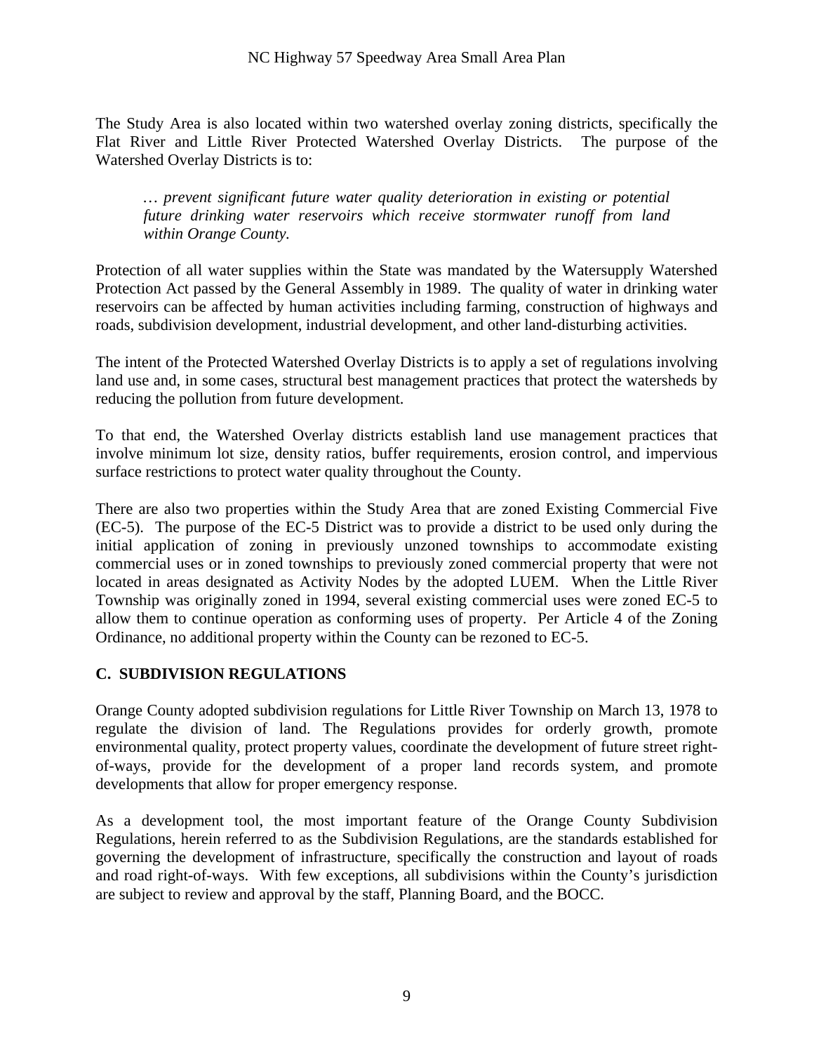The Study Area is also located within two watershed overlay zoning districts, specifically the Flat River and Little River Protected Watershed Overlay Districts. The purpose of the Watershed Overlay Districts is to:

> *… prevent significant future water quality deterioration in existing or potential future drinking water reservoirs which receive stormwater runoff from land within Orange County.*

Protection of all water supplies within the State was mandated by the Watersupply Watershed Protection Act passed by the General Assembly in 1989. The quality of water in drinking water reservoirs can be affected by human activities including farming, construction of highways and roads, subdivision development, industrial development, and other land-disturbing activities.

The intent of the Protected Watershed Overlay Districts is to apply a set of regulations involving land use and, in some cases, structural best management practices that protect the watersheds by reducing the pollution from future development.

To that end, the Watershed Overlay districts establish land use management practices that involve minimum lot size, density ratios, buffer requirements, erosion control, and impervious surface restrictions to protect water quality throughout the County.

There are also two properties within the Study Area that are zoned Existing Commercial Five (EC-5). The purpose of the EC-5 District was to provide a district to be used only during the initial application of zoning in previously unzoned townships to accommodate existing commercial uses or in zoned townships to previously zoned commercial property that were not located in areas designated as Activity Nodes by the adopted LUEM. When the Little River Township was originally zoned in 1994, several existing commercial uses were zoned EC-5 to allow them to continue operation as conforming uses of property. Per Article 4 of the Zoning Ordinance, no additional property within the County can be rezoned to EC-5.

## C. SUBDIVISION REGULATIONS

Orange County adopted subdivision regulations for Little River Township on March 13, 1978 to regulate the division of land. The Regulations provides for orderly growth, promote environmental quality, protect property values, coordinate the development of future street right-of-ways, provide for the development of a proper land records system, and promote developments that allow for proper emergency response.

As a development tool, the most important feature of the Orange County Subdivision Regulations, herein referred to as the Subdivision Regulations, are the standards established for governing the development of infrastructure, specifically the construction and layout of roads and road right-of-ways. With few exceptions, all subdivisions within the County's jurisdiction are subject to review and approval by the staff, Planning Board, and the BOCC.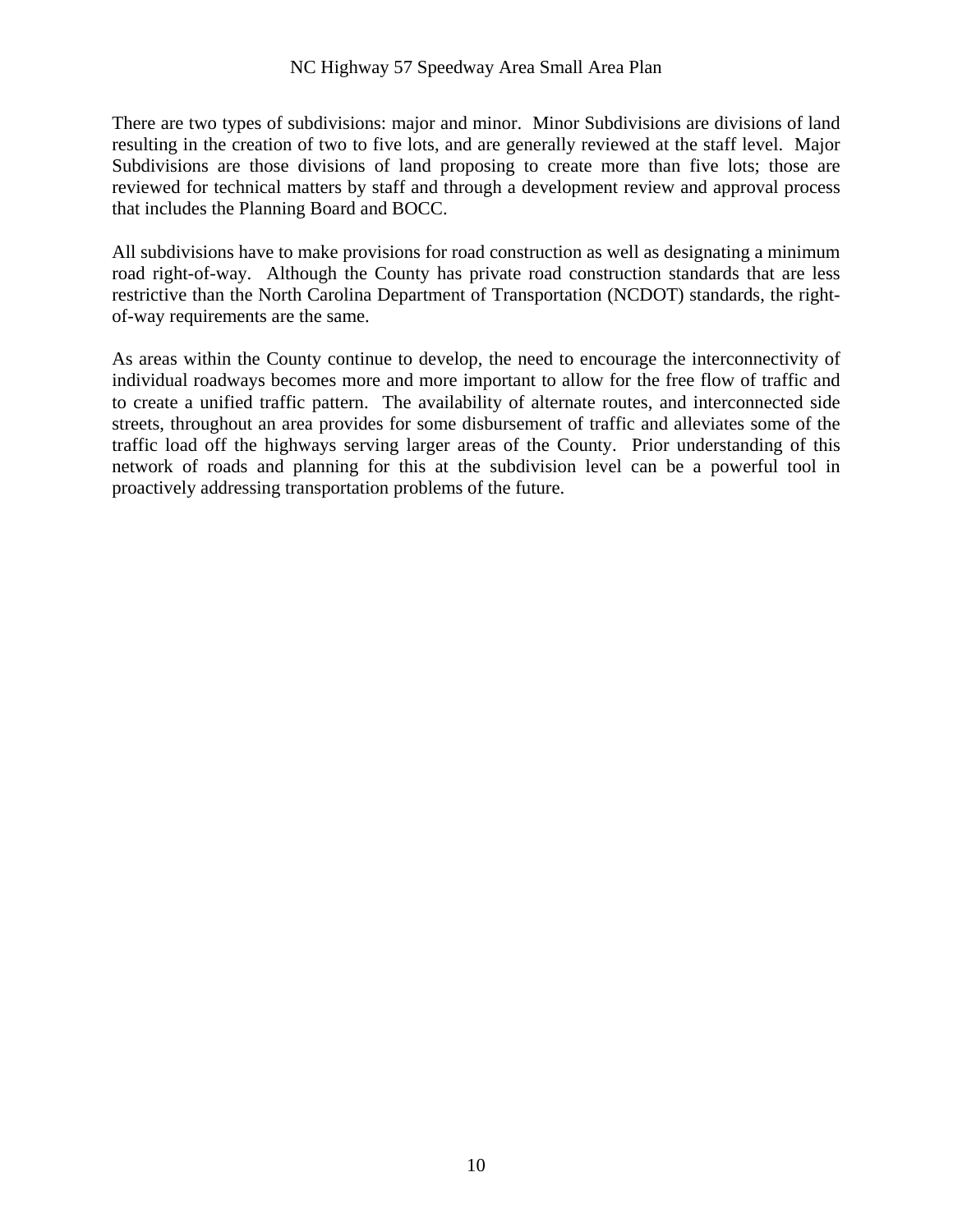There are two types of subdivisions: major and minor. Minor Subdivisions are divisions of land resulting in the creation of two to five lots, and are generally reviewed at the staff level. Major Subdivisions are those divisions of land proposing to create more than five lots; those are reviewed for technical matters by staff and through a development review and approval process that includes the Planning Board and BOCC.

All subdivisions have to make provisions for road construction as well as designating a minimum road right-of-way. Although the County has private road construction standards that are less restrictive than the North Carolina Department of Transportation (NCDOT) standards, the right-of-way requirements are the same.

As areas within the County continue to develop, the need to encourage the interconnectivity of individual roadways becomes more and more important to allow for the free flow of traffic and to create a unified traffic pattern. The availability of alternate routes, and interconnected side streets, throughout an area provides for some disbursement of traffic and alleviates some of the traffic load off the highways serving larger areas of the County. Prior understanding of this network of roads and planning for this at the subdivision level can be a powerful tool in proactively addressing transportation problems of the future.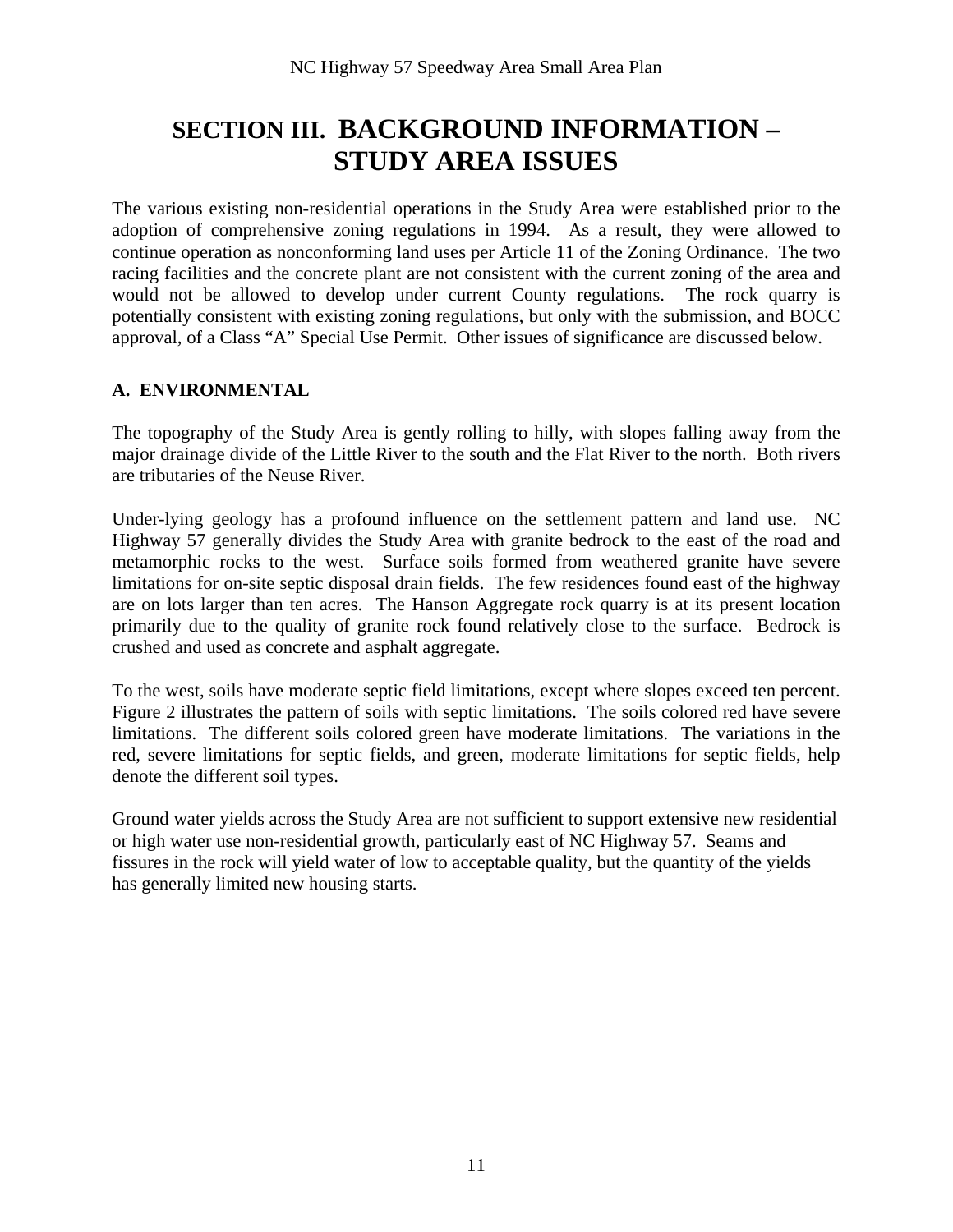# SECTION III. BACKGROUND INFORMATION – STUDY AREA ISSUES

The various existing non-residential operations in the Study Area were established prior to the adoption of comprehensive zoning regulations in 1994. As a result, they were allowed to continue operation as nonconforming land uses per Article 11 of the Zoning Ordinance. The two racing facilities and the concrete plant are not consistent with the current zoning of the area and would not be allowed to develop under current County regulations. The rock quarry is potentially consistent with existing zoning regulations, but only with the submission, and BOCC approval, of a Class "A" Special Use Permit. Other issues of significance are discussed below.

## A. ENVIRONMENTAL

The topography of the Study Area is gently rolling to hilly, with slopes falling away from the major drainage divide of the Little River to the south and the Flat River to the north. Both rivers are tributaries of the Neuse River.

Under-lying geology has a profound influence on the settlement pattern and land use. NC Highway 57 generally divides the Study Area with granite bedrock to the east of the road and metamorphic rocks to the west. Surface soils formed from weathered granite have severe limitations for on-site septic disposal drain fields. The few residences found east of the highway are on lots larger than ten acres. The Hanson Aggregate rock quarry is at its present location primarily due to the quality of granite rock found relatively close to the surface. Bedrock is crushed and used as concrete and asphalt aggregate.

To the west, soils have moderate septic field limitations, except where slopes exceed ten percent. Figure 2 illustrates the pattern of soils with septic limitations. The soils colored red have severe limitations. The different soils colored green have moderate limitations. The variations in the red, severe limitations for septic fields, and green, moderate limitations for septic fields, help denote the different soil types.

Ground water yields across the Study Area are not sufficient to support extensive new residential or high water use non-residential growth, particularly east of NC Highway 57. Seams and fissures in the rock will yield water of low to acceptable quality, but the quantity of the yields has generally limited new housing starts.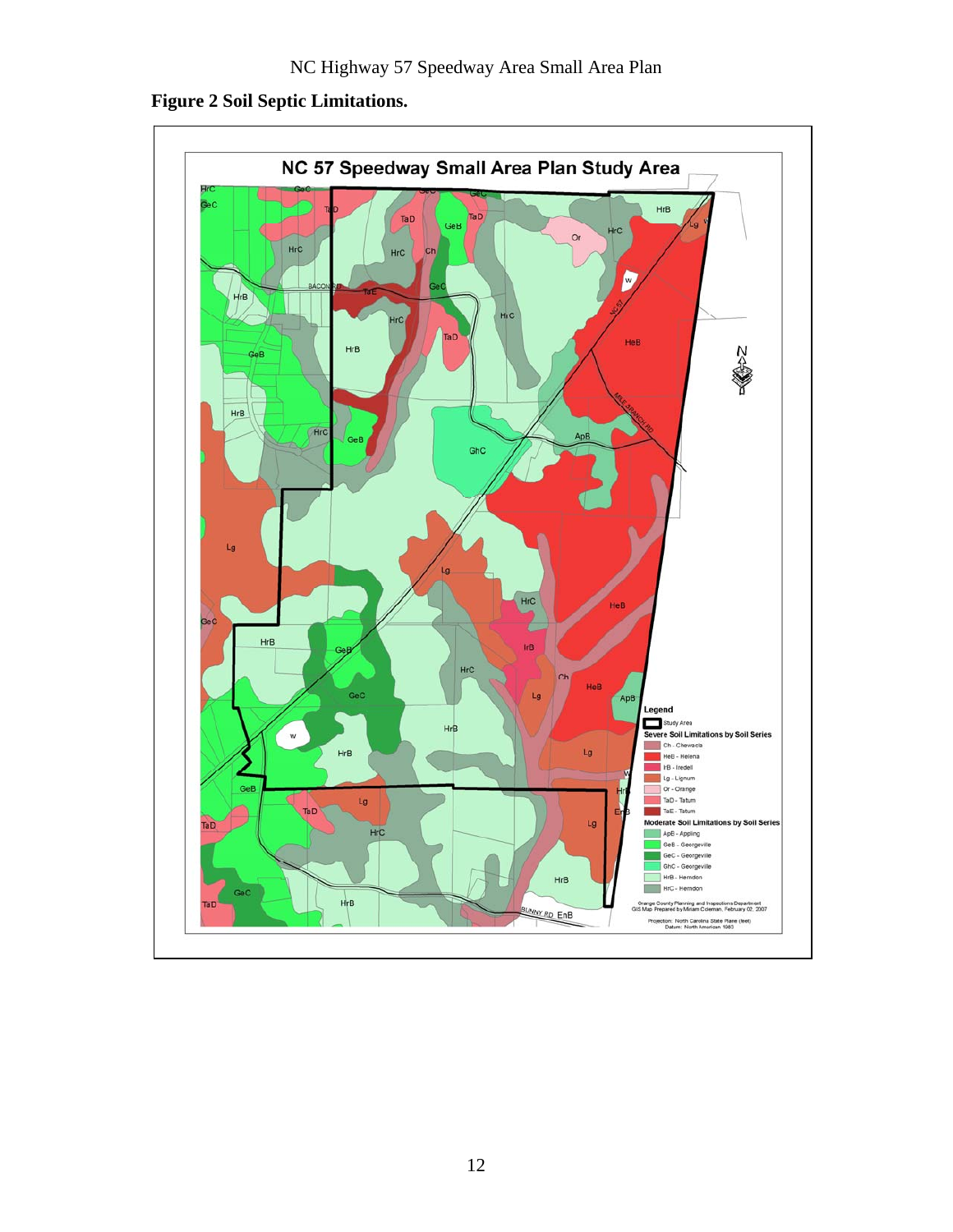**Figure 2 Soil Septic Limitations.**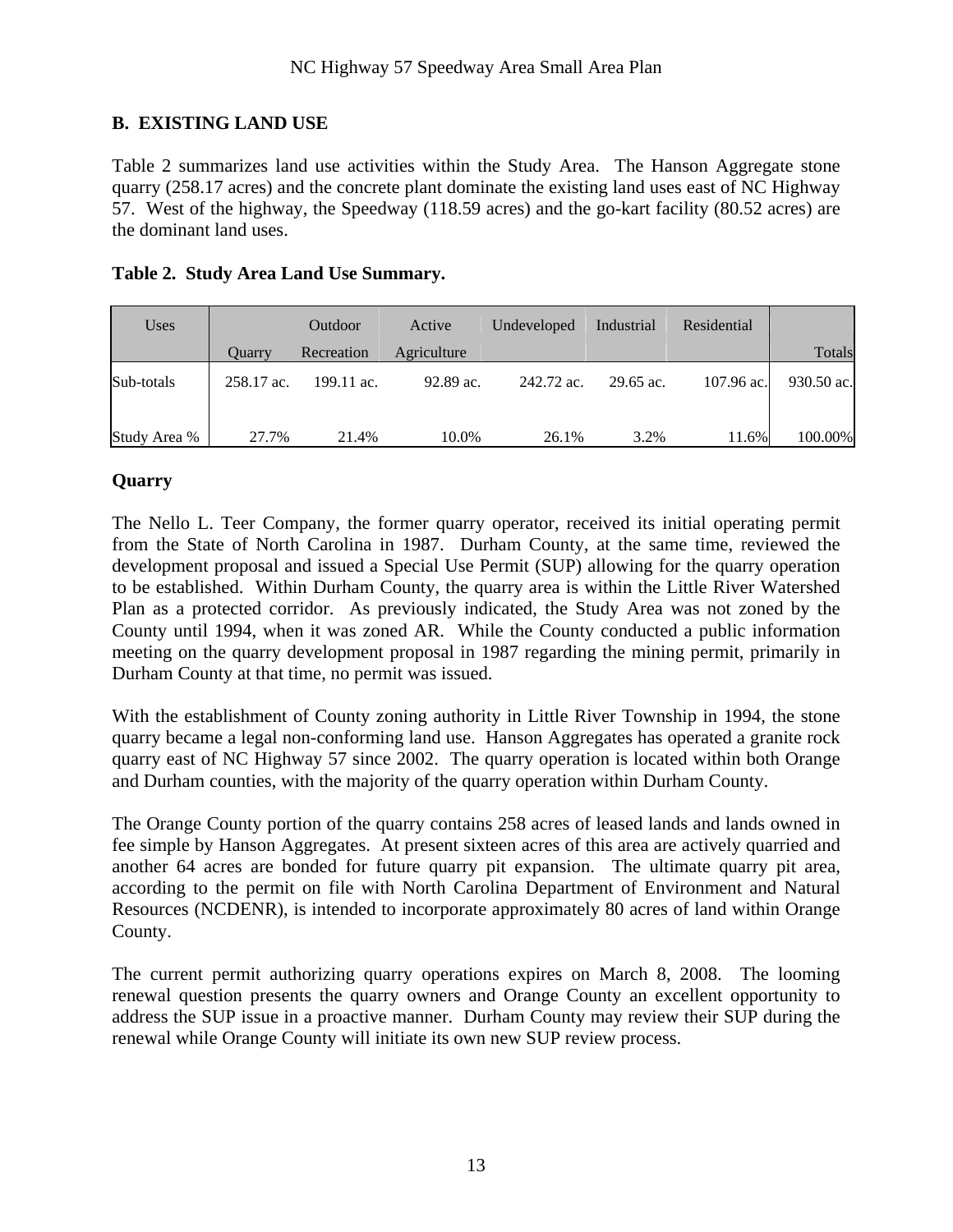## B. EXISTING LAND USE

Table 2 summarizes land use activities within the Study Area. The Hanson Aggregate stone quarry (258.17 acres) and the concrete plant dominate the existing land uses east of NC Highway 57. West of the highway, the Speedway (118.59 acres) and the go-kart facility (80.52 acres) are the dominant land uses.

**Table 2. Study Area Land Use Summary.**

| Uses | Quarry | Outdoor Recreation | Active Agriculture | Undeveloped | Industrial | Residential | Totals |
|---|---|---|---|---|---|---|---|
| Sub-totals | 258.17 ac. | 199.11 ac. | 92.89 ac. | 242.72 ac. | 29.65 ac. | 107.96 ac. | 930.50 ac. |
| Study Area % | 27.7% | 21.4% | 10.0% | 26.1% | 3.2% | 11.6% | 100.00% |

### Quarry

The Nello L. Teer Company, the former quarry operator, received its initial operating permit from the State of North Carolina in 1987. Durham County, at the same time, reviewed the development proposal and issued a Special Use Permit (SUP) allowing for the quarry operation to be established. Within Durham County, the quarry area is within the Little River Watershed Plan as a protected corridor. As previously indicated, the Study Area was not zoned by the County until 1994, when it was zoned AR. While the County conducted a public information meeting on the quarry development proposal in 1987 regarding the mining permit, primarily in Durham County at that time, no permit was issued.

With the establishment of County zoning authority in Little River Township in 1994, the stone quarry became a legal non-conforming land use. Hanson Aggregates has operated a granite rock quarry east of NC Highway 57 since 2002. The quarry operation is located within both Orange and Durham counties, with the majority of the quarry operation within Durham County.

The Orange County portion of the quarry contains 258 acres of leased lands and lands owned in fee simple by Hanson Aggregates. At present sixteen acres of this area are actively quarried and another 64 acres are bonded for future quarry pit expansion. The ultimate quarry pit area, according to the permit on file with North Carolina Department of Environment and Natural Resources (NCDENR), is intended to incorporate approximately 80 acres of land within Orange County.

The current permit authorizing quarry operations expires on March 8, 2008. The looming renewal question presents the quarry owners and Orange County an excellent opportunity to address the SUP issue in a proactive manner. Durham County may review their SUP during the renewal while Orange County will initiate its own new SUP review process.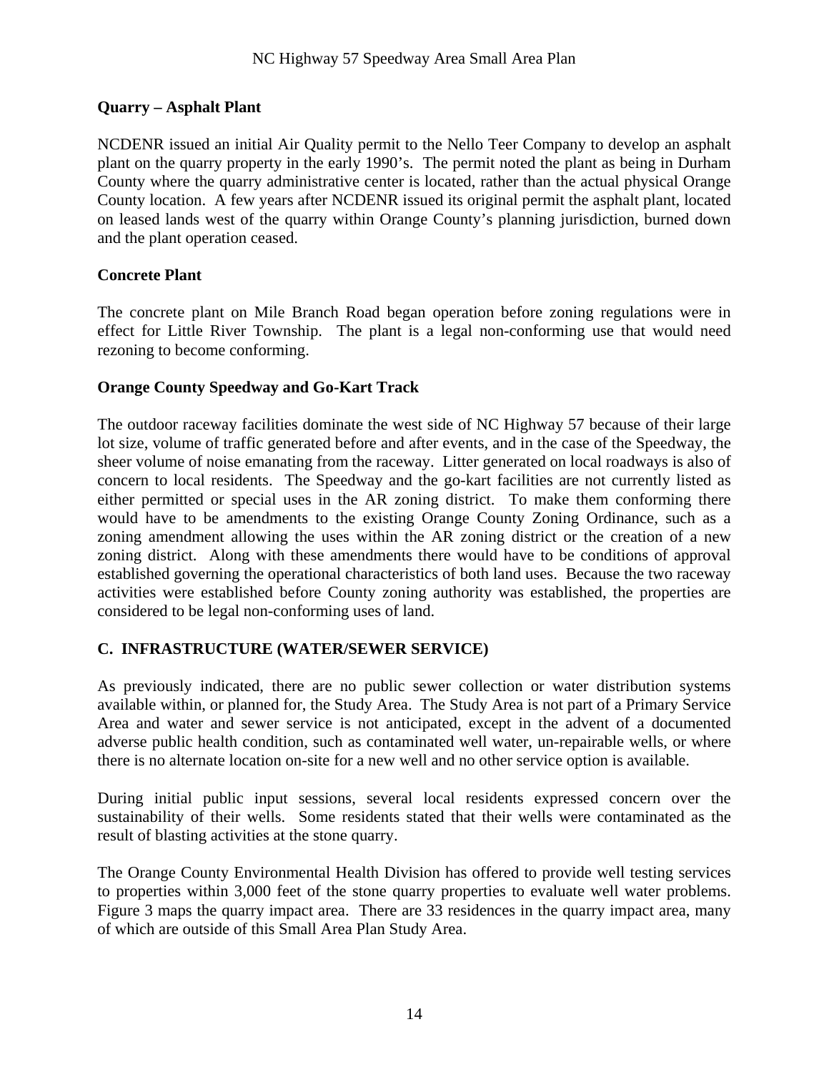**Quarry – Asphalt Plant**

NCDENR issued an initial Air Quality permit to the Nello Teer Company to develop an asphalt plant on the quarry property in the early 1990's. The permit noted the plant as being in Durham County where the quarry administrative center is located, rather than the actual physical Orange County location. A few years after NCDENR issued its original permit the asphalt plant, located on leased lands west of the quarry within Orange County's planning jurisdiction, burned down and the plant operation ceased.

**Concrete Plant**

The concrete plant on Mile Branch Road began operation before zoning regulations were in effect for Little River Township. The plant is a legal non-conforming use that would need rezoning to become conforming.

**Orange County Speedway and Go-Kart Track**

The outdoor raceway facilities dominate the west side of NC Highway 57 because of their large lot size, volume of traffic generated before and after events, and in the case of the Speedway, the sheer volume of noise emanating from the raceway. Litter generated on local roadways is also of concern to local residents. The Speedway and the go-kart facilities are not currently listed as either permitted or special uses in the AR zoning district. To make them conforming there would have to be amendments to the existing Orange County Zoning Ordinance, such as a zoning amendment allowing the uses within the AR zoning district or the creation of a new zoning district. Along with these amendments there would have to be conditions of approval established governing the operational characteristics of both land uses. Because the two raceway activities were established before County zoning authority was established, the properties are considered to be legal non-conforming uses of land.

## C. INFRASTRUCTURE (WATER/SEWER SERVICE)

As previously indicated, there are no public sewer collection or water distribution systems available within, or planned for, the Study Area. The Study Area is not part of a Primary Service Area and water and sewer service is not anticipated, except in the advent of a documented adverse public health condition, such as contaminated well water, un-repairable wells, or where there is no alternate location on-site for a new well and no other service option is available.

During initial public input sessions, several local residents expressed concern over the sustainability of their wells. Some residents stated that their wells were contaminated as the result of blasting activities at the stone quarry.

The Orange County Environmental Health Division has offered to provide well testing services to properties within 3,000 feet of the stone quarry properties to evaluate well water problems. Figure 3 maps the quarry impact area. There are 33 residences in the quarry impact area, many of which are outside of this Small Area Plan Study Area.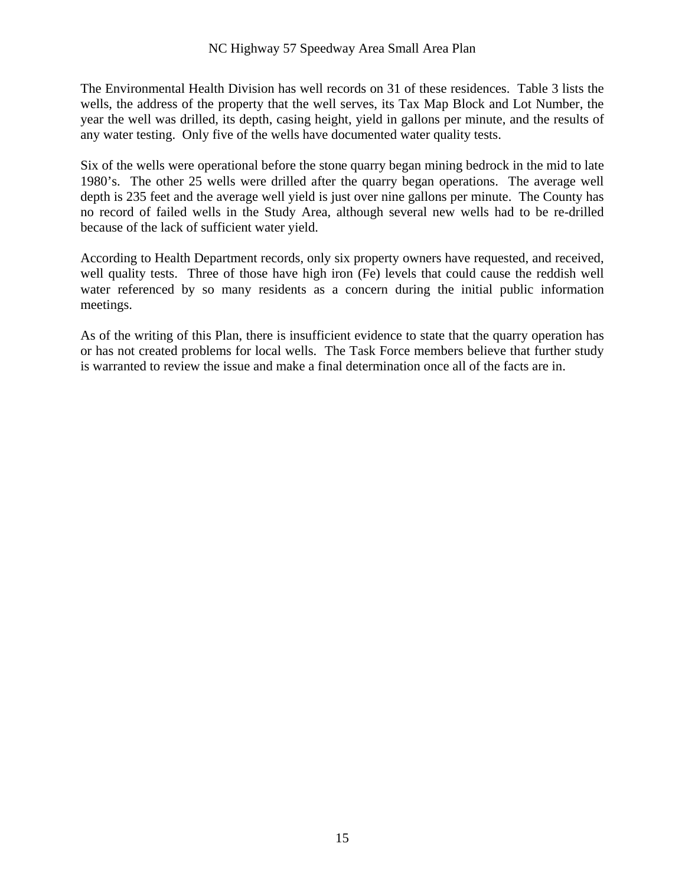The Environmental Health Division has well records on 31 of these residences. Table 3 lists the wells, the address of the property that the well serves, its Tax Map Block and Lot Number, the year the well was drilled, its depth, casing height, yield in gallons per minute, and the results of any water testing. Only five of the wells have documented water quality tests.

Six of the wells were operational before the stone quarry began mining bedrock in the mid to late 1980's. The other 25 wells were drilled after the quarry began operations. The average well depth is 235 feet and the average well yield is just over nine gallons per minute. The County has no record of failed wells in the Study Area, although several new wells had to be re-drilled because of the lack of sufficient water yield.

According to Health Department records, only six property owners have requested, and received, well quality tests. Three of those have high iron (Fe) levels that could cause the reddish well water referenced by so many residents as a concern during the initial public information meetings.

As of the writing of this Plan, there is insufficient evidence to state that the quarry operation has or has not created problems for local wells. The Task Force members believe that further study is warranted to review the issue and make a final determination once all of the facts are in.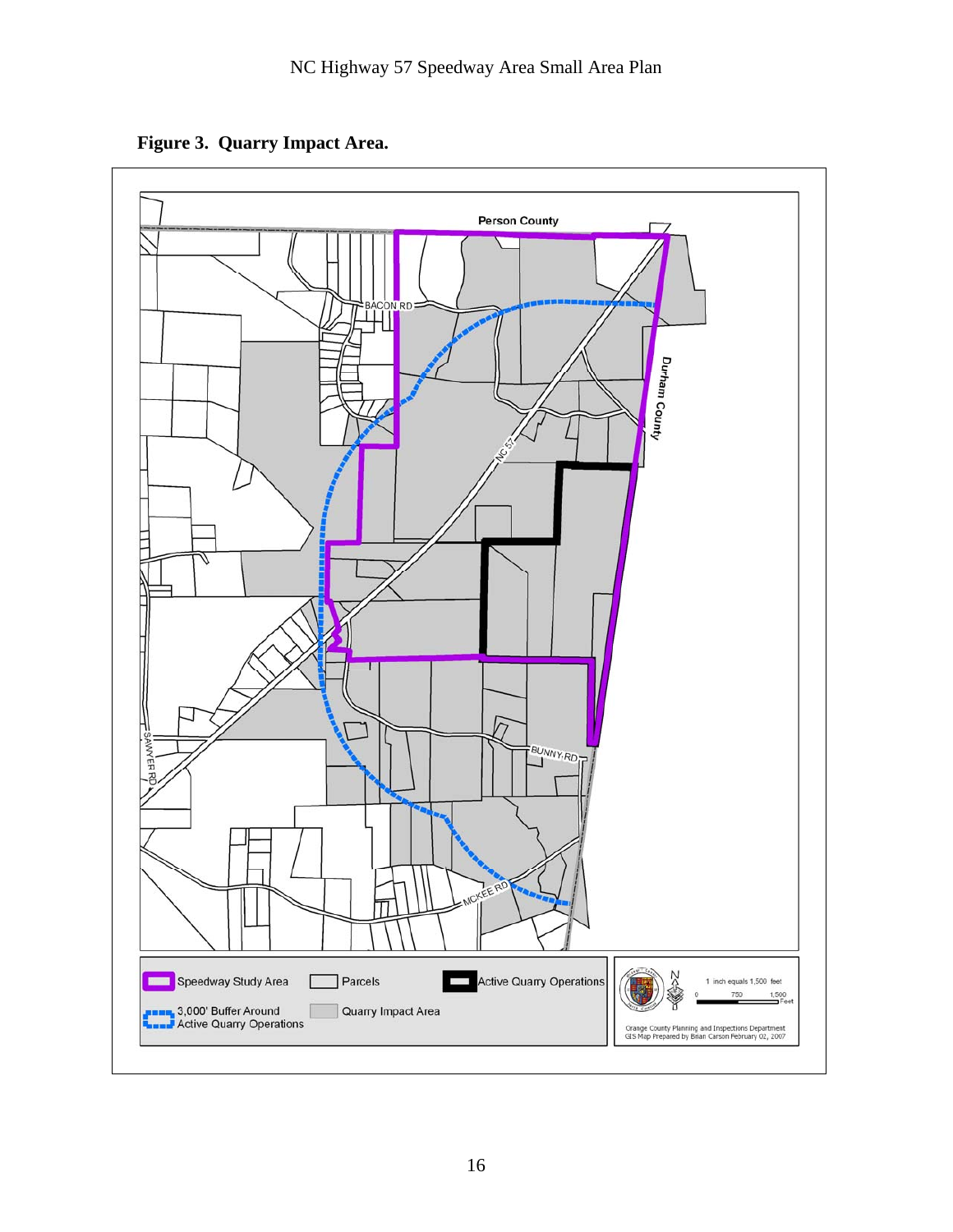**Figure 3. Quarry Impact Area.**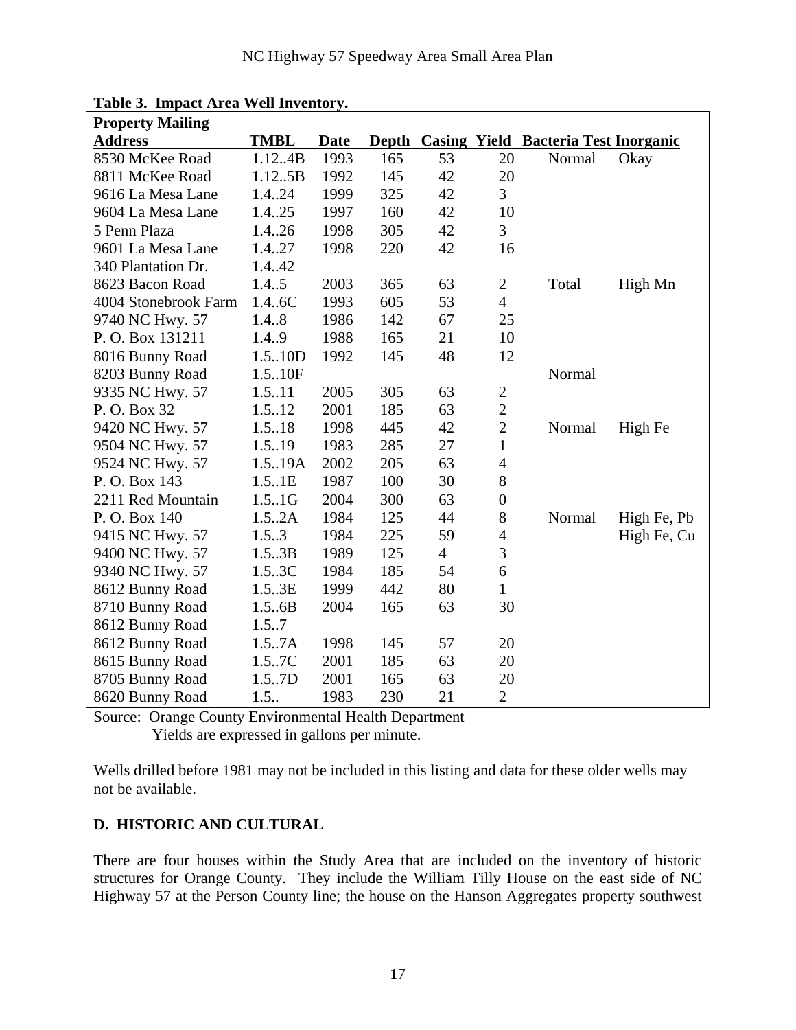**Table 3. Impact Area Well Inventory.**

| Property Mailing Address | TMBL | Date | Depth | Casing | Yield | Bacteria Test | Inorganic |
|---|---|---|---|---|---|---|---|
| 8530 McKee Road | 1.12..4B | 1993 | 165 | 53 | 20 | Normal | Okay |
| 8811 McKee Road | 1.12..5B | 1992 | 145 | 42 | 20 | | |
| 9616 La Mesa Lane | 1.4..24 | 1999 | 325 | 42 | 3 | | |
| 9604 La Mesa Lane | 1.4..25 | 1997 | 160 | 42 | 10 | | |
| 5 Penn Plaza | 1.4..26 | 1998 | 305 | 42 | 3 | | |
| 9601 La Mesa Lane | 1.4..27 | 1998 | 220 | 42 | 16 | | |
| 340 Plantation Dr. | 1.4..42 | | | | | | |
| 8623 Bacon Road | 1.4..5 | 2003 | 365 | 63 | 2 | Total | High Mn |
| 4004 Stonebrook Farm | 1.4..6C | 1993 | 605 | 53 | 4 | | |
| 9740 NC Hwy. 57 | 1.4..8 | 1986 | 142 | 67 | 25 | | |
| P. O. Box 131211 | 1.4..9 | 1988 | 165 | 21 | 10 | | |
| 8016 Bunny Road | 1.5..10D | 1992 | 145 | 48 | 12 | | |
| 8203 Bunny Road | 1.5..10F | | | | | Normal | |
| 9335 NC Hwy. 57 | 1.5..11 | 2005 | 305 | 63 | 2 | | |
| P. O. Box 32 | 1.5..12 | 2001 | 185 | 63 | 2 | | |
| 9420 NC Hwy. 57 | 1.5..18 | 1998 | 445 | 42 | 2 | Normal | High Fe |
| 9504 NC Hwy. 57 | 1.5..19 | 1983 | 285 | 27 | 1 | | |
| 9524 NC Hwy. 57 | 1.5..19A | 2002 | 205 | 63 | 4 | | |
| P. O. Box 143 | 1.5..1E | 1987 | 100 | 30 | 8 | | |
| 2211 Red Mountain | 1.5..1G | 2004 | 300 | 63 | 0 | | |
| P. O. Box 140 | 1.5..2A | 1984 | 125 | 44 | 8 | Normal | High Fe, Pb |
| 9415 NC Hwy. 57 | 1.5..3 | 1984 | 225 | 59 | 4 | | High Fe, Cu |
| 9400 NC Hwy. 57 | 1.5..3B | 1989 | 125 | 4 | 3 | | |
| 9340 NC Hwy. 57 | 1.5..3C | 1984 | 185 | 54 | 6 | | |
| 8612 Bunny Road | 1.5..3E | 1999 | 442 | 80 | 1 | | |
| 8710 Bunny Road | 1.5..6B | 2004 | 165 | 63 | 30 | | |
| 8612 Bunny Road | 1.5..7 | | | | | | |
| 8612 Bunny Road | 1.5..7A | 1998 | 145 | 57 | 20 | | |
| 8615 Bunny Road | 1.5..7C | 2001 | 185 | 63 | 20 | | |
| 8705 Bunny Road | 1.5..7D | 2001 | 165 | 63 | 20 | | |
| 8620 Bunny Road | 1.5.. | 1983 | 230 | 21 | 2 | | |

Source: Orange County Environmental Health Department
Yields are expressed in gallons per minute.

Wells drilled before 1981 may not be included in this listing and data for these older wells may not be available.

**D. HISTORIC AND CULTURAL**

There are four houses within the Study Area that are included on the inventory of historic structures for Orange County. They include the William Tilly House on the east side of NC Highway 57 at the Person County line; the house on the Hanson Aggregates property southwest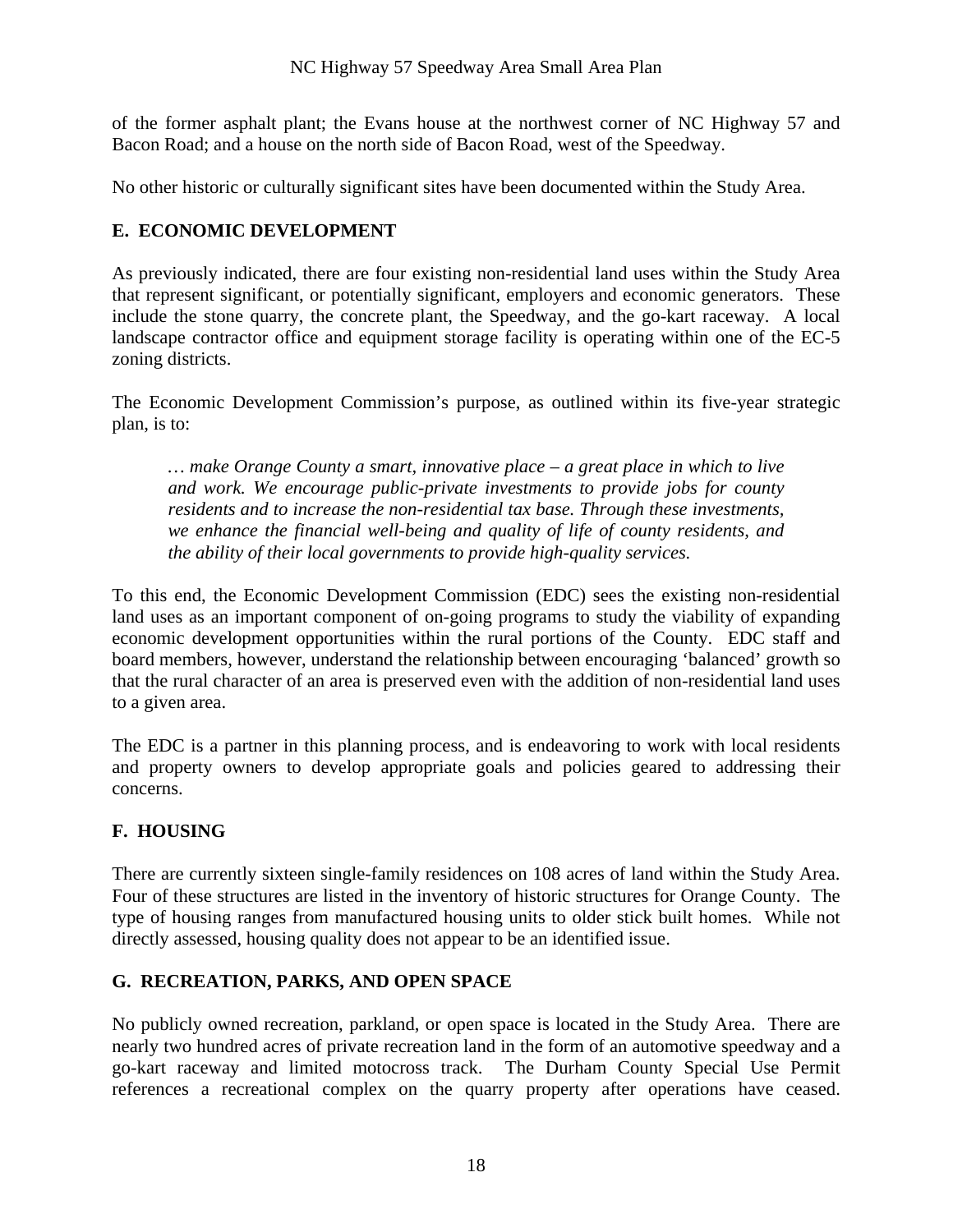of the former asphalt plant; the Evans house at the northwest corner of NC Highway 57 and Bacon Road; and a house on the north side of Bacon Road, west of the Speedway.

No other historic or culturally significant sites have been documented within the Study Area.

## E. ECONOMIC DEVELOPMENT

As previously indicated, there are four existing non-residential land uses within the Study Area that represent significant, or potentially significant, employers and economic generators. These include the stone quarry, the concrete plant, the Speedway, and the go-kart raceway. A local landscape contractor office and equipment storage facility is operating within one of the EC-5 zoning districts.

The Economic Development Commission's purpose, as outlined within its five-year strategic plan, is to:

> *… make Orange County a smart, innovative place – a great place in which to live and work. We encourage public-private investments to provide jobs for county residents and to increase the non-residential tax base. Through these investments, we enhance the financial well-being and quality of life of county residents, and the ability of their local governments to provide high-quality services.*

To this end, the Economic Development Commission (EDC) sees the existing non-residential land uses as an important component of on-going programs to study the viability of expanding economic development opportunities within the rural portions of the County. EDC staff and board members, however, understand the relationship between encouraging 'balanced' growth so that the rural character of an area is preserved even with the addition of non-residential land uses to a given area.

The EDC is a partner in this planning process, and is endeavoring to work with local residents and property owners to develop appropriate goals and policies geared to addressing their concerns.

## F. HOUSING

There are currently sixteen single-family residences on 108 acres of land within the Study Area. Four of these structures are listed in the inventory of historic structures for Orange County. The type of housing ranges from manufactured housing units to older stick built homes. While not directly assessed, housing quality does not appear to be an identified issue.

## G. RECREATION, PARKS, AND OPEN SPACE

No publicly owned recreation, parkland, or open space is located in the Study Area. There are nearly two hundred acres of private recreation land in the form of an automotive speedway and a go-kart raceway and limited motocross track. The Durham County Special Use Permit references a recreational complex on the quarry property after operations have ceased.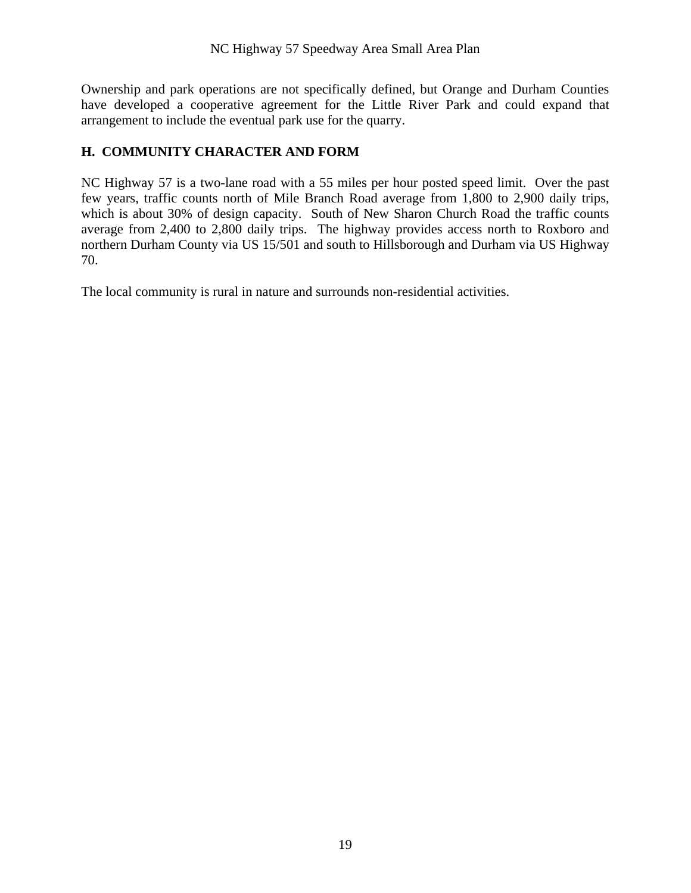Ownership and park operations are not specifically defined, but Orange and Durham Counties have developed a cooperative agreement for the Little River Park and could expand that arrangement to include the eventual park use for the quarry.

## H. COMMUNITY CHARACTER AND FORM

NC Highway 57 is a two-lane road with a 55 miles per hour posted speed limit. Over the past few years, traffic counts north of Mile Branch Road average from 1,800 to 2,900 daily trips, which is about 30% of design capacity. South of New Sharon Church Road the traffic counts average from 2,400 to 2,800 daily trips. The highway provides access north to Roxboro and northern Durham County via US 15/501 and south to Hillsborough and Durham via US Highway 70.

The local community is rural in nature and surrounds non-residential activities.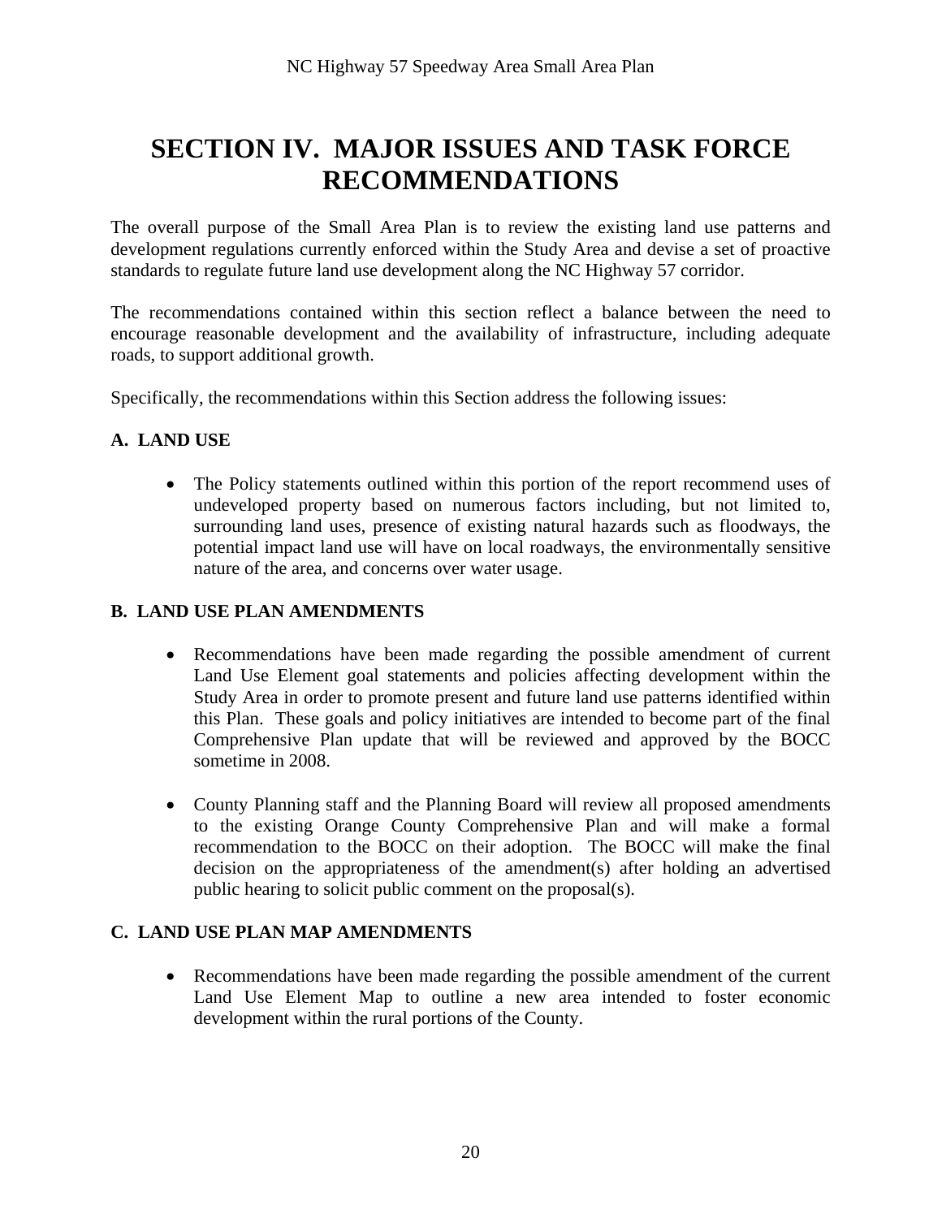# SECTION IV. MAJOR ISSUES AND TASK FORCE RECOMMENDATIONS

The overall purpose of the Small Area Plan is to review the existing land use patterns and development regulations currently enforced within the Study Area and devise a set of proactive standards to regulate future land use development along the NC Highway 57 corridor.

The recommendations contained within this section reflect a balance between the need to encourage reasonable development and the availability of infrastructure, including adequate roads, to support additional growth.

Specifically, the recommendations within this Section address the following issues:

### A. LAND USE

- The Policy statements outlined within this portion of the report recommend uses of undeveloped property based on numerous factors including, but not limited to, surrounding land uses, presence of existing natural hazards such as floodways, the potential impact land use will have on local roadways, the environmentally sensitive nature of the area, and concerns over water usage.

### B. LAND USE PLAN AMENDMENTS

- Recommendations have been made regarding the possible amendment of current Land Use Element goal statements and policies affecting development within the Study Area in order to promote present and future land use patterns identified within this Plan. These goals and policy initiatives are intended to become part of the final Comprehensive Plan update that will be reviewed and approved by the BOCC sometime in 2008.

- County Planning staff and the Planning Board will review all proposed amendments to the existing Orange County Comprehensive Plan and will make a formal recommendation to the BOCC on their adoption. The BOCC will make the final decision on the appropriateness of the amendment(s) after holding an advertised public hearing to solicit public comment on the proposal(s).

### C. LAND USE PLAN MAP AMENDMENTS

- Recommendations have been made regarding the possible amendment of the current Land Use Element Map to outline a new area intended to foster economic development within the rural portions of the County.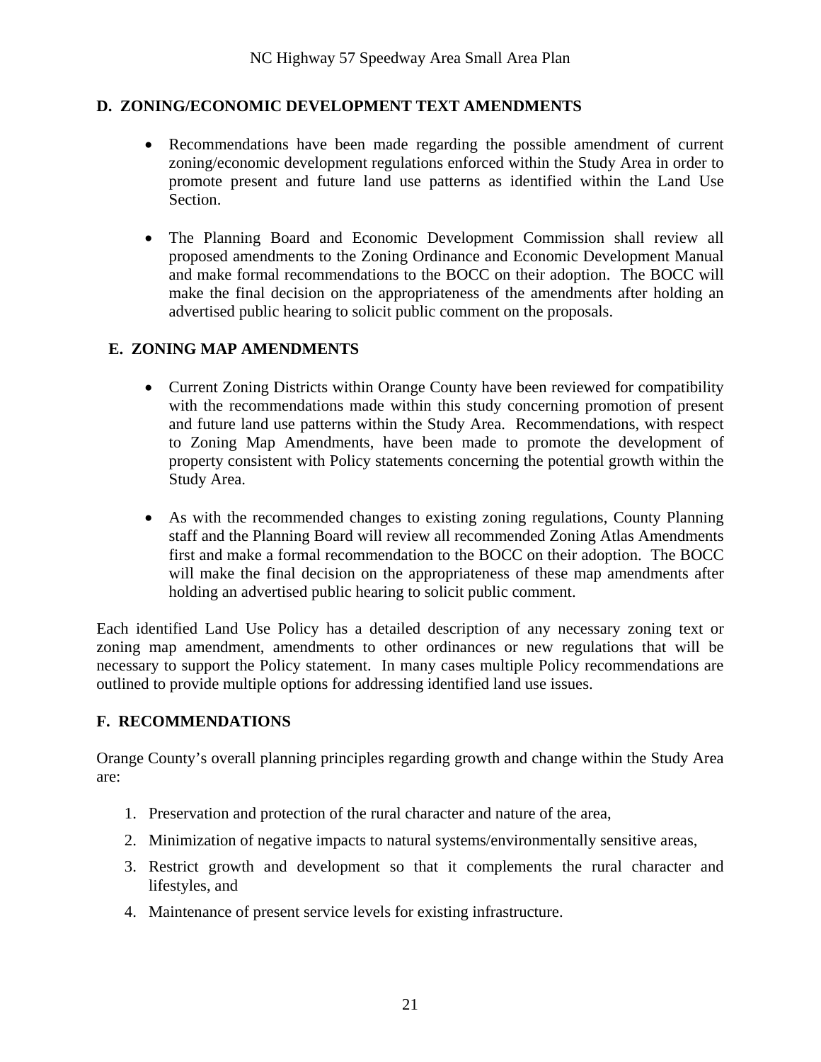## D. ZONING/ECONOMIC DEVELOPMENT TEXT AMENDMENTS

- Recommendations have been made regarding the possible amendment of current zoning/economic development regulations enforced within the Study Area in order to promote present and future land use patterns as identified within the Land Use Section.

- The Planning Board and Economic Development Commission shall review all proposed amendments to the Zoning Ordinance and Economic Development Manual and make formal recommendations to the BOCC on their adoption. The BOCC will make the final decision on the appropriateness of the amendments after holding an advertised public hearing to solicit public comment on the proposals.

## E. ZONING MAP AMENDMENTS

- Current Zoning Districts within Orange County have been reviewed for compatibility with the recommendations made within this study concerning promotion of present and future land use patterns within the Study Area. Recommendations, with respect to Zoning Map Amendments, have been made to promote the development of property consistent with Policy statements concerning the potential growth within the Study Area.

- As with the recommended changes to existing zoning regulations, County Planning staff and the Planning Board will review all recommended Zoning Atlas Amendments first and make a formal recommendation to the BOCC on their adoption. The BOCC will make the final decision on the appropriateness of these map amendments after holding an advertised public hearing to solicit public comment.

Each identified Land Use Policy has a detailed description of any necessary zoning text or zoning map amendment, amendments to other ordinances or new regulations that will be necessary to support the Policy statement. In many cases multiple Policy recommendations are outlined to provide multiple options for addressing identified land use issues.

## F. RECOMMENDATIONS

Orange County's overall planning principles regarding growth and change within the Study Area are:

1. Preservation and protection of the rural character and nature of the area,
2. Minimization of negative impacts to natural systems/environmentally sensitive areas,
3. Restrict growth and development so that it complements the rural character and lifestyles, and
4. Maintenance of present service levels for existing infrastructure.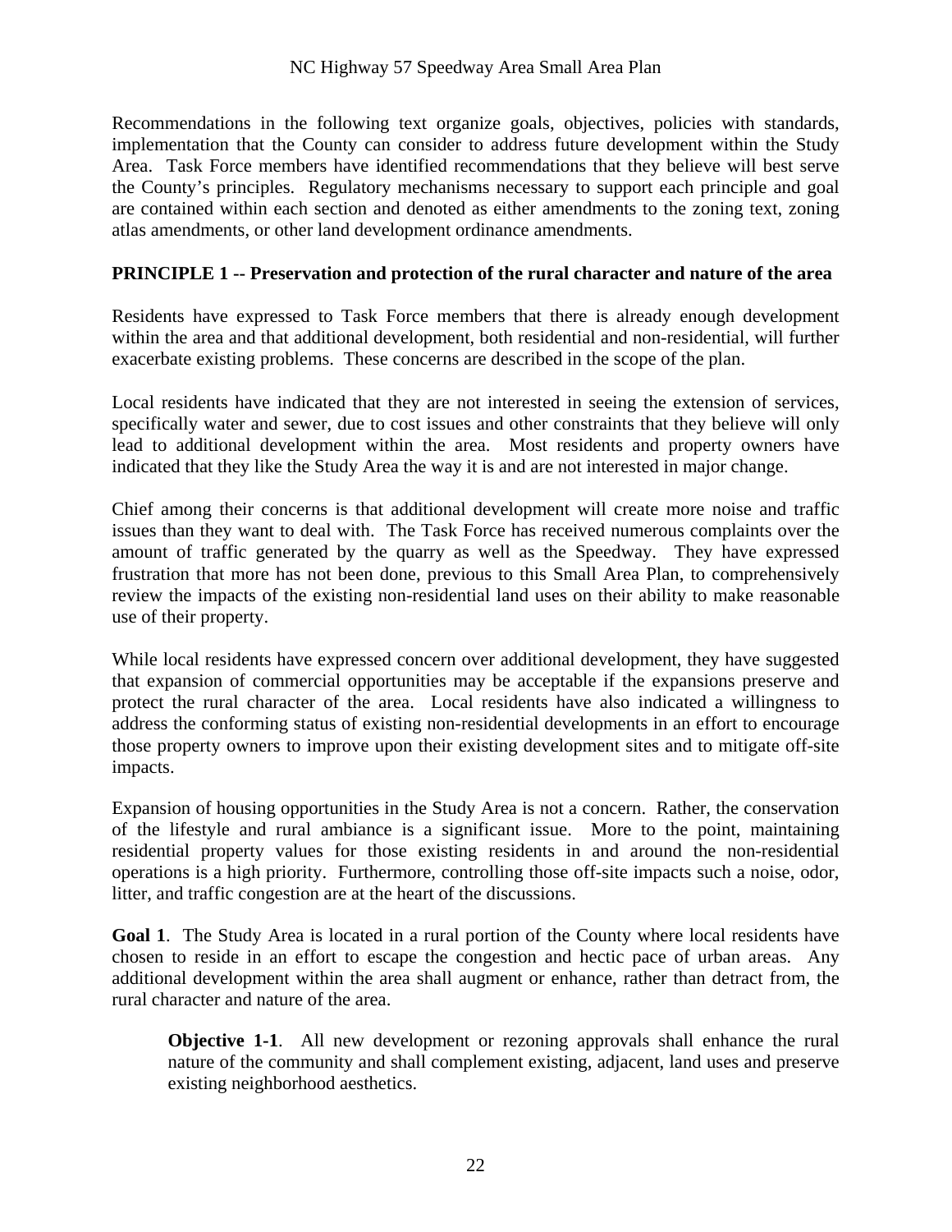Recommendations in the following text organize goals, objectives, policies with standards, implementation that the County can consider to address future development within the Study Area. Task Force members have identified recommendations that they believe will best serve the County's principles. Regulatory mechanisms necessary to support each principle and goal are contained within each section and denoted as either amendments to the zoning text, zoning atlas amendments, or other land development ordinance amendments.

**PRINCIPLE 1 -- Preservation and protection of the rural character and nature of the area**

Residents have expressed to Task Force members that there is already enough development within the area and that additional development, both residential and non-residential, will further exacerbate existing problems. These concerns are described in the scope of the plan.

Local residents have indicated that they are not interested in seeing the extension of services, specifically water and sewer, due to cost issues and other constraints that they believe will only lead to additional development within the area. Most residents and property owners have indicated that they like the Study Area the way it is and are not interested in major change.

Chief among their concerns is that additional development will create more noise and traffic issues than they want to deal with. The Task Force has received numerous complaints over the amount of traffic generated by the quarry as well as the Speedway. They have expressed frustration that more has not been done, previous to this Small Area Plan, to comprehensively review the impacts of the existing non-residential land uses on their ability to make reasonable use of their property.

While local residents have expressed concern over additional development, they have suggested that expansion of commercial opportunities may be acceptable if the expansions preserve and protect the rural character of the area. Local residents have also indicated a willingness to address the conforming status of existing non-residential developments in an effort to encourage those property owners to improve upon their existing development sites and to mitigate off-site impacts.

Expansion of housing opportunities in the Study Area is not a concern. Rather, the conservation of the lifestyle and rural ambiance is a significant issue. More to the point, maintaining residential property values for those existing residents in and around the non-residential operations is a high priority. Furthermore, controlling those off-site impacts such a noise, odor, litter, and traffic congestion are at the heart of the discussions.

**Goal 1**. The Study Area is located in a rural portion of the County where local residents have chosen to reside in an effort to escape the congestion and hectic pace of urban areas. Any additional development within the area shall augment or enhance, rather than detract from, the rural character and nature of the area.

> **Objective 1-1**. All new development or rezoning approvals shall enhance the rural nature of the community and shall complement existing, adjacent, land uses and preserve existing neighborhood aesthetics.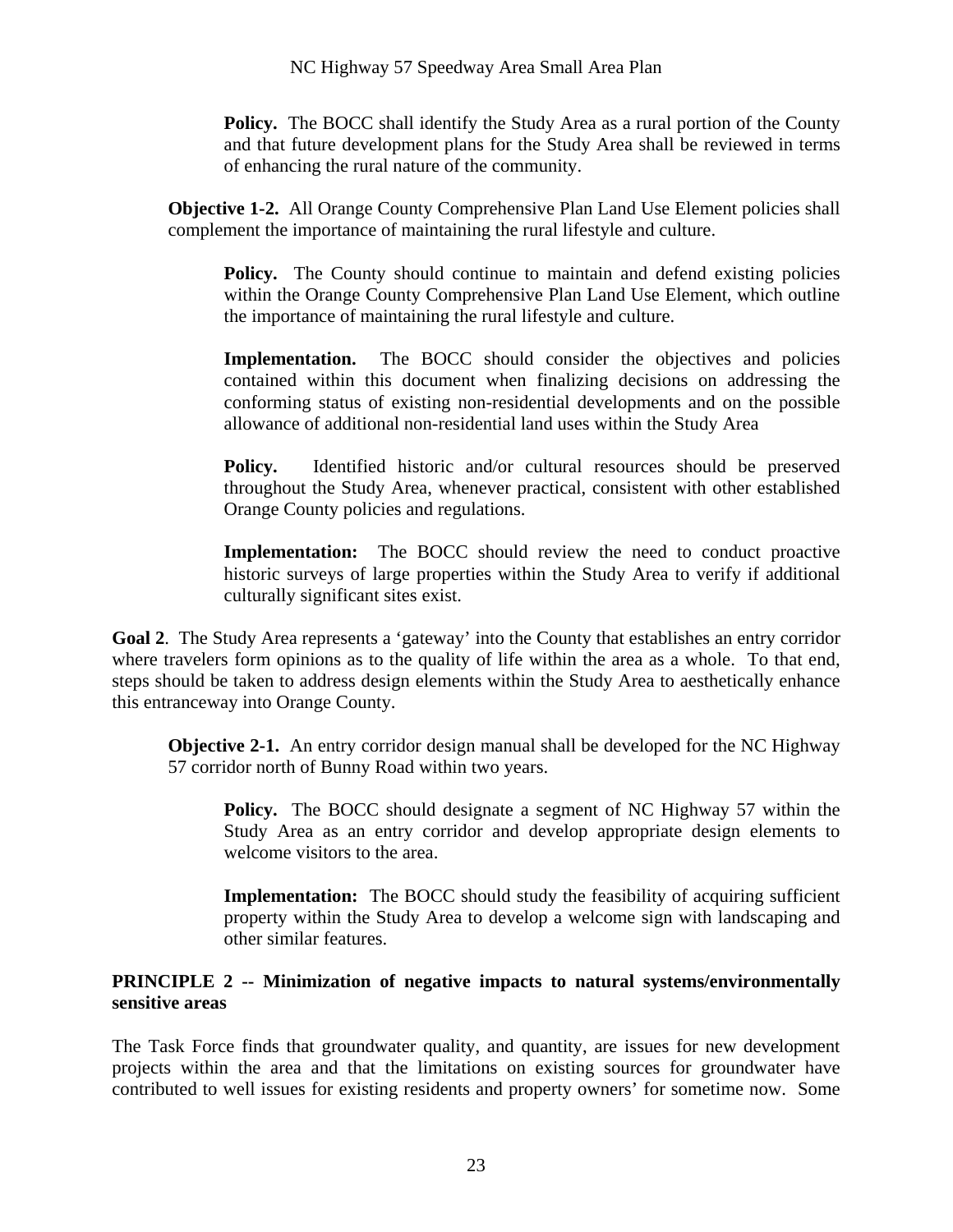**Policy.** The BOCC shall identify the Study Area as a rural portion of the County and that future development plans for the Study Area shall be reviewed in terms of enhancing the rural nature of the community.

**Objective 1-2.** All Orange County Comprehensive Plan Land Use Element policies shall complement the importance of maintaining the rural lifestyle and culture.

**Policy.** The County should continue to maintain and defend existing policies within the Orange County Comprehensive Plan Land Use Element, which outline the importance of maintaining the rural lifestyle and culture.

**Implementation.** The BOCC should consider the objectives and policies contained within this document when finalizing decisions on addressing the conforming status of existing non-residential developments and on the possible allowance of additional non-residential land uses within the Study Area

**Policy.** Identified historic and/or cultural resources should be preserved throughout the Study Area, whenever practical, consistent with other established Orange County policies and regulations.

**Implementation:** The BOCC should review the need to conduct proactive historic surveys of large properties within the Study Area to verify if additional culturally significant sites exist.

**Goal 2**. The Study Area represents a 'gateway' into the County that establishes an entry corridor where travelers form opinions as to the quality of life within the area as a whole. To that end, steps should be taken to address design elements within the Study Area to aesthetically enhance this entranceway into Orange County.

**Objective 2-1.** An entry corridor design manual shall be developed for the NC Highway 57 corridor north of Bunny Road within two years.

**Policy.** The BOCC should designate a segment of NC Highway 57 within the Study Area as an entry corridor and develop appropriate design elements to welcome visitors to the area.

**Implementation:** The BOCC should study the feasibility of acquiring sufficient property within the Study Area to develop a welcome sign with landscaping and other similar features.

**PRINCIPLE 2 -- Minimization of negative impacts to natural systems/environmentally sensitive areas**

The Task Force finds that groundwater quality, and quantity, are issues for new development projects within the area and that the limitations on existing sources for groundwater have contributed to well issues for existing residents and property owners' for sometime now. Some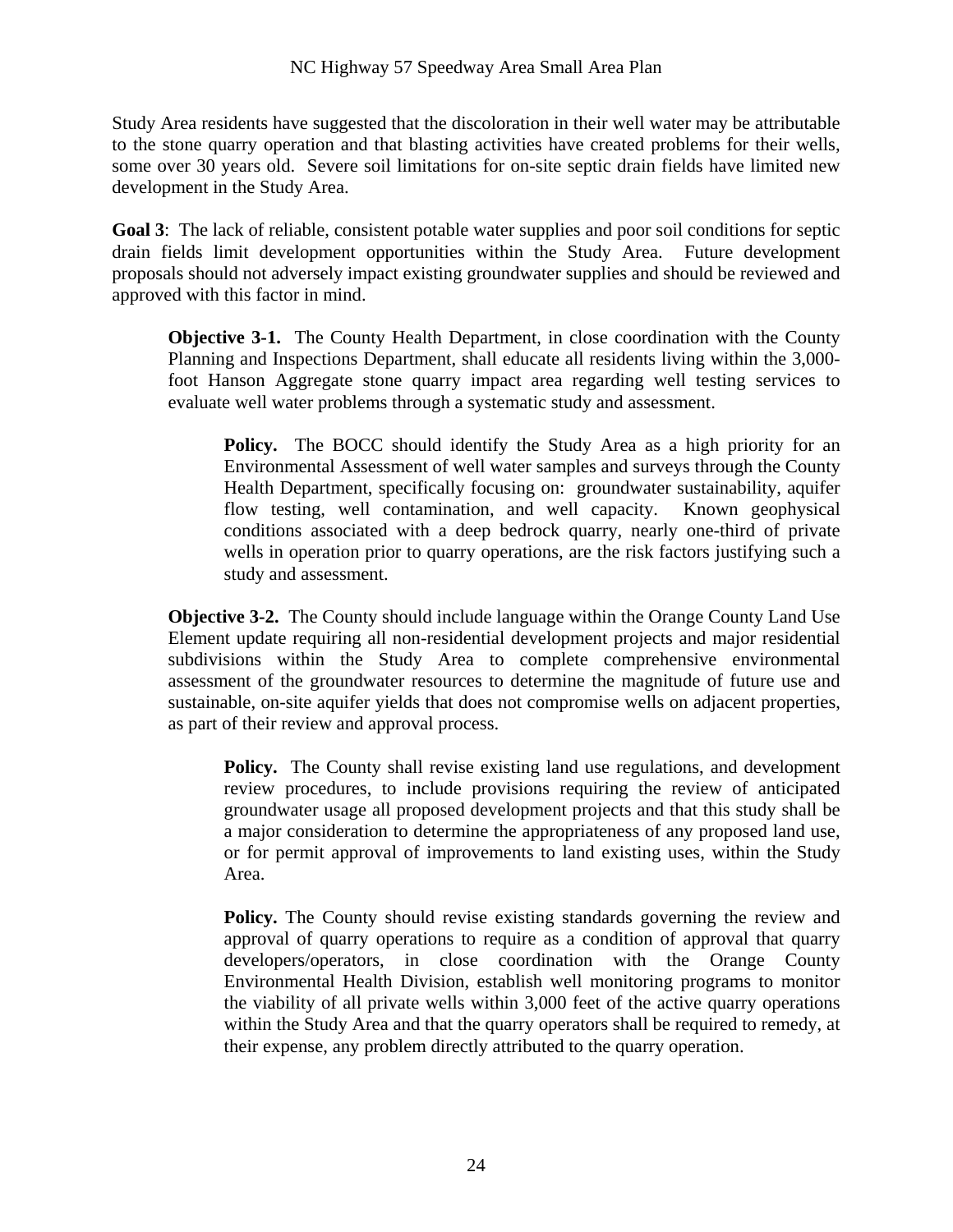Study Area residents have suggested that the discoloration in their well water may be attributable to the stone quarry operation and that blasting activities have created problems for their wells, some over 30 years old. Severe soil limitations for on-site septic drain fields have limited new development in the Study Area.

**Goal 3**: The lack of reliable, consistent potable water supplies and poor soil conditions for septic drain fields limit development opportunities within the Study Area. Future development proposals should not adversely impact existing groundwater supplies and should be reviewed and approved with this factor in mind.

> **Objective 3-1.** The County Health Department, in close coordination with the County Planning and Inspections Department, shall educate all residents living within the 3,000-foot Hanson Aggregate stone quarry impact area regarding well testing services to evaluate well water problems through a systematic study and assessment.
>
> > **Policy.** The BOCC should identify the Study Area as a high priority for an Environmental Assessment of well water samples and surveys through the County Health Department, specifically focusing on: groundwater sustainability, aquifer flow testing, well contamination, and well capacity. Known geophysical conditions associated with a deep bedrock quarry, nearly one-third of private wells in operation prior to quarry operations, are the risk factors justifying such a study and assessment.
>
> **Objective 3-2.** The County should include language within the Orange County Land Use Element update requiring all non-residential development projects and major residential subdivisions within the Study Area to complete comprehensive environmental assessment of the groundwater resources to determine the magnitude of future use and sustainable, on-site aquifer yields that does not compromise wells on adjacent properties, as part of their review and approval process.
>
> > **Policy.** The County shall revise existing land use regulations, and development review procedures, to include provisions requiring the review of anticipated groundwater usage all proposed development projects and that this study shall be a major consideration to determine the appropriateness of any proposed land use, or for permit approval of improvements to land existing uses, within the Study Area.
> >
> > **Policy.** The County should revise existing standards governing the review and approval of quarry operations to require as a condition of approval that quarry developers/operators, in close coordination with the Orange County Environmental Health Division, establish well monitoring programs to monitor the viability of all private wells within 3,000 feet of the active quarry operations within the Study Area and that the quarry operators shall be required to remedy, at their expense, any problem directly attributed to the quarry operation.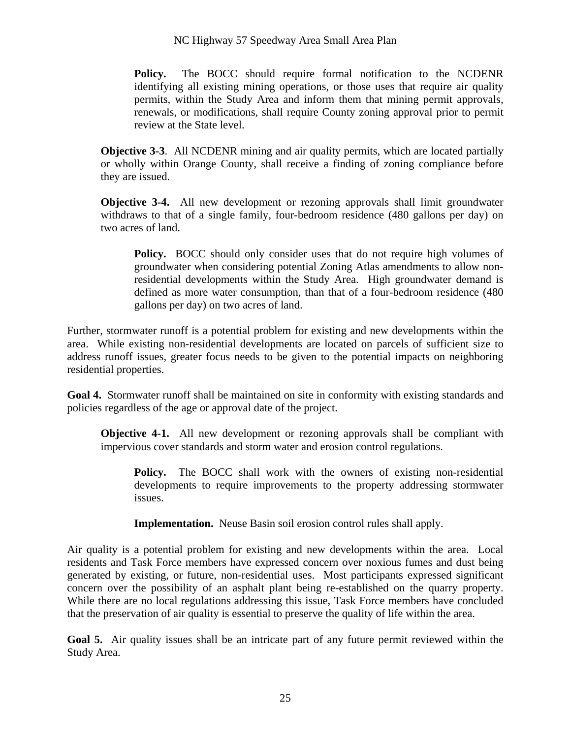**Policy.** The BOCC should require formal notification to the NCDENR identifying all existing mining operations, or those uses that require air quality permits, within the Study Area and inform them that mining permit approvals, renewals, or modifications, shall require County zoning approval prior to permit review at the State level.

**Objective 3-3**. All NCDENR mining and air quality permits, which are located partially or wholly within Orange County, shall receive a finding of zoning compliance before they are issued.

**Objective 3-4.** All new development or rezoning approvals shall limit groundwater withdraws to that of a single family, four-bedroom residence (480 gallons per day) on two acres of land.

**Policy.** BOCC should only consider uses that do not require high volumes of groundwater when considering potential Zoning Atlas amendments to allow non-residential developments within the Study Area. High groundwater demand is defined as more water consumption, than that of a four-bedroom residence (480 gallons per day) on two acres of land.

Further, stormwater runoff is a potential problem for existing and new developments within the area. While existing non-residential developments are located on parcels of sufficient size to address runoff issues, greater focus needs to be given to the potential impacts on neighboring residential properties.

**Goal 4.** Stormwater runoff shall be maintained on site in conformity with existing standards and policies regardless of the age or approval date of the project.

**Objective 4-1.** All new development or rezoning approvals shall be compliant with impervious cover standards and storm water and erosion control regulations.

**Policy.** The BOCC shall work with the owners of existing non-residential developments to require improvements to the property addressing stormwater issues.

**Implementation.** Neuse Basin soil erosion control rules shall apply.

Air quality is a potential problem for existing and new developments within the area. Local residents and Task Force members have expressed concern over noxious fumes and dust being generated by existing, or future, non-residential uses. Most participants expressed significant concern over the possibility of an asphalt plant being re-established on the quarry property. While there are no local regulations addressing this issue, Task Force members have concluded that the preservation of air quality is essential to preserve the quality of life within the area.

**Goal 5.** Air quality issues shall be an intricate part of any future permit reviewed within the Study Area.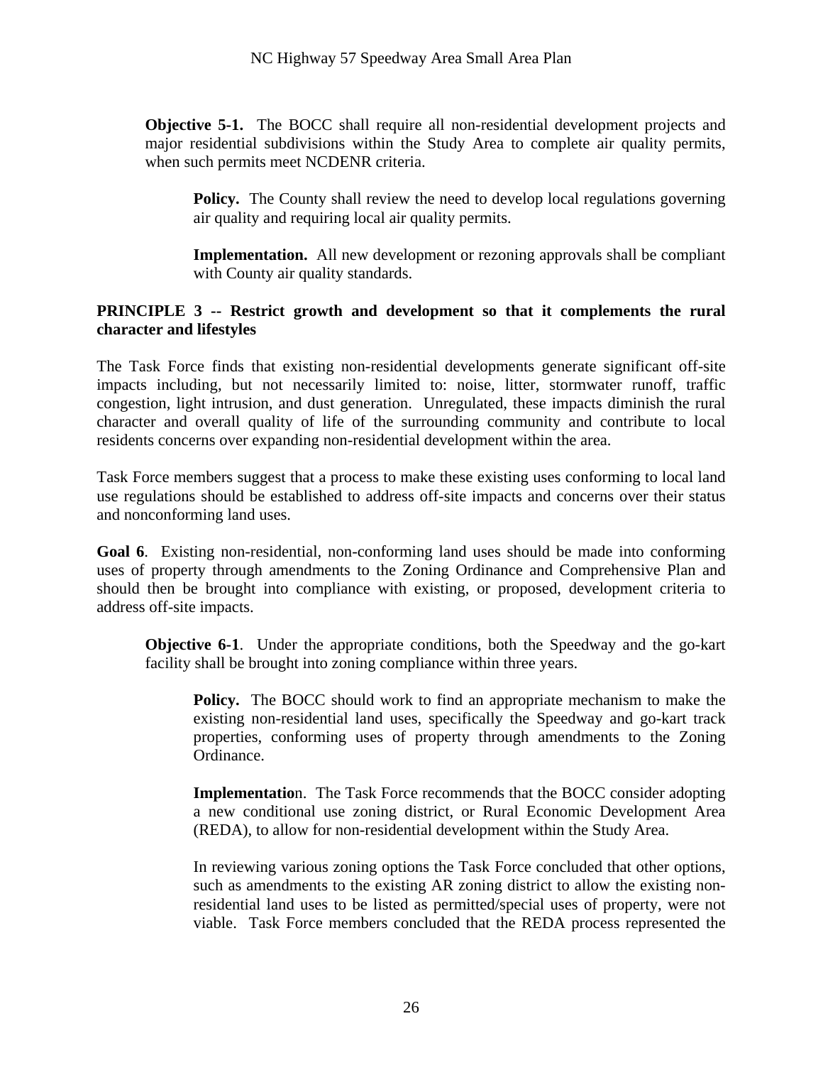**Objective 5-1.** The BOCC shall require all non-residential development projects and major residential subdivisions within the Study Area to complete air quality permits, when such permits meet NCDENR criteria.

**Policy.** The County shall review the need to develop local regulations governing air quality and requiring local air quality permits.

**Implementation.** All new development or rezoning approvals shall be compliant with County air quality standards.

**PRINCIPLE 3 -- Restrict growth and development so that it complements the rural character and lifestyles**

The Task Force finds that existing non-residential developments generate significant off-site impacts including, but not necessarily limited to: noise, litter, stormwater runoff, traffic congestion, light intrusion, and dust generation. Unregulated, these impacts diminish the rural character and overall quality of life of the surrounding community and contribute to local residents concerns over expanding non-residential development within the area.

Task Force members suggest that a process to make these existing uses conforming to local land use regulations should be established to address off-site impacts and concerns over their status and nonconforming land uses.

**Goal 6**. Existing non-residential, non-conforming land uses should be made into conforming uses of property through amendments to the Zoning Ordinance and Comprehensive Plan and should then be brought into compliance with existing, or proposed, development criteria to address off-site impacts.

**Objective 6-1**. Under the appropriate conditions, both the Speedway and the go-kart facility shall be brought into zoning compliance within three years.

**Policy.** The BOCC should work to find an appropriate mechanism to make the existing non-residential land uses, specifically the Speedway and go-kart track properties, conforming uses of property through amendments to the Zoning Ordinance.

**Implementatio**n. The Task Force recommends that the BOCC consider adopting a new conditional use zoning district, or Rural Economic Development Area (REDA), to allow for non-residential development within the Study Area.

In reviewing various zoning options the Task Force concluded that other options, such as amendments to the existing AR zoning district to allow the existing non-residential land uses to be listed as permitted/special uses of property, were not viable. Task Force members concluded that the REDA process represented the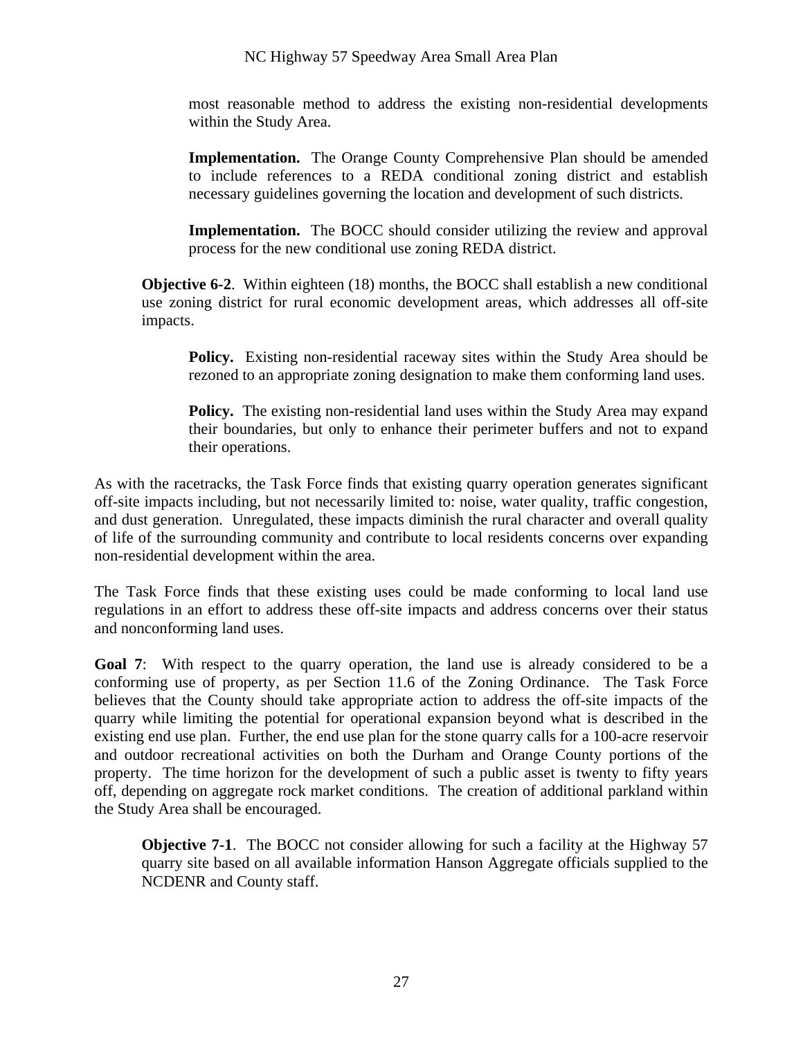most reasonable method to address the existing non-residential developments within the Study Area.

**Implementation.** The Orange County Comprehensive Plan should be amended to include references to a REDA conditional zoning district and establish necessary guidelines governing the location and development of such districts.

**Implementation.** The BOCC should consider utilizing the review and approval process for the new conditional use zoning REDA district.

**Objective 6-2**. Within eighteen (18) months, the BOCC shall establish a new conditional use zoning district for rural economic development areas, which addresses all off-site impacts.

**Policy.** Existing non-residential raceway sites within the Study Area should be rezoned to an appropriate zoning designation to make them conforming land uses.

**Policy.** The existing non-residential land uses within the Study Area may expand their boundaries, but only to enhance their perimeter buffers and not to expand their operations.

As with the racetracks, the Task Force finds that existing quarry operation generates significant off-site impacts including, but not necessarily limited to: noise, water quality, traffic congestion, and dust generation. Unregulated, these impacts diminish the rural character and overall quality of life of the surrounding community and contribute to local residents concerns over expanding non-residential development within the area.

The Task Force finds that these existing uses could be made conforming to local land use regulations in an effort to address these off-site impacts and address concerns over their status and nonconforming land uses.

**Goal 7**: With respect to the quarry operation, the land use is already considered to be a conforming use of property, as per Section 11.6 of the Zoning Ordinance. The Task Force believes that the County should take appropriate action to address the off-site impacts of the quarry while limiting the potential for operational expansion beyond what is described in the existing end use plan. Further, the end use plan for the stone quarry calls for a 100-acre reservoir and outdoor recreational activities on both the Durham and Orange County portions of the property. The time horizon for the development of such a public asset is twenty to fifty years off, depending on aggregate rock market conditions. The creation of additional parkland within the Study Area shall be encouraged.

**Objective 7-1**. The BOCC not consider allowing for such a facility at the Highway 57 quarry site based on all available information Hanson Aggregate officials supplied to the NCDENR and County staff.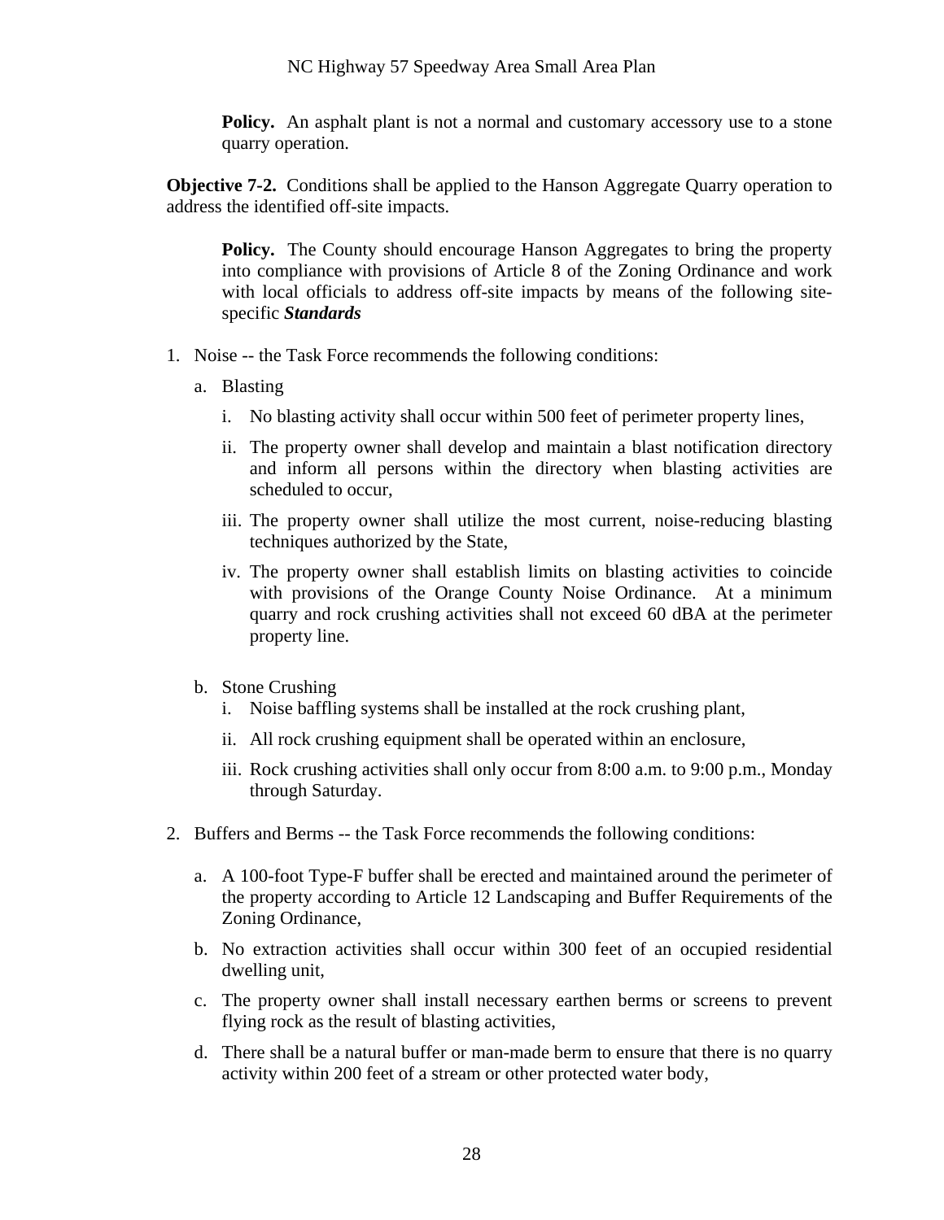**Policy.** An asphalt plant is not a normal and customary accessory use to a stone quarry operation.

**Objective 7-2.** Conditions shall be applied to the Hanson Aggregate Quarry operation to address the identified off-site impacts.

**Policy.** The County should encourage Hanson Aggregates to bring the property into compliance with provisions of Article 8 of the Zoning Ordinance and work with local officials to address off-site impacts by means of the following site-specific ***Standards***

1. Noise -- the Task Force recommends the following conditions:
   a. Blasting
      i. No blasting activity shall occur within 500 feet of perimeter property lines,
      ii. The property owner shall develop and maintain a blast notification directory and inform all persons within the directory when blasting activities are scheduled to occur,
      iii. The property owner shall utilize the most current, noise-reducing blasting techniques authorized by the State,
      iv. The property owner shall establish limits on blasting activities to coincide with provisions of the Orange County Noise Ordinance. At a minimum quarry and rock crushing activities shall not exceed 60 dBA at the perimeter property line.

   b. Stone Crushing
      i. Noise baffling systems shall be installed at the rock crushing plant,
      ii. All rock crushing equipment shall be operated within an enclosure,
      iii. Rock crushing activities shall only occur from 8:00 a.m. to 9:00 p.m., Monday through Saturday.

2. Buffers and Berms -- the Task Force recommends the following conditions:
   a. A 100-foot Type-F buffer shall be erected and maintained around the perimeter of the property according to Article 12 Landscaping and Buffer Requirements of the Zoning Ordinance,
   b. No extraction activities shall occur within 300 feet of an occupied residential dwelling unit,
   c. The property owner shall install necessary earthen berms or screens to prevent flying rock as the result of blasting activities,
   d. There shall be a natural buffer or man-made berm to ensure that there is no quarry activity within 200 feet of a stream or other protected water body,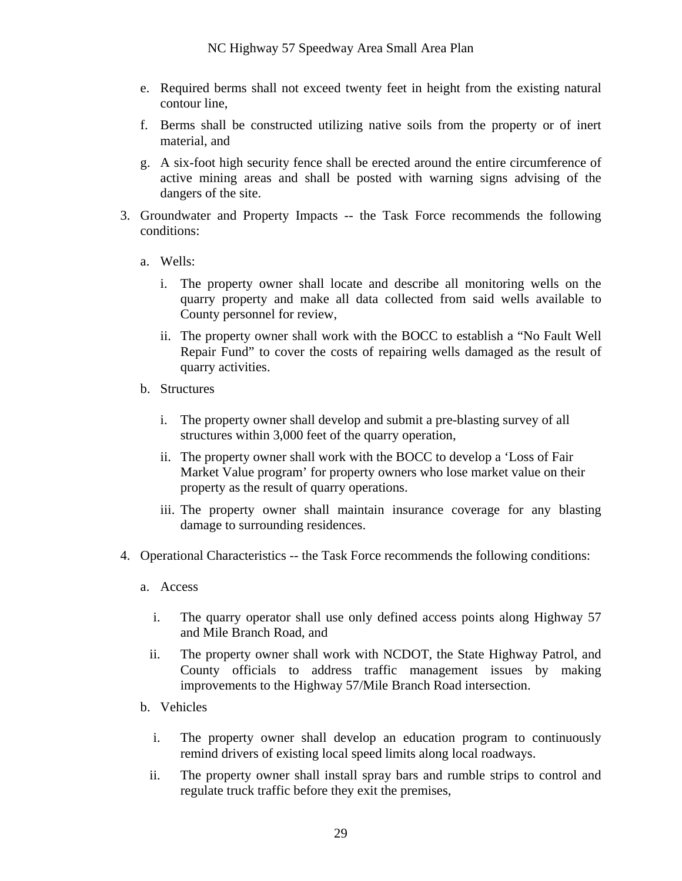e. Required berms shall not exceed twenty feet in height from the existing natural contour line,

f. Berms shall be constructed utilizing native soils from the property or of inert material, and

g. A six-foot high security fence shall be erected around the entire circumference of active mining areas and shall be posted with warning signs advising of the dangers of the site.

3. Groundwater and Property Impacts -- the Task Force recommends the following conditions:

   a. Wells:

      i. The property owner shall locate and describe all monitoring wells on the quarry property and make all data collected from said wells available to County personnel for review,

      ii. The property owner shall work with the BOCC to establish a "No Fault Well Repair Fund" to cover the costs of repairing wells damaged as the result of quarry activities.

   b. Structures

      i. The property owner shall develop and submit a pre-blasting survey of all structures within 3,000 feet of the quarry operation,

      ii. The property owner shall work with the BOCC to develop a 'Loss of Fair Market Value program' for property owners who lose market value on their property as the result of quarry operations.

      iii. The property owner shall maintain insurance coverage for any blasting damage to surrounding residences.

4. Operational Characteristics -- the Task Force recommends the following conditions:

   a. Access

      i. The quarry operator shall use only defined access points along Highway 57 and Mile Branch Road, and

      ii. The property owner shall work with NCDOT, the State Highway Patrol, and County officials to address traffic management issues by making improvements to the Highway 57/Mile Branch Road intersection.

   b. Vehicles

      i. The property owner shall develop an education program to continuously remind drivers of existing local speed limits along local roadways.

      ii. The property owner shall install spray bars and rumble strips to control and regulate truck traffic before they exit the premises,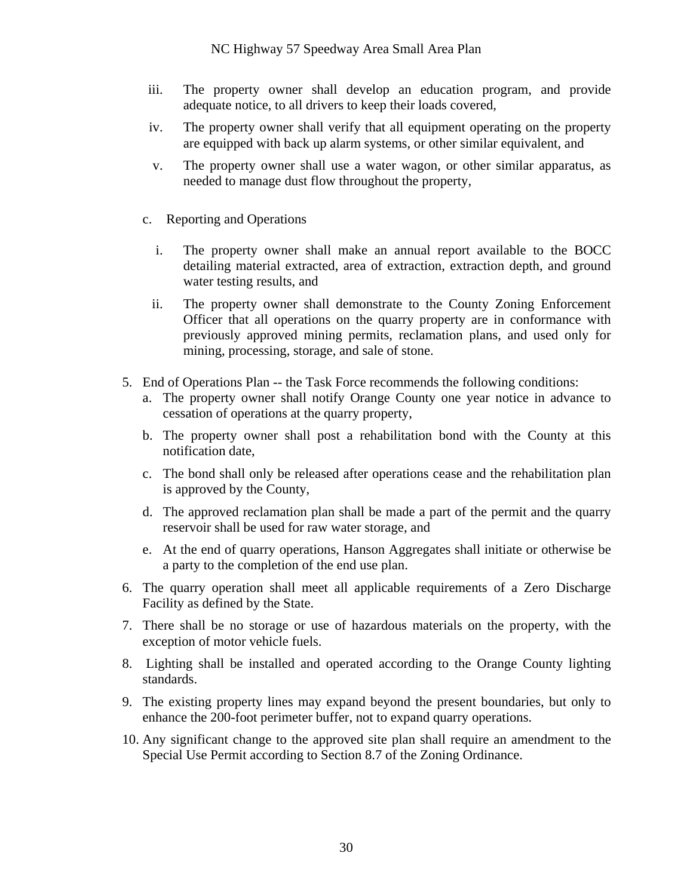iii. The property owner shall develop an education program, and provide adequate notice, to all drivers to keep their loads covered,

iv. The property owner shall verify that all equipment operating on the property are equipped with back up alarm systems, or other similar equivalent, and

v. The property owner shall use a water wagon, or other similar apparatus, as needed to manage dust flow throughout the property,

c. Reporting and Operations

i. The property owner shall make an annual report available to the BOCC detailing material extracted, area of extraction, extraction depth, and ground water testing results, and

ii. The property owner shall demonstrate to the County Zoning Enforcement Officer that all operations on the quarry property are in conformance with previously approved mining permits, reclamation plans, and used only for mining, processing, storage, and sale of stone.

5. End of Operations Plan -- the Task Force recommends the following conditions:
   a. The property owner shall notify Orange County one year notice in advance to cessation of operations at the quarry property,
   b. The property owner shall post a rehabilitation bond with the County at this notification date,
   c. The bond shall only be released after operations cease and the rehabilitation plan is approved by the County,
   d. The approved reclamation plan shall be made a part of the permit and the quarry reservoir shall be used for raw water storage, and
   e. At the end of quarry operations, Hanson Aggregates shall initiate or otherwise be a party to the completion of the end use plan.
6. The quarry operation shall meet all applicable requirements of a Zero Discharge Facility as defined by the State.
7. There shall be no storage or use of hazardous materials on the property, with the exception of motor vehicle fuels.
8. Lighting shall be installed and operated according to the Orange County lighting standards.
9. The existing property lines may expand beyond the present boundaries, but only to enhance the 200-foot perimeter buffer, not to expand quarry operations.
10. Any significant change to the approved site plan shall require an amendment to the Special Use Permit according to Section 8.7 of the Zoning Ordinance.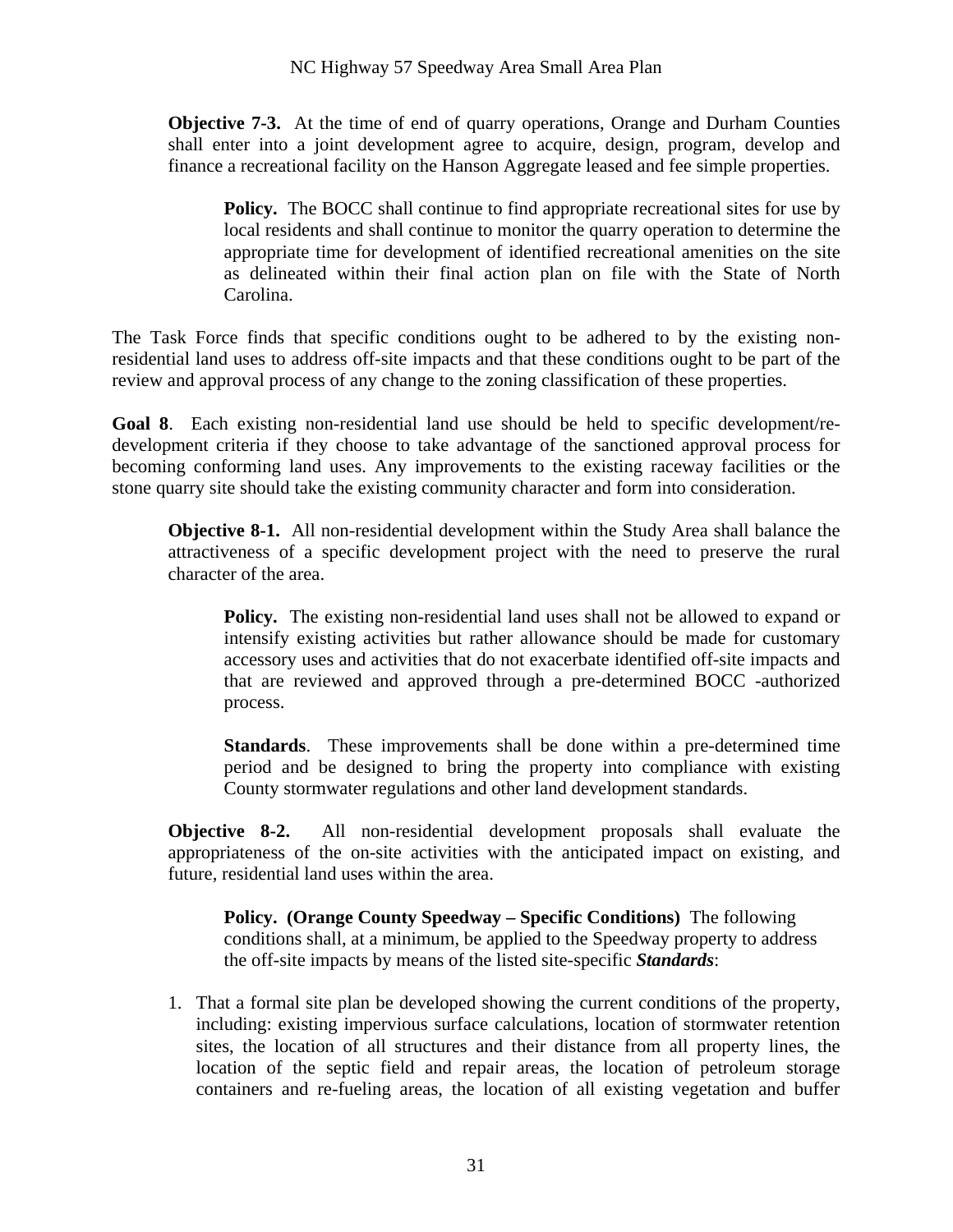**Objective 7-3.** At the time of end of quarry operations, Orange and Durham Counties shall enter into a joint development agree to acquire, design, program, develop and finance a recreational facility on the Hanson Aggregate leased and fee simple properties.

**Policy.** The BOCC shall continue to find appropriate recreational sites for use by local residents and shall continue to monitor the quarry operation to determine the appropriate time for development of identified recreational amenities on the site as delineated within their final action plan on file with the State of North Carolina.

The Task Force finds that specific conditions ought to be adhered to by the existing non-residential land uses to address off-site impacts and that these conditions ought to be part of the review and approval process of any change to the zoning classification of these properties.

**Goal 8**. Each existing non-residential land use should be held to specific development/re-development criteria if they choose to take advantage of the sanctioned approval process for becoming conforming land uses. Any improvements to the existing raceway facilities or the stone quarry site should take the existing community character and form into consideration.

**Objective 8-1.** All non-residential development within the Study Area shall balance the attractiveness of a specific development project with the need to preserve the rural character of the area.

**Policy.** The existing non-residential land uses shall not be allowed to expand or intensify existing activities but rather allowance should be made for customary accessory uses and activities that do not exacerbate identified off-site impacts and that are reviewed and approved through a pre-determined BOCC -authorized process.

**Standards**. These improvements shall be done within a pre-determined time period and be designed to bring the property into compliance with existing County stormwater regulations and other land development standards.

**Objective 8-2.** All non-residential development proposals shall evaluate the appropriateness of the on-site activities with the anticipated impact on existing, and future, residential land uses within the area.

**Policy. (Orange County Speedway – Specific Conditions)** The following conditions shall, at a minimum, be applied to the Speedway property to address the off-site impacts by means of the listed site-specific ***Standards***:

1. That a formal site plan be developed showing the current conditions of the property, including: existing impervious surface calculations, location of stormwater retention sites, the location of all structures and their distance from all property lines, the location of the septic field and repair areas, the location of petroleum storage containers and re-fueling areas, the location of all existing vegetation and buffer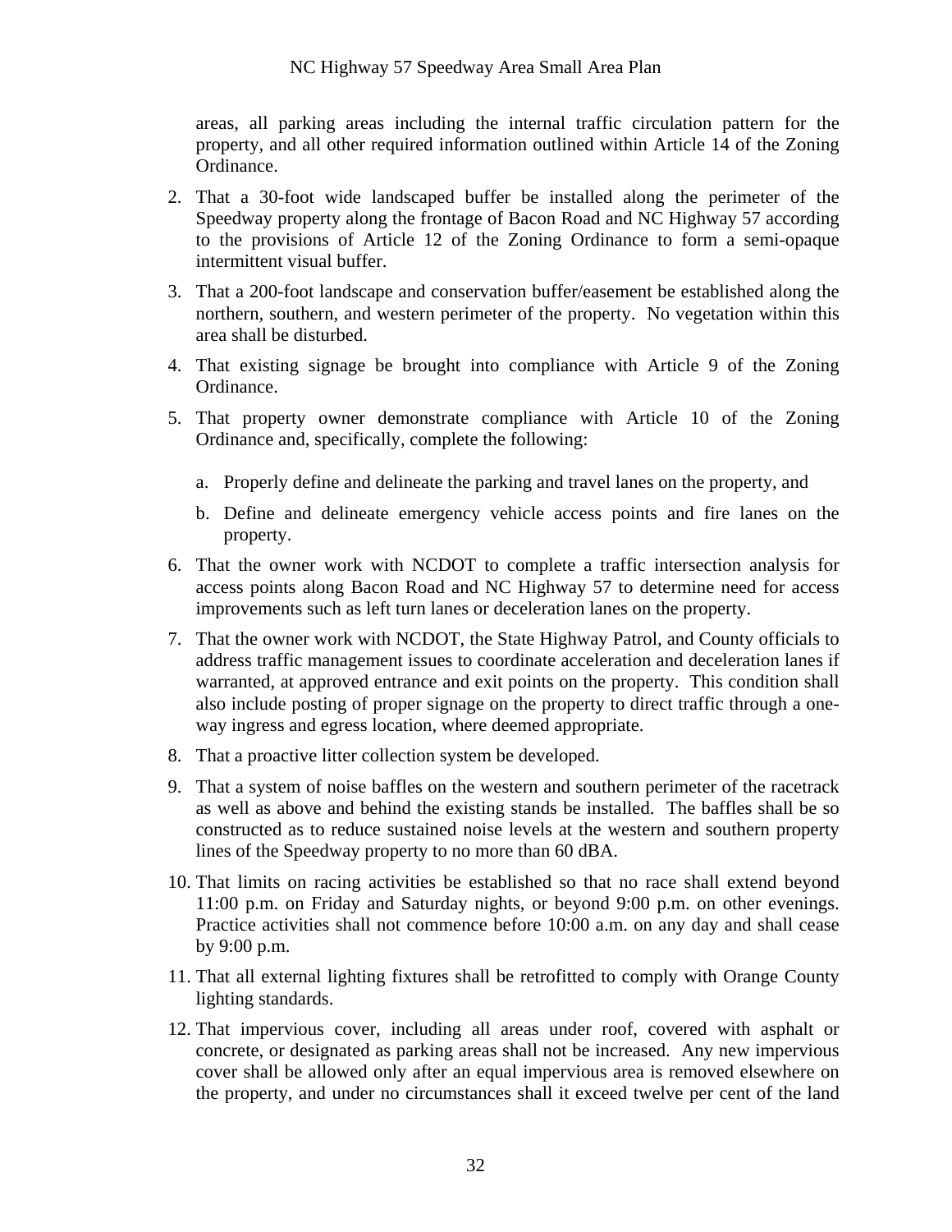areas, all parking areas including the internal traffic circulation pattern for the property, and all other required information outlined within Article 14 of the Zoning Ordinance.

2. That a 30-foot wide landscaped buffer be installed along the perimeter of the Speedway property along the frontage of Bacon Road and NC Highway 57 according to the provisions of Article 12 of the Zoning Ordinance to form a semi-opaque intermittent visual buffer.
3. That a 200-foot landscape and conservation buffer/easement be established along the northern, southern, and western perimeter of the property. No vegetation within this area shall be disturbed.
4. That existing signage be brought into compliance with Article 9 of the Zoning Ordinance.
5. That property owner demonstrate compliance with Article 10 of the Zoning Ordinance and, specifically, complete the following:

   a. Properly define and delineate the parking and travel lanes on the property, and

   b. Define and delineate emergency vehicle access points and fire lanes on the property.
6. That the owner work with NCDOT to complete a traffic intersection analysis for access points along Bacon Road and NC Highway 57 to determine need for access improvements such as left turn lanes or deceleration lanes on the property.
7. That the owner work with NCDOT, the State Highway Patrol, and County officials to address traffic management issues to coordinate acceleration and deceleration lanes if warranted, at approved entrance and exit points on the property. This condition shall also include posting of proper signage on the property to direct traffic through a one-way ingress and egress location, where deemed appropriate.
8. That a proactive litter collection system be developed.
9. That a system of noise baffles on the western and southern perimeter of the racetrack as well as above and behind the existing stands be installed. The baffles shall be so constructed as to reduce sustained noise levels at the western and southern property lines of the Speedway property to no more than 60 dBA.
10. That limits on racing activities be established so that no race shall extend beyond 11:00 p.m. on Friday and Saturday nights, or beyond 9:00 p.m. on other evenings. Practice activities shall not commence before 10:00 a.m. on any day and shall cease by 9:00 p.m.
11. That all external lighting fixtures shall be retrofitted to comply with Orange County lighting standards.
12. That impervious cover, including all areas under roof, covered with asphalt or concrete, or designated as parking areas shall not be increased. Any new impervious cover shall be allowed only after an equal impervious area is removed elsewhere on the property, and under no circumstances shall it exceed twelve per cent of the land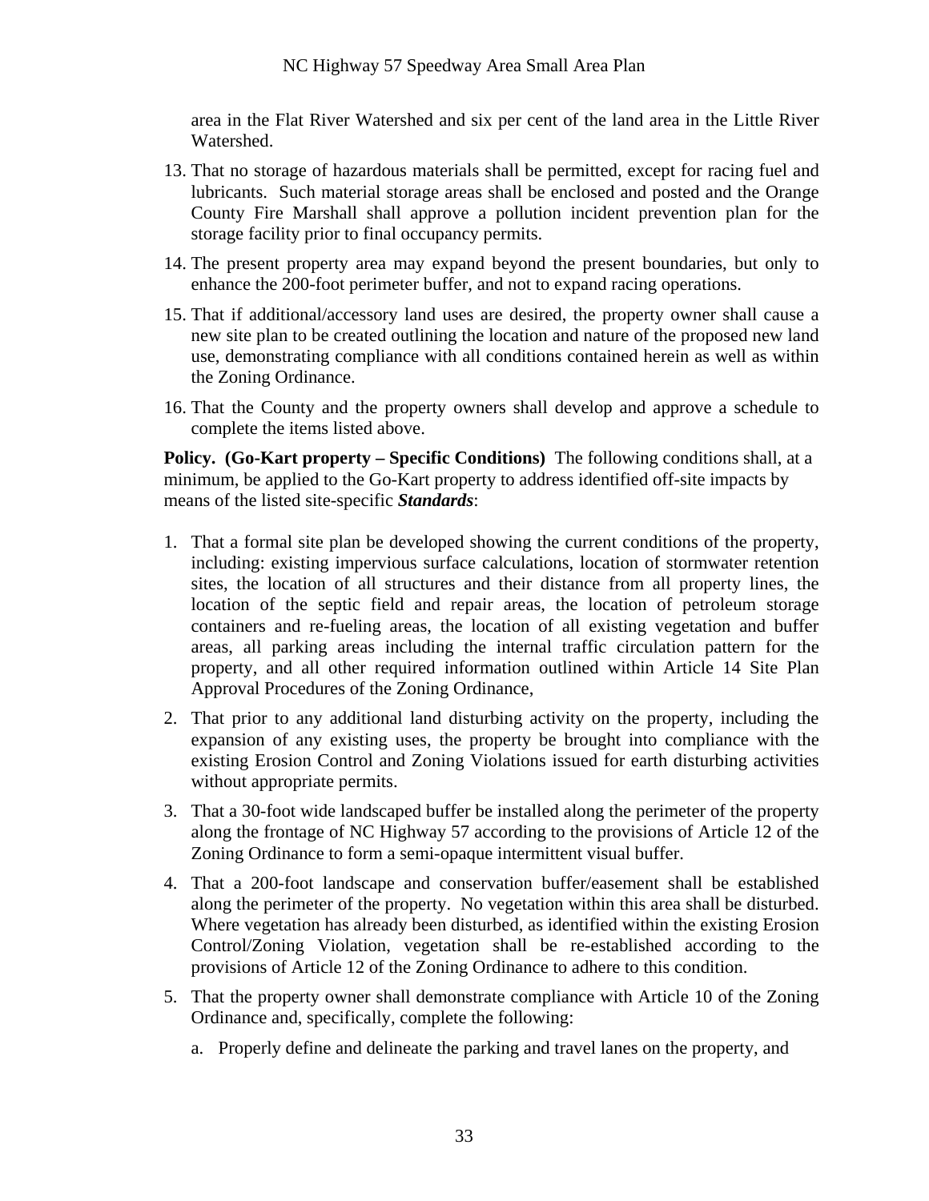area in the Flat River Watershed and six per cent of the land area in the Little River Watershed.

13. That no storage of hazardous materials shall be permitted, except for racing fuel and lubricants. Such material storage areas shall be enclosed and posted and the Orange County Fire Marshall shall approve a pollution incident prevention plan for the storage facility prior to final occupancy permits.
14. The present property area may expand beyond the present boundaries, but only to enhance the 200-foot perimeter buffer, and not to expand racing operations.
15. That if additional/accessory land uses are desired, the property owner shall cause a new site plan to be created outlining the location and nature of the proposed new land use, demonstrating compliance with all conditions contained herein as well as within the Zoning Ordinance.
16. That the County and the property owners shall develop and approve a schedule to complete the items listed above.

**Policy. (Go-Kart property – Specific Conditions)** The following conditions shall, at a minimum, be applied to the Go-Kart property to address identified off-site impacts by means of the listed site-specific ***Standards***:

1. That a formal site plan be developed showing the current conditions of the property, including: existing impervious surface calculations, location of stormwater retention sites, the location of all structures and their distance from all property lines, the location of the septic field and repair areas, the location of petroleum storage containers and re-fueling areas, the location of all existing vegetation and buffer areas, all parking areas including the internal traffic circulation pattern for the property, and all other required information outlined within Article 14 Site Plan Approval Procedures of the Zoning Ordinance,
2. That prior to any additional land disturbing activity on the property, including the expansion of any existing uses, the property be brought into compliance with the existing Erosion Control and Zoning Violations issued for earth disturbing activities without appropriate permits.
3. That a 30-foot wide landscaped buffer be installed along the perimeter of the property along the frontage of NC Highway 57 according to the provisions of Article 12 of the Zoning Ordinance to form a semi-opaque intermittent visual buffer.
4. That a 200-foot landscape and conservation buffer/easement shall be established along the perimeter of the property. No vegetation within this area shall be disturbed. Where vegetation has already been disturbed, as identified within the existing Erosion Control/Zoning Violation, vegetation shall be re-established according to the provisions of Article 12 of the Zoning Ordinance to adhere to this condition.
5. That the property owner shall demonstrate compliance with Article 10 of the Zoning Ordinance and, specifically, complete the following:
   a. Properly define and delineate the parking and travel lanes on the property, and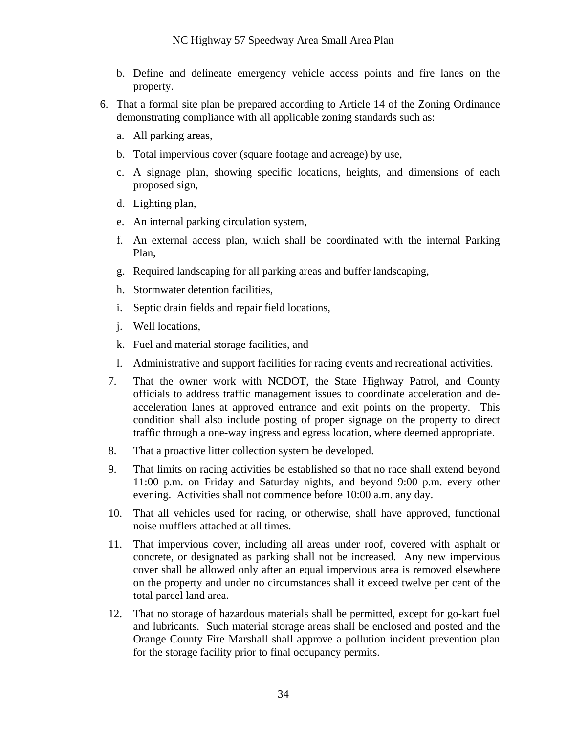b. Define and delineate emergency vehicle access points and fire lanes on the property.

6. That a formal site plan be prepared according to Article 14 of the Zoning Ordinance demonstrating compliance with all applicable zoning standards such as:

   a. All parking areas,

   b. Total impervious cover (square footage and acreage) by use,

   c. A signage plan, showing specific locations, heights, and dimensions of each proposed sign,

   d. Lighting plan,

   e. An internal parking circulation system,

   f. An external access plan, which shall be coordinated with the internal Parking Plan,

   g. Required landscaping for all parking areas and buffer landscaping,

   h. Stormwater detention facilities,

   i. Septic drain fields and repair field locations,

   j. Well locations,

   k. Fuel and material storage facilities, and

   l. Administrative and support facilities for racing events and recreational activities.

7. That the owner work with NCDOT, the State Highway Patrol, and County officials to address traffic management issues to coordinate acceleration and de-acceleration lanes at approved entrance and exit points on the property. This condition shall also include posting of proper signage on the property to direct traffic through a one-way ingress and egress location, where deemed appropriate.

8. That a proactive litter collection system be developed.

9. That limits on racing activities be established so that no race shall extend beyond 11:00 p.m. on Friday and Saturday nights, and beyond 9:00 p.m. every other evening. Activities shall not commence before 10:00 a.m. any day.

10. That all vehicles used for racing, or otherwise, shall have approved, functional noise mufflers attached at all times.

11. That impervious cover, including all areas under roof, covered with asphalt or concrete, or designated as parking shall not be increased. Any new impervious cover shall be allowed only after an equal impervious area is removed elsewhere on the property and under no circumstances shall it exceed twelve per cent of the total parcel land area.

12. That no storage of hazardous materials shall be permitted, except for go-kart fuel and lubricants. Such material storage areas shall be enclosed and posted and the Orange County Fire Marshall shall approve a pollution incident prevention plan for the storage facility prior to final occupancy permits.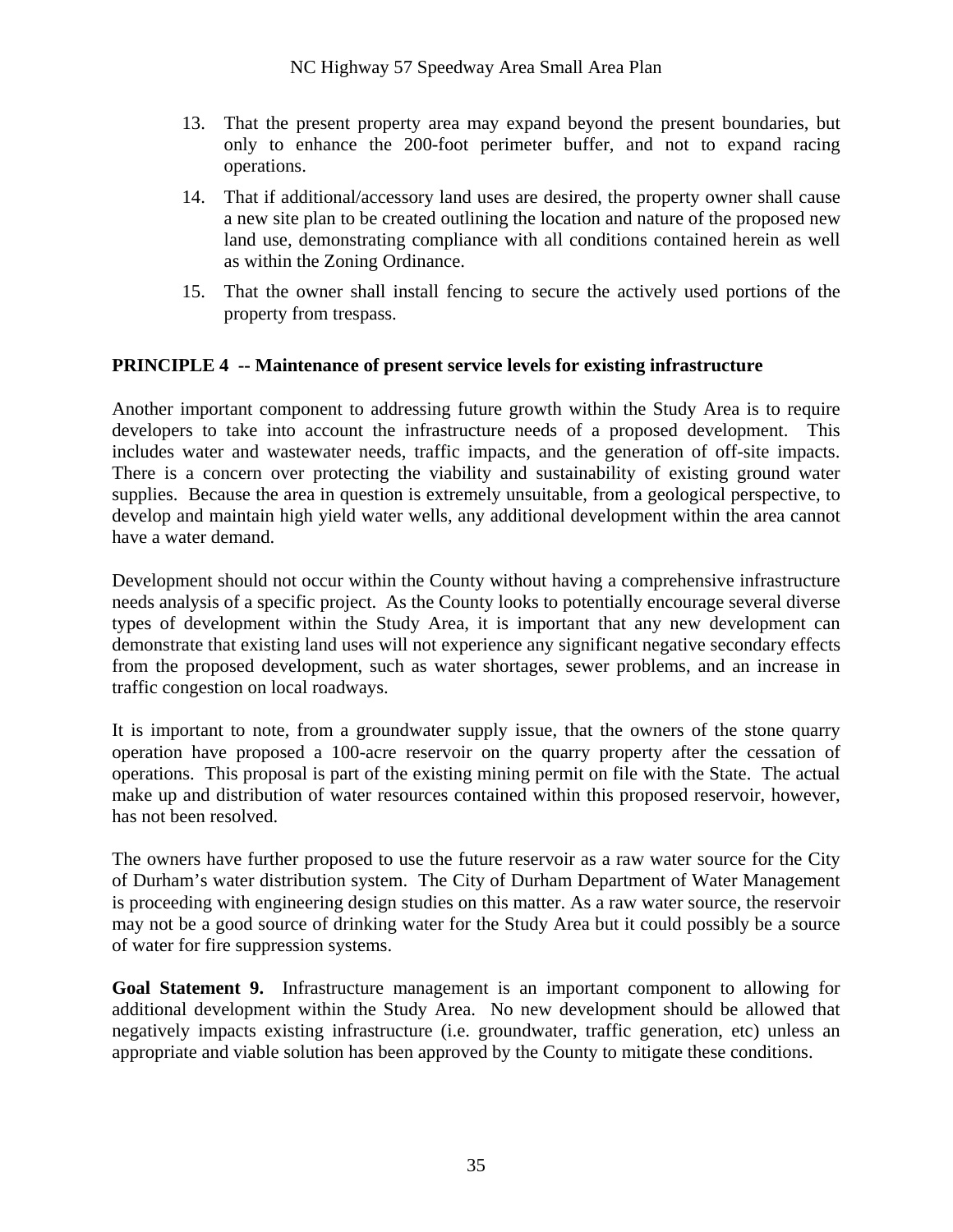13. That the present property area may expand beyond the present boundaries, but only to enhance the 200-foot perimeter buffer, and not to expand racing operations.
14. That if additional/accessory land uses are desired, the property owner shall cause a new site plan to be created outlining the location and nature of the proposed new land use, demonstrating compliance with all conditions contained herein as well as within the Zoning Ordinance.
15. That the owner shall install fencing to secure the actively used portions of the property from trespass.

**PRINCIPLE 4 -- Maintenance of present service levels for existing infrastructure**

Another important component to addressing future growth within the Study Area is to require developers to take into account the infrastructure needs of a proposed development. This includes water and wastewater needs, traffic impacts, and the generation of off-site impacts. There is a concern over protecting the viability and sustainability of existing ground water supplies. Because the area in question is extremely unsuitable, from a geological perspective, to develop and maintain high yield water wells, any additional development within the area cannot have a water demand.

Development should not occur within the County without having a comprehensive infrastructure needs analysis of a specific project. As the County looks to potentially encourage several diverse types of development within the Study Area, it is important that any new development can demonstrate that existing land uses will not experience any significant negative secondary effects from the proposed development, such as water shortages, sewer problems, and an increase in traffic congestion on local roadways.

It is important to note, from a groundwater supply issue, that the owners of the stone quarry operation have proposed a 100-acre reservoir on the quarry property after the cessation of operations. This proposal is part of the existing mining permit on file with the State. The actual make up and distribution of water resources contained within this proposed reservoir, however, has not been resolved.

The owners have further proposed to use the future reservoir as a raw water source for the City of Durham's water distribution system. The City of Durham Department of Water Management is proceeding with engineering design studies on this matter. As a raw water source, the reservoir may not be a good source of drinking water for the Study Area but it could possibly be a source of water for fire suppression systems.

**Goal Statement 9.** Infrastructure management is an important component to allowing for additional development within the Study Area. No new development should be allowed that negatively impacts existing infrastructure (i.e. groundwater, traffic generation, etc) unless an appropriate and viable solution has been approved by the County to mitigate these conditions.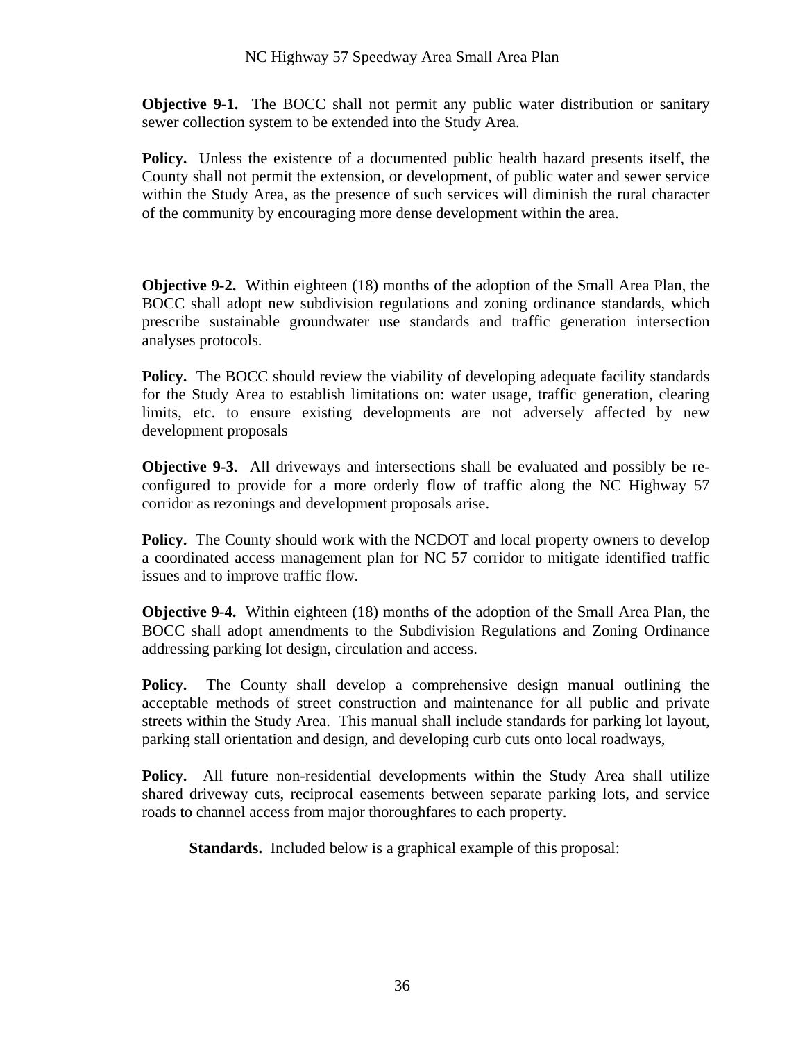**Objective 9-1.** The BOCC shall not permit any public water distribution or sanitary sewer collection system to be extended into the Study Area.

**Policy.** Unless the existence of a documented public health hazard presents itself, the County shall not permit the extension, or development, of public water and sewer service within the Study Area, as the presence of such services will diminish the rural character of the community by encouraging more dense development within the area.

**Objective 9-2.** Within eighteen (18) months of the adoption of the Small Area Plan, the BOCC shall adopt new subdivision regulations and zoning ordinance standards, which prescribe sustainable groundwater use standards and traffic generation intersection analyses protocols.

**Policy.** The BOCC should review the viability of developing adequate facility standards for the Study Area to establish limitations on: water usage, traffic generation, clearing limits, etc. to ensure existing developments are not adversely affected by new development proposals

**Objective 9-3.** All driveways and intersections shall be evaluated and possibly be re-configured to provide for a more orderly flow of traffic along the NC Highway 57 corridor as rezonings and development proposals arise.

**Policy.** The County should work with the NCDOT and local property owners to develop a coordinated access management plan for NC 57 corridor to mitigate identified traffic issues and to improve traffic flow.

**Objective 9-4.** Within eighteen (18) months of the adoption of the Small Area Plan, the BOCC shall adopt amendments to the Subdivision Regulations and Zoning Ordinance addressing parking lot design, circulation and access.

**Policy.** The County shall develop a comprehensive design manual outlining the acceptable methods of street construction and maintenance for all public and private streets within the Study Area. This manual shall include standards for parking lot layout, parking stall orientation and design, and developing curb cuts onto local roadways,

**Policy.** All future non-residential developments within the Study Area shall utilize shared driveway cuts, reciprocal easements between separate parking lots, and service roads to channel access from major thoroughfares to each property.

**Standards.** Included below is a graphical example of this proposal: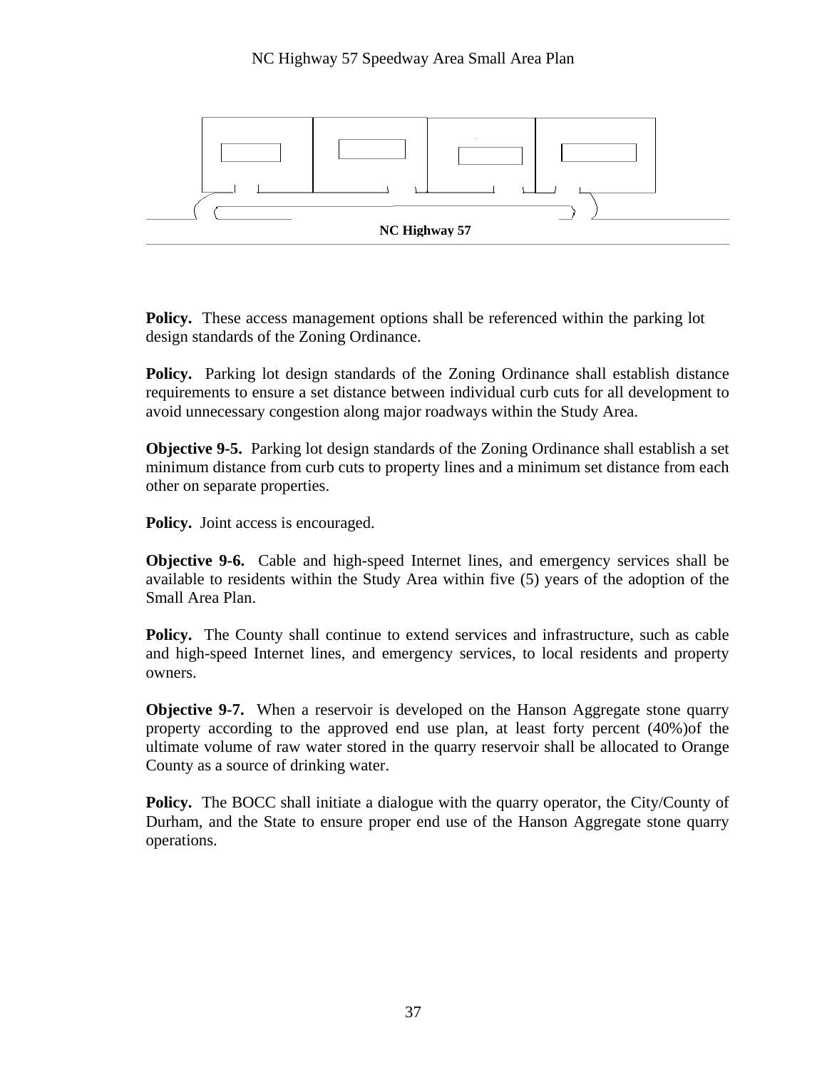NC Highway 57

**Policy.** These access management options shall be referenced within the parking lot design standards of the Zoning Ordinance.

**Policy.** Parking lot design standards of the Zoning Ordinance shall establish distance requirements to ensure a set distance between individual curb cuts for all development to avoid unnecessary congestion along major roadways within the Study Area.

**Objective 9-5.** Parking lot design standards of the Zoning Ordinance shall establish a set minimum distance from curb cuts to property lines and a minimum set distance from each other on separate properties.

**Policy.** Joint access is encouraged.

**Objective 9-6.** Cable and high-speed Internet lines, and emergency services shall be available to residents within the Study Area within five (5) years of the adoption of the Small Area Plan.

**Policy.** The County shall continue to extend services and infrastructure, such as cable and high-speed Internet lines, and emergency services, to local residents and property owners.

**Objective 9-7.** When a reservoir is developed on the Hanson Aggregate stone quarry property according to the approved end use plan, at least forty percent (40%)of the ultimate volume of raw water stored in the quarry reservoir shall be allocated to Orange County as a source of drinking water.

**Policy.** The BOCC shall initiate a dialogue with the quarry operator, the City/County of Durham, and the State to ensure proper end use of the Hanson Aggregate stone quarry operations.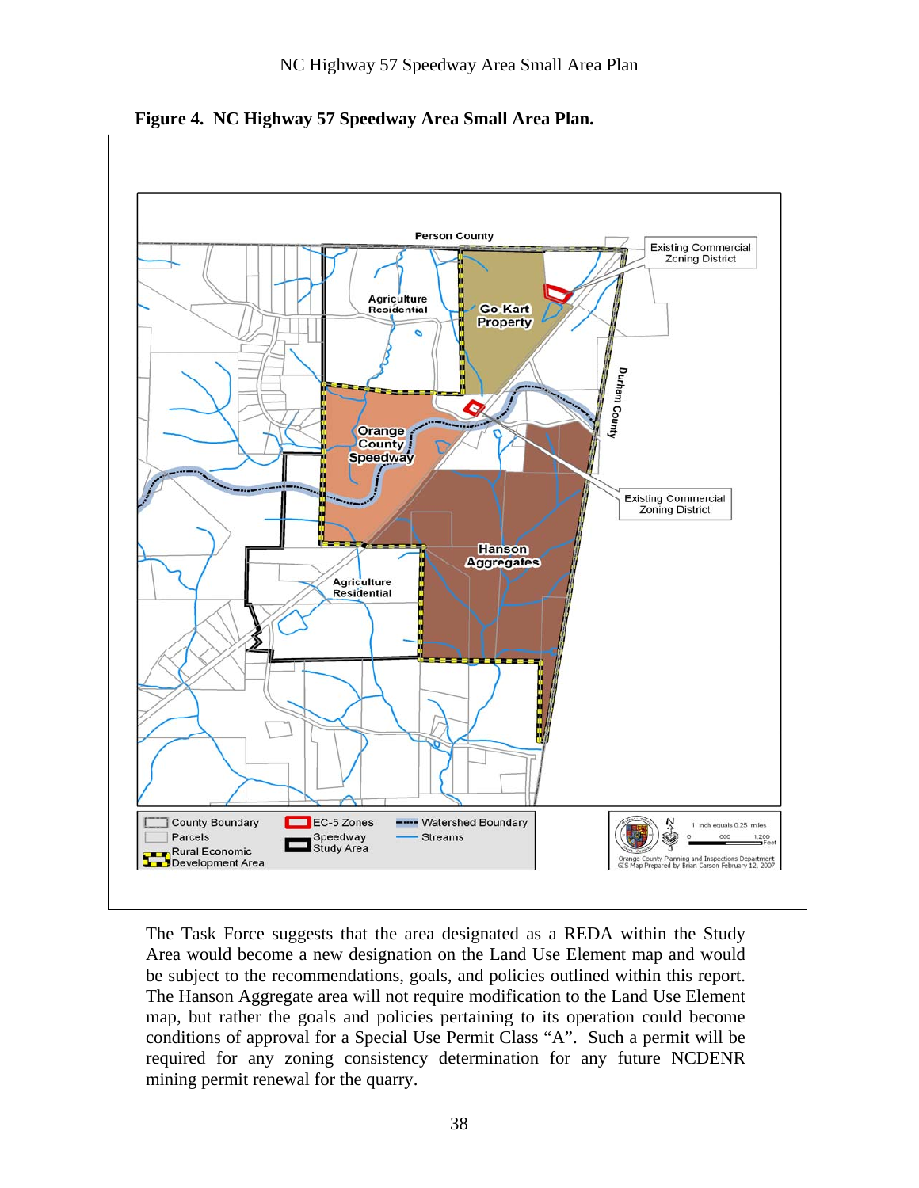**Figure 4. NC Highway 57 Speedway Area Small Area Plan.**

The Task Force suggests that the area designated as a REDA within the Study Area would become a new designation on the Land Use Element map and would be subject to the recommendations, goals, and policies outlined within this report. The Hanson Aggregate area will not require modification to the Land Use Element map, but rather the goals and policies pertaining to its operation could become conditions of approval for a Special Use Permit Class "A". Such a permit will be required for any zoning consistency determination for any future NCDENR mining permit renewal for the quarry.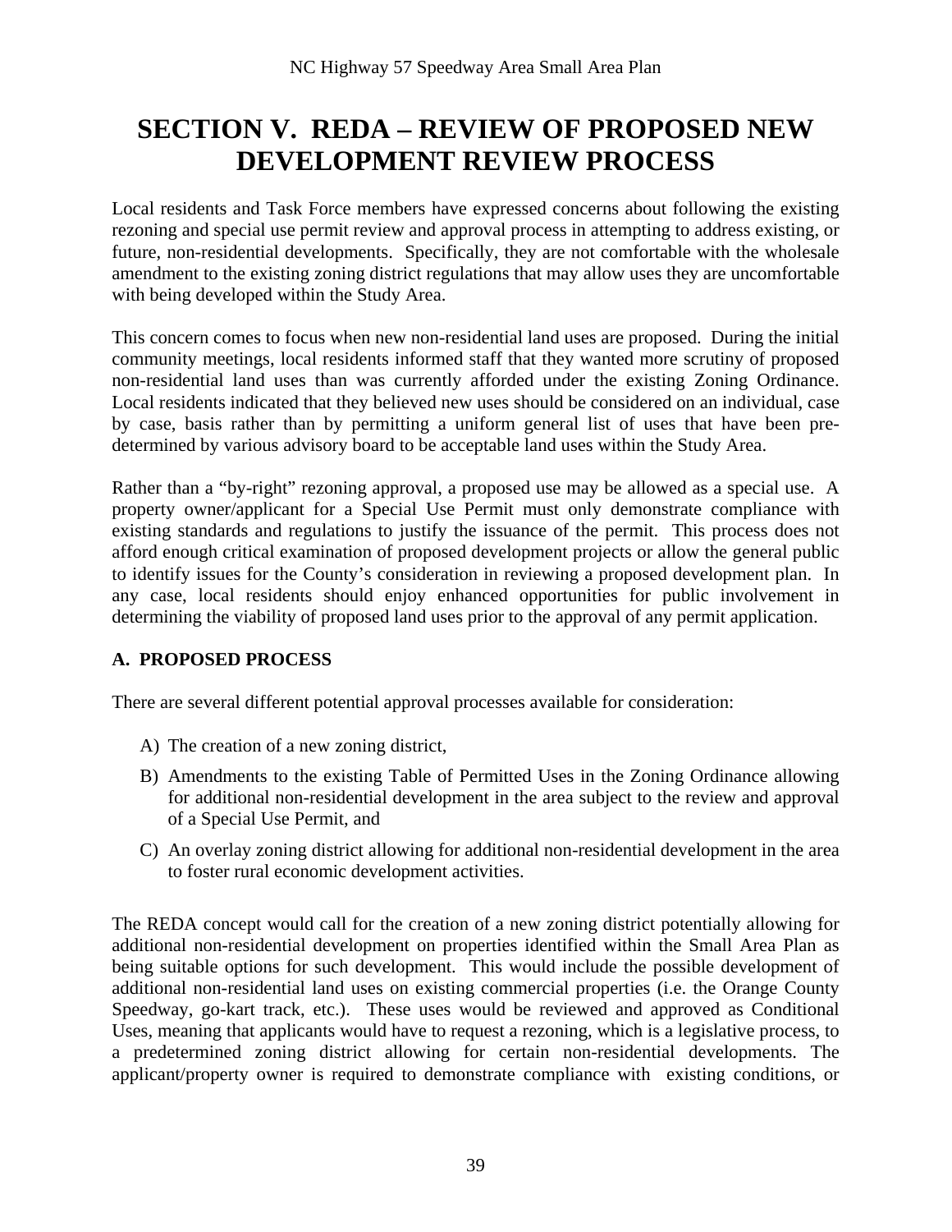# SECTION V. REDA – REVIEW OF PROPOSED NEW DEVELOPMENT REVIEW PROCESS

Local residents and Task Force members have expressed concerns about following the existing rezoning and special use permit review and approval process in attempting to address existing, or future, non-residential developments. Specifically, they are not comfortable with the wholesale amendment to the existing zoning district regulations that may allow uses they are uncomfortable with being developed within the Study Area.

This concern comes to focus when new non-residential land uses are proposed. During the initial community meetings, local residents informed staff that they wanted more scrutiny of proposed non-residential land uses than was currently afforded under the existing Zoning Ordinance. Local residents indicated that they believed new uses should be considered on an individual, case by case, basis rather than by permitting a uniform general list of uses that have been pre-determined by various advisory board to be acceptable land uses within the Study Area.

Rather than a "by-right" rezoning approval, a proposed use may be allowed as a special use. A property owner/applicant for a Special Use Permit must only demonstrate compliance with existing standards and regulations to justify the issuance of the permit. This process does not afford enough critical examination of proposed development projects or allow the general public to identify issues for the County's consideration in reviewing a proposed development plan. In any case, local residents should enjoy enhanced opportunities for public involvement in determining the viability of proposed land uses prior to the approval of any permit application.

## A. PROPOSED PROCESS

There are several different potential approval processes available for consideration:

A) The creation of a new zoning district,

B) Amendments to the existing Table of Permitted Uses in the Zoning Ordinance allowing for additional non-residential development in the area subject to the review and approval of a Special Use Permit, and

C) An overlay zoning district allowing for additional non-residential development in the area to foster rural economic development activities.

The REDA concept would call for the creation of a new zoning district potentially allowing for additional non-residential development on properties identified within the Small Area Plan as being suitable options for such development. This would include the possible development of additional non-residential land uses on existing commercial properties (i.e. the Orange County Speedway, go-kart track, etc.). These uses would be reviewed and approved as Conditional Uses, meaning that applicants would have to request a rezoning, which is a legislative process, to a predetermined zoning district allowing for certain non-residential developments. The applicant/property owner is required to demonstrate compliance with existing conditions, or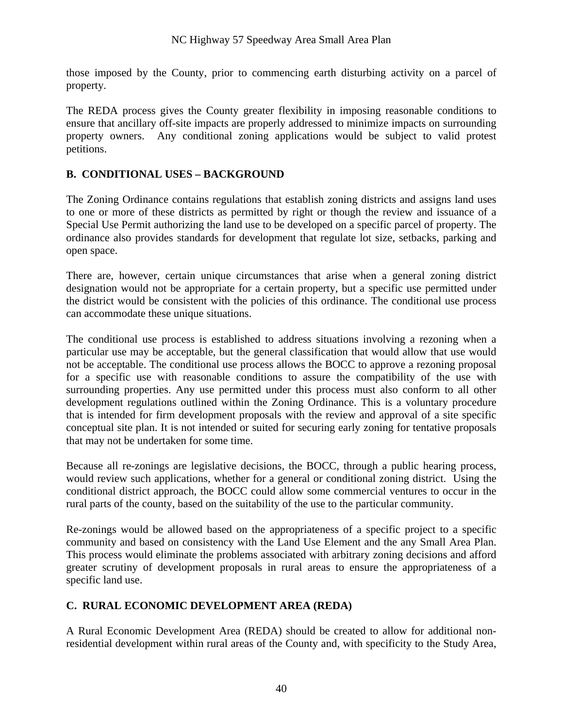those imposed by the County, prior to commencing earth disturbing activity on a parcel of property.

The REDA process gives the County greater flexibility in imposing reasonable conditions to ensure that ancillary off-site impacts are properly addressed to minimize impacts on surrounding property owners. Any conditional zoning applications would be subject to valid protest petitions.

## B. CONDITIONAL USES – BACKGROUND

The Zoning Ordinance contains regulations that establish zoning districts and assigns land uses to one or more of these districts as permitted by right or though the review and issuance of a Special Use Permit authorizing the land use to be developed on a specific parcel of property. The ordinance also provides standards for development that regulate lot size, setbacks, parking and open space.

There are, however, certain unique circumstances that arise when a general zoning district designation would not be appropriate for a certain property, but a specific use permitted under the district would be consistent with the policies of this ordinance. The conditional use process can accommodate these unique situations.

The conditional use process is established to address situations involving a rezoning when a particular use may be acceptable, but the general classification that would allow that use would not be acceptable. The conditional use process allows the BOCC to approve a rezoning proposal for a specific use with reasonable conditions to assure the compatibility of the use with surrounding properties. Any use permitted under this process must also conform to all other development regulations outlined within the Zoning Ordinance. This is a voluntary procedure that is intended for firm development proposals with the review and approval of a site specific conceptual site plan. It is not intended or suited for securing early zoning for tentative proposals that may not be undertaken for some time.

Because all re-zonings are legislative decisions, the BOCC, through a public hearing process, would review such applications, whether for a general or conditional zoning district. Using the conditional district approach, the BOCC could allow some commercial ventures to occur in the rural parts of the county, based on the suitability of the use to the particular community.

Re-zonings would be allowed based on the appropriateness of a specific project to a specific community and based on consistency with the Land Use Element and the any Small Area Plan. This process would eliminate the problems associated with arbitrary zoning decisions and afford greater scrutiny of development proposals in rural areas to ensure the appropriateness of a specific land use.

## C. RURAL ECONOMIC DEVELOPMENT AREA (REDA)

A Rural Economic Development Area (REDA) should be created to allow for additional non-residential development within rural areas of the County and, with specificity to the Study Area,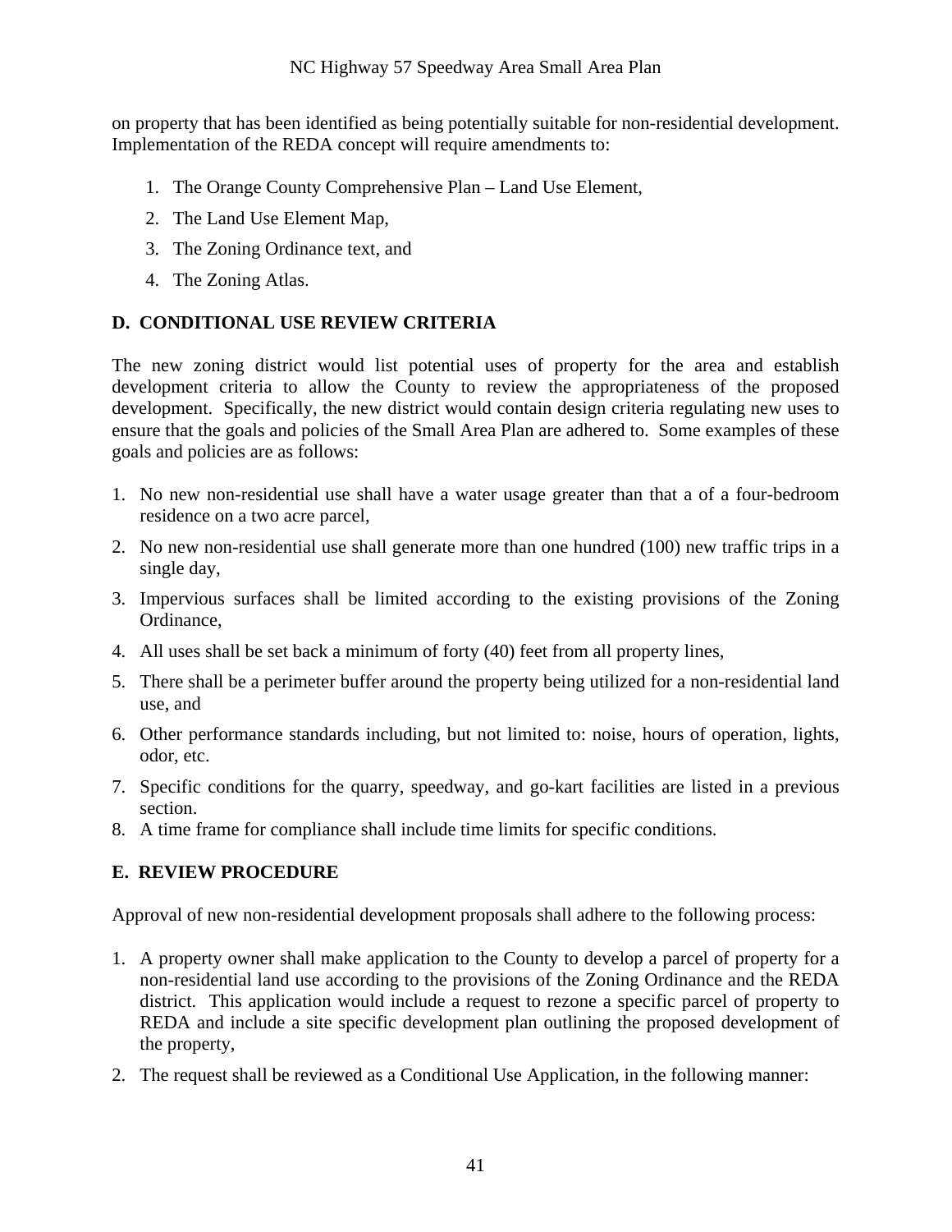on property that has been identified as being potentially suitable for non-residential development. Implementation of the REDA concept will require amendments to:

1. The Orange County Comprehensive Plan – Land Use Element,
2. The Land Use Element Map,
3. The Zoning Ordinance text, and
4. The Zoning Atlas.

## D. CONDITIONAL USE REVIEW CRITERIA

The new zoning district would list potential uses of property for the area and establish development criteria to allow the County to review the appropriateness of the proposed development. Specifically, the new district would contain design criteria regulating new uses to ensure that the goals and policies of the Small Area Plan are adhered to. Some examples of these goals and policies are as follows:

1. No new non-residential use shall have a water usage greater than that a of a four-bedroom residence on a two acre parcel,
2. No new non-residential use shall generate more than one hundred (100) new traffic trips in a single day,
3. Impervious surfaces shall be limited according to the existing provisions of the Zoning Ordinance,
4. All uses shall be set back a minimum of forty (40) feet from all property lines,
5. There shall be a perimeter buffer around the property being utilized for a non-residential land use, and
6. Other performance standards including, but not limited to: noise, hours of operation, lights, odor, etc.
7. Specific conditions for the quarry, speedway, and go-kart facilities are listed in a previous section.
8. A time frame for compliance shall include time limits for specific conditions.

## E. REVIEW PROCEDURE

Approval of new non-residential development proposals shall adhere to the following process:

1. A property owner shall make application to the County to develop a parcel of property for a non-residential land use according to the provisions of the Zoning Ordinance and the REDA district. This application would include a request to rezone a specific parcel of property to REDA and include a site specific development plan outlining the proposed development of the property,
2. The request shall be reviewed as a Conditional Use Application, in the following manner: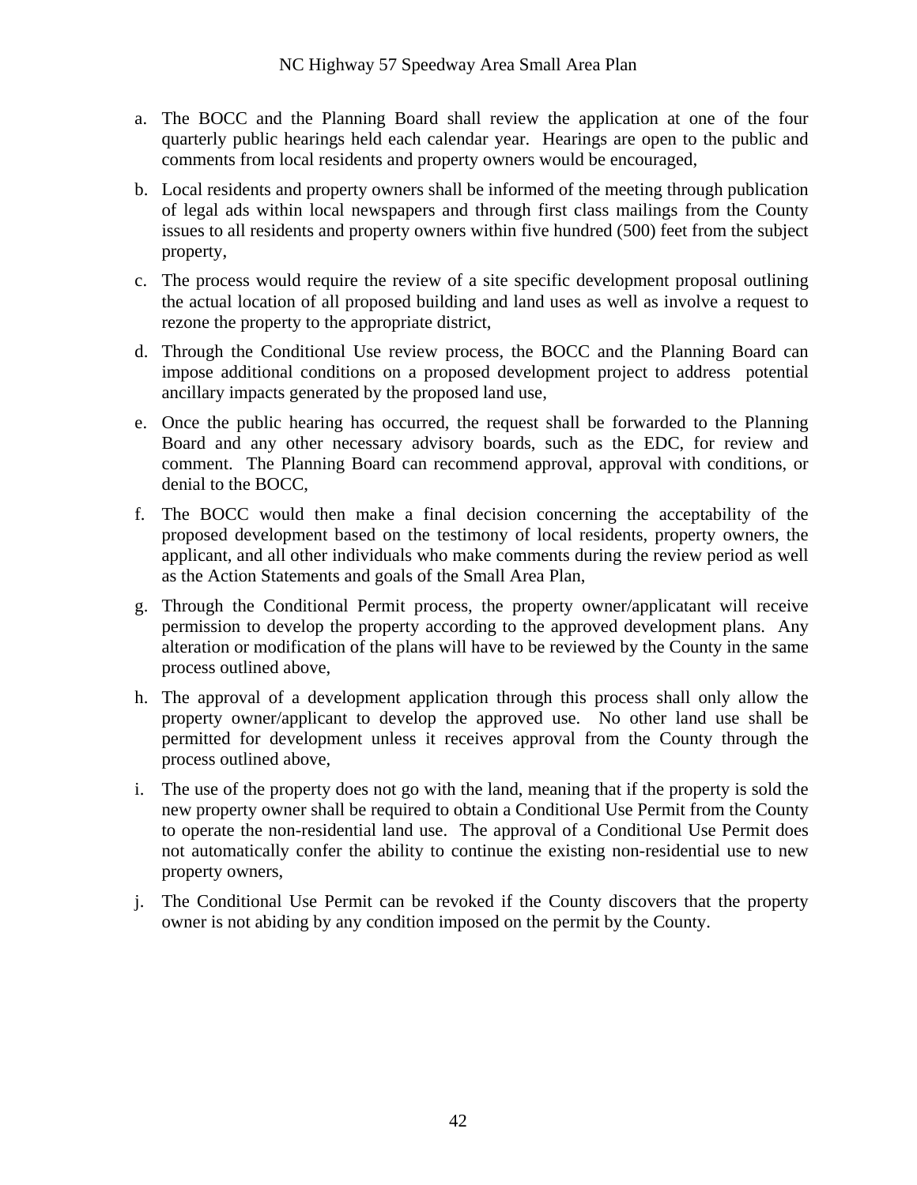a. The BOCC and the Planning Board shall review the application at one of the four quarterly public hearings held each calendar year. Hearings are open to the public and comments from local residents and property owners would be encouraged,

b. Local residents and property owners shall be informed of the meeting through publication of legal ads within local newspapers and through first class mailings from the County issues to all residents and property owners within five hundred (500) feet from the subject property,

c. The process would require the review of a site specific development proposal outlining the actual location of all proposed building and land uses as well as involve a request to rezone the property to the appropriate district,

d. Through the Conditional Use review process, the BOCC and the Planning Board can impose additional conditions on a proposed development project to address potential ancillary impacts generated by the proposed land use,

e. Once the public hearing has occurred, the request shall be forwarded to the Planning Board and any other necessary advisory boards, such as the EDC, for review and comment. The Planning Board can recommend approval, approval with conditions, or denial to the BOCC,

f. The BOCC would then make a final decision concerning the acceptability of the proposed development based on the testimony of local residents, property owners, the applicant, and all other individuals who make comments during the review period as well as the Action Statements and goals of the Small Area Plan,

g. Through the Conditional Permit process, the property owner/applicatant will receive permission to develop the property according to the approved development plans. Any alteration or modification of the plans will have to be reviewed by the County in the same process outlined above,

h. The approval of a development application through this process shall only allow the property owner/applicant to develop the approved use. No other land use shall be permitted for development unless it receives approval from the County through the process outlined above,

i. The use of the property does not go with the land, meaning that if the property is sold the new property owner shall be required to obtain a Conditional Use Permit from the County to operate the non-residential land use. The approval of a Conditional Use Permit does not automatically confer the ability to continue the existing non-residential use to new property owners,

j. The Conditional Use Permit can be revoked if the County discovers that the property owner is not abiding by any condition imposed on the permit by the County.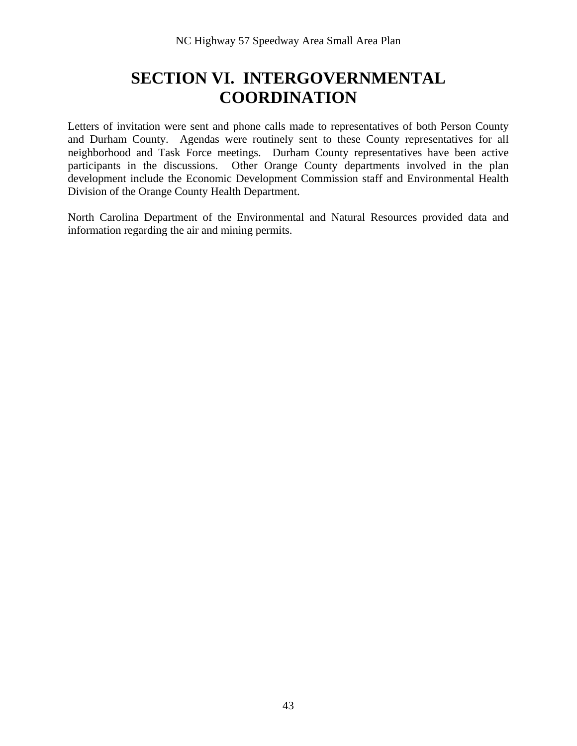# SECTION VI. INTERGOVERNMENTAL COORDINATION

Letters of invitation were sent and phone calls made to representatives of both Person County and Durham County. Agendas were routinely sent to these County representatives for all neighborhood and Task Force meetings. Durham County representatives have been active participants in the discussions. Other Orange County departments involved in the plan development include the Economic Development Commission staff and Environmental Health Division of the Orange County Health Department.

North Carolina Department of the Environmental and Natural Resources provided data and information regarding the air and mining permits.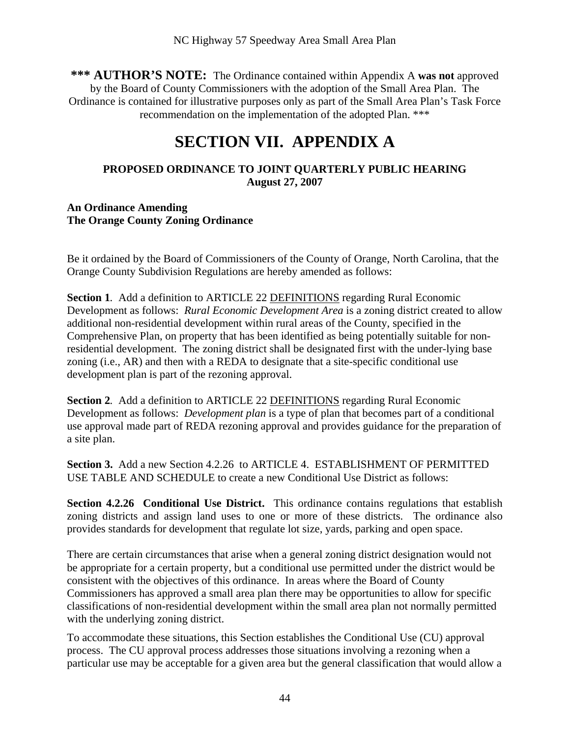**\*\*\* AUTHOR'S NOTE:** The Ordinance contained within Appendix A **was not** approved by the Board of County Commissioners with the adoption of the Small Area Plan. The Ordinance is contained for illustrative purposes only as part of the Small Area Plan's Task Force recommendation on the implementation of the adopted Plan. \*\*\*

# SECTION VII. APPENDIX A

**PROPOSED ORDINANCE TO JOINT QUARTERLY PUBLIC HEARING**
**August 27, 2007**

**An Ordinance Amending**
**The Orange County Zoning Ordinance**

Be it ordained by the Board of Commissioners of the County of Orange, North Carolina, that the Orange County Subdivision Regulations are hereby amended as follows:

**Section 1**. Add a definition to ARTICLE 22 DEFINITIONS regarding Rural Economic Development as follows: *Rural Economic Development Area* is a zoning district created to allow additional non-residential development within rural areas of the County, specified in the Comprehensive Plan, on property that has been identified as being potentially suitable for non-residential development. The zoning district shall be designated first with the under-lying base zoning (i.e., AR) and then with a REDA to designate that a site-specific conditional use development plan is part of the rezoning approval.

**Section 2**. Add a definition to ARTICLE 22 DEFINITIONS regarding Rural Economic Development as follows: *Development plan* is a type of plan that becomes part of a conditional use approval made part of REDA rezoning approval and provides guidance for the preparation of a site plan.

**Section 3.** Add a new Section 4.2.26 to ARTICLE 4. ESTABLISHMENT OF PERMITTED USE TABLE AND SCHEDULE to create a new Conditional Use District as follows:

**Section 4.2.26 Conditional Use District.** This ordinance contains regulations that establish zoning districts and assign land uses to one or more of these districts. The ordinance also provides standards for development that regulate lot size, yards, parking and open space.

There are certain circumstances that arise when a general zoning district designation would not be appropriate for a certain property, but a conditional use permitted under the district would be consistent with the objectives of this ordinance. In areas where the Board of County Commissioners has approved a small area plan there may be opportunities to allow for specific classifications of non-residential development within the small area plan not normally permitted with the underlying zoning district.

To accommodate these situations, this Section establishes the Conditional Use (CU) approval process. The CU approval process addresses those situations involving a rezoning when a particular use may be acceptable for a given area but the general classification that would allow a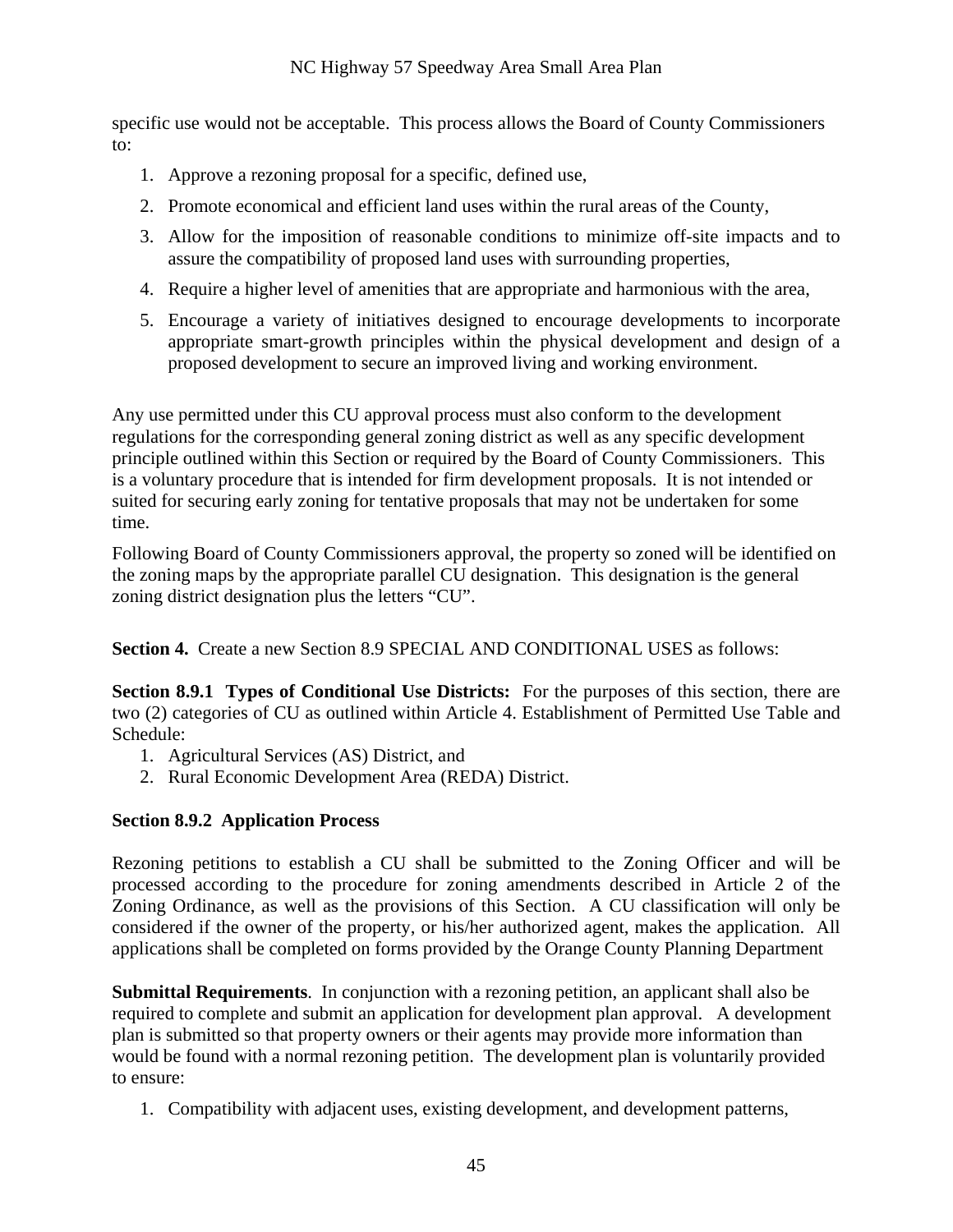specific use would not be acceptable. This process allows the Board of County Commissioners to:

1. Approve a rezoning proposal for a specific, defined use,
2. Promote economical and efficient land uses within the rural areas of the County,
3. Allow for the imposition of reasonable conditions to minimize off-site impacts and to assure the compatibility of proposed land uses with surrounding properties,
4. Require a higher level of amenities that are appropriate and harmonious with the area,
5. Encourage a variety of initiatives designed to encourage developments to incorporate appropriate smart-growth principles within the physical development and design of a proposed development to secure an improved living and working environment.

Any use permitted under this CU approval process must also conform to the development regulations for the corresponding general zoning district as well as any specific development principle outlined within this Section or required by the Board of County Commissioners. This is a voluntary procedure that is intended for firm development proposals. It is not intended or suited for securing early zoning for tentative proposals that may not be undertaken for some time.

Following Board of County Commissioners approval, the property so zoned will be identified on the zoning maps by the appropriate parallel CU designation. This designation is the general zoning district designation plus the letters "CU".

**Section 4.** Create a new Section 8.9 SPECIAL AND CONDITIONAL USES as follows:

**Section 8.9.1 Types of Conditional Use Districts:** For the purposes of this section, there are two (2) categories of CU as outlined within Article 4. Establishment of Permitted Use Table and Schedule:

1. Agricultural Services (AS) District, and
2. Rural Economic Development Area (REDA) District.

**Section 8.9.2 Application Process**

Rezoning petitions to establish a CU shall be submitted to the Zoning Officer and will be processed according to the procedure for zoning amendments described in Article 2 of the Zoning Ordinance, as well as the provisions of this Section. A CU classification will only be considered if the owner of the property, or his/her authorized agent, makes the application. All applications shall be completed on forms provided by the Orange County Planning Department

**Submittal Requirements**. In conjunction with a rezoning petition, an applicant shall also be required to complete and submit an application for development plan approval. A development plan is submitted so that property owners or their agents may provide more information than would be found with a normal rezoning petition. The development plan is voluntarily provided to ensure:

1. Compatibility with adjacent uses, existing development, and development patterns,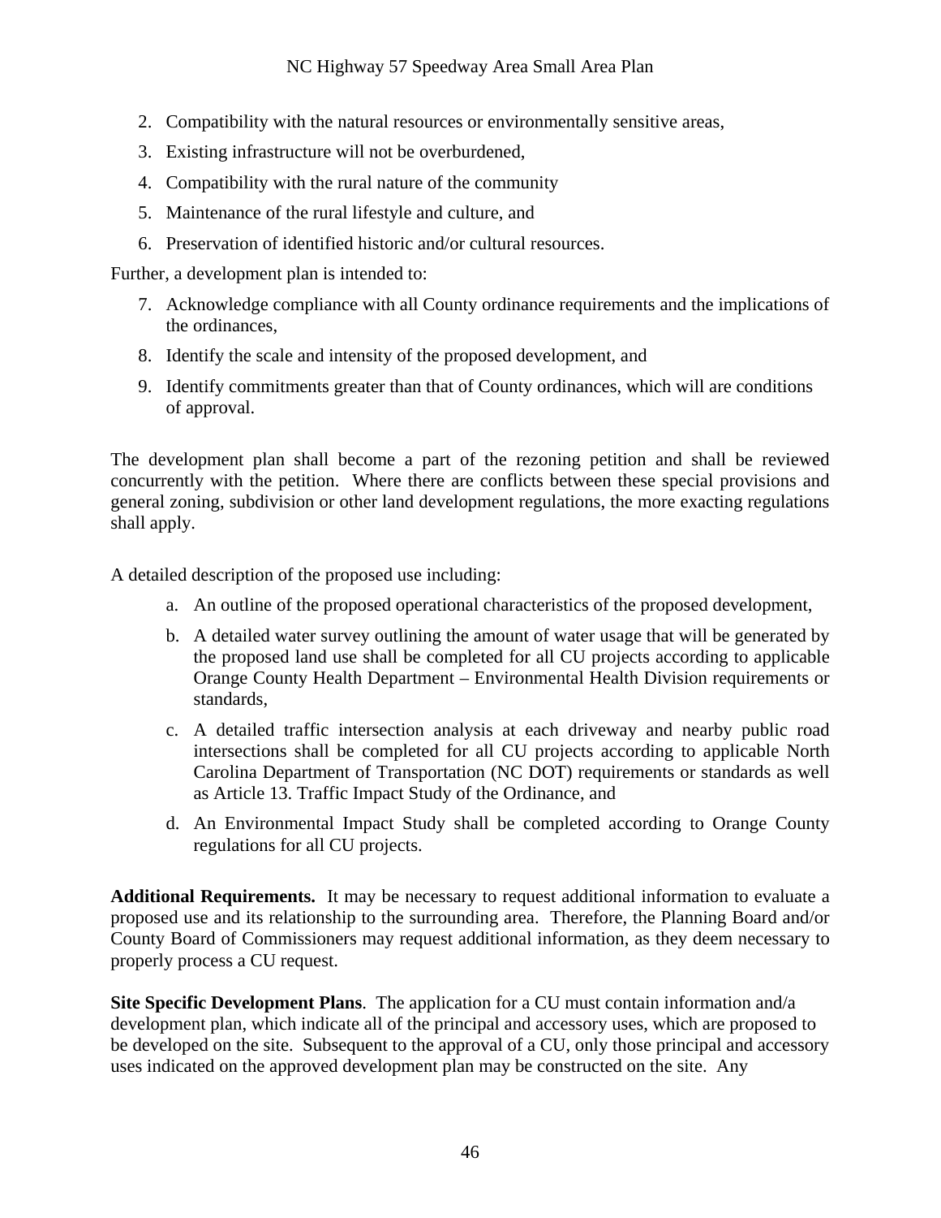2. Compatibility with the natural resources or environmentally sensitive areas,
3. Existing infrastructure will not be overburdened,
4. Compatibility with the rural nature of the community
5. Maintenance of the rural lifestyle and culture, and
6. Preservation of identified historic and/or cultural resources.

Further, a development plan is intended to:

7. Acknowledge compliance with all County ordinance requirements and the implications of the ordinances,
8. Identify the scale and intensity of the proposed development, and
9. Identify commitments greater than that of County ordinances, which will are conditions of approval.

The development plan shall become a part of the rezoning petition and shall be reviewed concurrently with the petition. Where there are conflicts between these special provisions and general zoning, subdivision or other land development regulations, the more exacting regulations shall apply.

A detailed description of the proposed use including:

a. An outline of the proposed operational characteristics of the proposed development,
b. A detailed water survey outlining the amount of water usage that will be generated by the proposed land use shall be completed for all CU projects according to applicable Orange County Health Department – Environmental Health Division requirements or standards,
c. A detailed traffic intersection analysis at each driveway and nearby public road intersections shall be completed for all CU projects according to applicable North Carolina Department of Transportation (NC DOT) requirements or standards as well as Article 13. Traffic Impact Study of the Ordinance, and
d. An Environmental Impact Study shall be completed according to Orange County regulations for all CU projects.

**Additional Requirements.** It may be necessary to request additional information to evaluate a proposed use and its relationship to the surrounding area. Therefore, the Planning Board and/or County Board of Commissioners may request additional information, as they deem necessary to properly process a CU request.

**Site Specific Development Plans**. The application for a CU must contain information and/a development plan, which indicate all of the principal and accessory uses, which are proposed to be developed on the site. Subsequent to the approval of a CU, only those principal and accessory uses indicated on the approved development plan may be constructed on the site. Any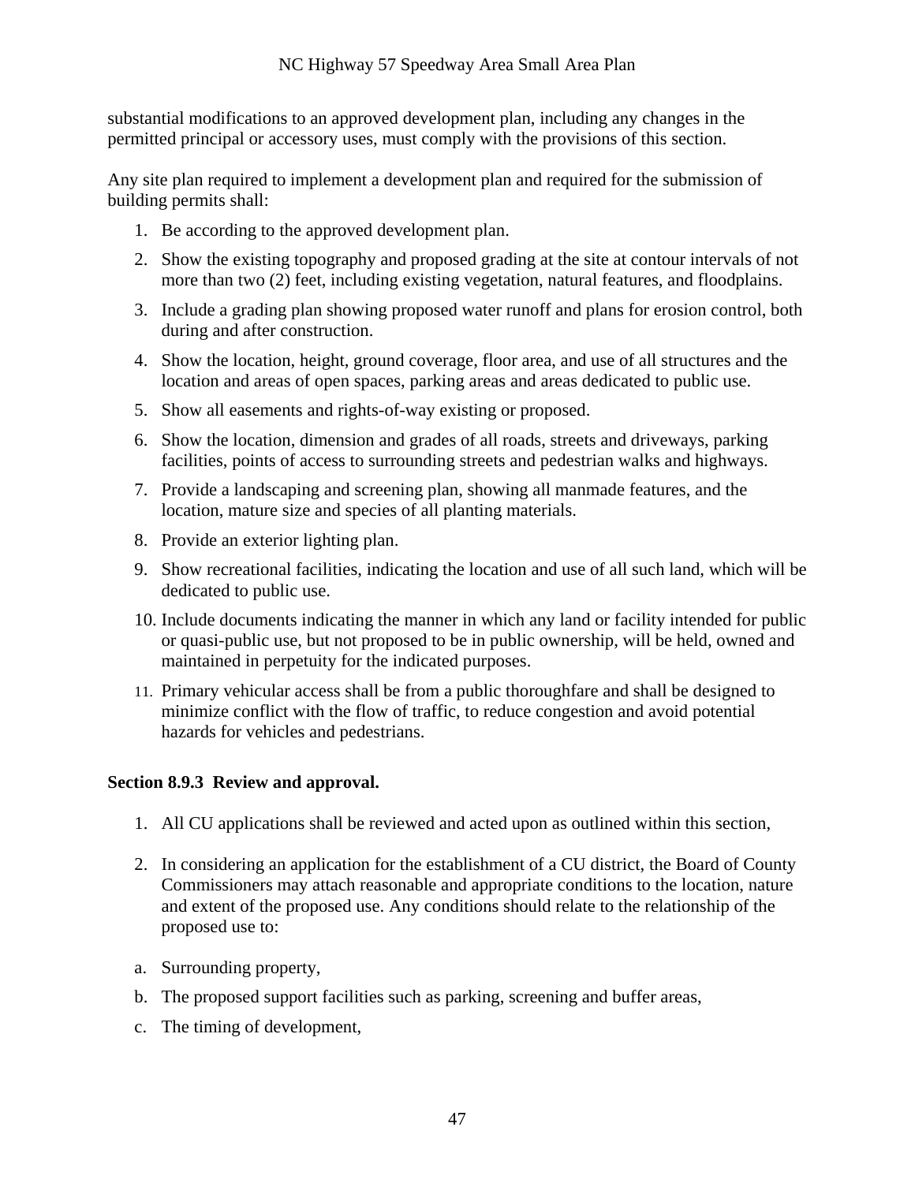substantial modifications to an approved development plan, including any changes in the permitted principal or accessory uses, must comply with the provisions of this section.

Any site plan required to implement a development plan and required for the submission of building permits shall:

1. Be according to the approved development plan.
2. Show the existing topography and proposed grading at the site at contour intervals of not more than two (2) feet, including existing vegetation, natural features, and floodplains.
3. Include a grading plan showing proposed water runoff and plans for erosion control, both during and after construction.
4. Show the location, height, ground coverage, floor area, and use of all structures and the location and areas of open spaces, parking areas and areas dedicated to public use.
5. Show all easements and rights-of-way existing or proposed.
6. Show the location, dimension and grades of all roads, streets and driveways, parking facilities, points of access to surrounding streets and pedestrian walks and highways.
7. Provide a landscaping and screening plan, showing all manmade features, and the location, mature size and species of all planting materials.
8. Provide an exterior lighting plan.
9. Show recreational facilities, indicating the location and use of all such land, which will be dedicated to public use.
10. Include documents indicating the manner in which any land or facility intended for public or quasi-public use, but not proposed to be in public ownership, will be held, owned and maintained in perpetuity for the indicated purposes.
11. Primary vehicular access shall be from a public thoroughfare and shall be designed to minimize conflict with the flow of traffic, to reduce congestion and avoid potential hazards for vehicles and pedestrians.

**Section 8.9.3 Review and approval.**

1. All CU applications shall be reviewed and acted upon as outlined within this section,
2. In considering an application for the establishment of a CU district, the Board of County Commissioners may attach reasonable and appropriate conditions to the location, nature and extent of the proposed use. Any conditions should relate to the relationship of the proposed use to:

a. Surrounding property,

b. The proposed support facilities such as parking, screening and buffer areas,

c. The timing of development,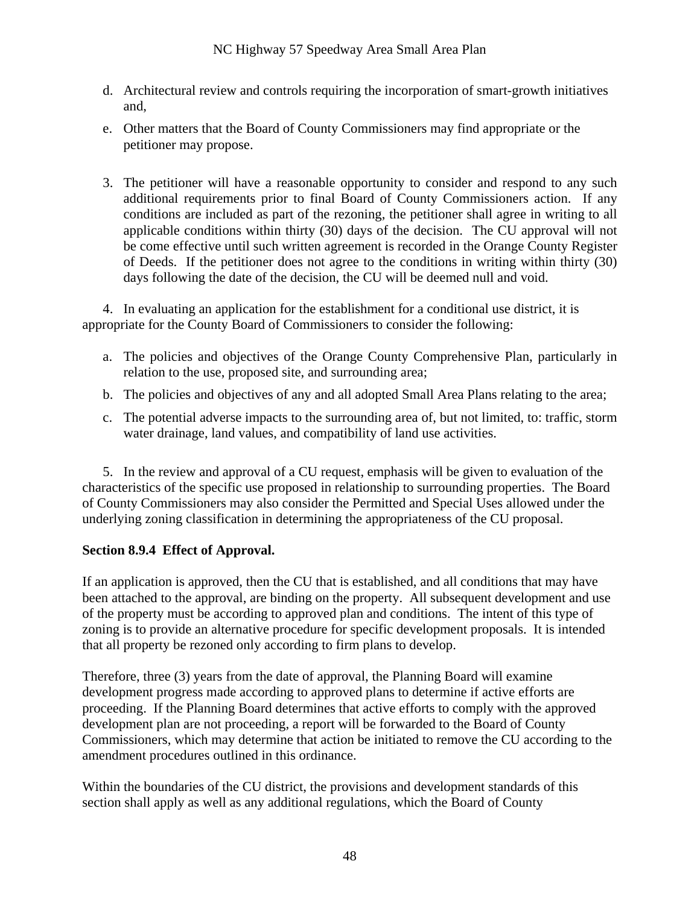d. Architectural review and controls requiring the incorporation of smart-growth initiatives and,

e. Other matters that the Board of County Commissioners may find appropriate or the petitioner may propose.

3. The petitioner will have a reasonable opportunity to consider and respond to any such additional requirements prior to final Board of County Commissioners action. If any conditions are included as part of the rezoning, the petitioner shall agree in writing to all applicable conditions within thirty (30) days of the decision. The CU approval will not be come effective until such written agreement is recorded in the Orange County Register of Deeds. If the petitioner does not agree to the conditions in writing within thirty (30) days following the date of the decision, the CU will be deemed null and void.

4. In evaluating an application for the establishment for a conditional use district, it is appropriate for the County Board of Commissioners to consider the following:

a. The policies and objectives of the Orange County Comprehensive Plan, particularly in relation to the use, proposed site, and surrounding area;

b. The policies and objectives of any and all adopted Small Area Plans relating to the area;

c. The potential adverse impacts to the surrounding area of, but not limited, to: traffic, storm water drainage, land values, and compatibility of land use activities.

5. In the review and approval of a CU request, emphasis will be given to evaluation of the characteristics of the specific use proposed in relationship to surrounding properties. The Board of County Commissioners may also consider the Permitted and Special Uses allowed under the underlying zoning classification in determining the appropriateness of the CU proposal.

**Section 8.9.4 Effect of Approval.**

If an application is approved, then the CU that is established, and all conditions that may have been attached to the approval, are binding on the property. All subsequent development and use of the property must be according to approved plan and conditions. The intent of this type of zoning is to provide an alternative procedure for specific development proposals. It is intended that all property be rezoned only according to firm plans to develop.

Therefore, three (3) years from the date of approval, the Planning Board will examine development progress made according to approved plans to determine if active efforts are proceeding. If the Planning Board determines that active efforts to comply with the approved development plan are not proceeding, a report will be forwarded to the Board of County Commissioners, which may determine that action be initiated to remove the CU according to the amendment procedures outlined in this ordinance.

Within the boundaries of the CU district, the provisions and development standards of this section shall apply as well as any additional regulations, which the Board of County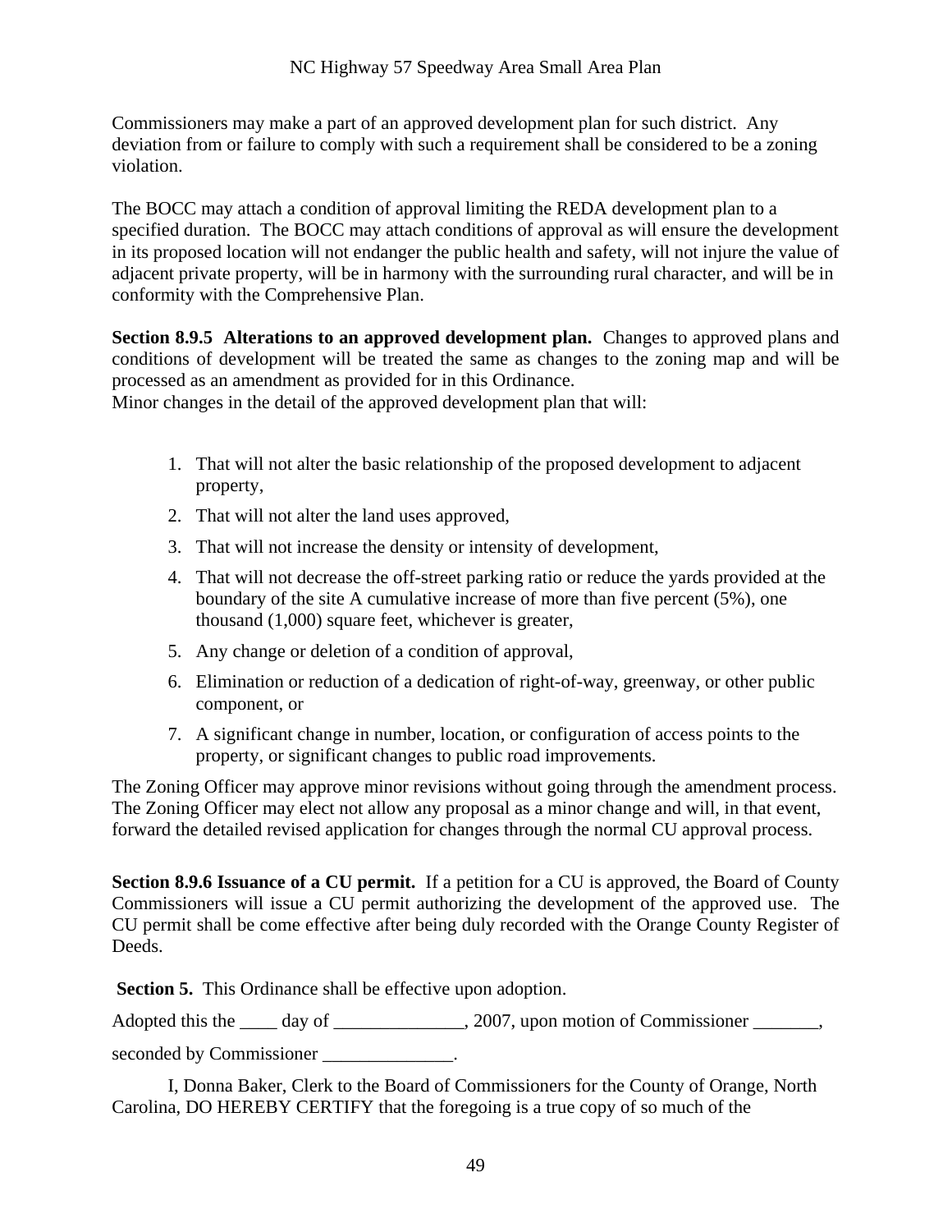Commissioners may make a part of an approved development plan for such district. Any deviation from or failure to comply with such a requirement shall be considered to be a zoning violation.

The BOCC may attach a condition of approval limiting the REDA development plan to a specified duration. The BOCC may attach conditions of approval as will ensure the development in its proposed location will not endanger the public health and safety, will not injure the value of adjacent private property, will be in harmony with the surrounding rural character, and will be in conformity with the Comprehensive Plan.

**Section 8.9.5 Alterations to an approved development plan.** Changes to approved plans and conditions of development will be treated the same as changes to the zoning map and will be processed as an amendment as provided for in this Ordinance.
Minor changes in the detail of the approved development plan that will:

1. That will not alter the basic relationship of the proposed development to adjacent property,
2. That will not alter the land uses approved,
3. That will not increase the density or intensity of development,
4. That will not decrease the off-street parking ratio or reduce the yards provided at the boundary of the site A cumulative increase of more than five percent (5%), one thousand (1,000) square feet, whichever is greater,
5. Any change or deletion of a condition of approval,
6. Elimination or reduction of a dedication of right-of-way, greenway, or other public component, or
7. A significant change in number, location, or configuration of access points to the property, or significant changes to public road improvements.

The Zoning Officer may approve minor revisions without going through the amendment process. The Zoning Officer may elect not allow any proposal as a minor change and will, in that event, forward the detailed revised application for changes through the normal CU approval process.

**Section 8.9.6 Issuance of a CU permit.** If a petition for a CU is approved, the Board of County Commissioners will issue a CU permit authorizing the development of the approved use. The CU permit shall be come effective after being duly recorded with the Orange County Register of Deeds.

**Section 5.** This Ordinance shall be effective upon adoption.

Adopted this the ____ day of ______________, 2007, upon motion of Commissioner _______,

seconded by Commissioner ______________.

I, Donna Baker, Clerk to the Board of Commissioners for the County of Orange, North Carolina, DO HEREBY CERTIFY that the foregoing is a true copy of so much of the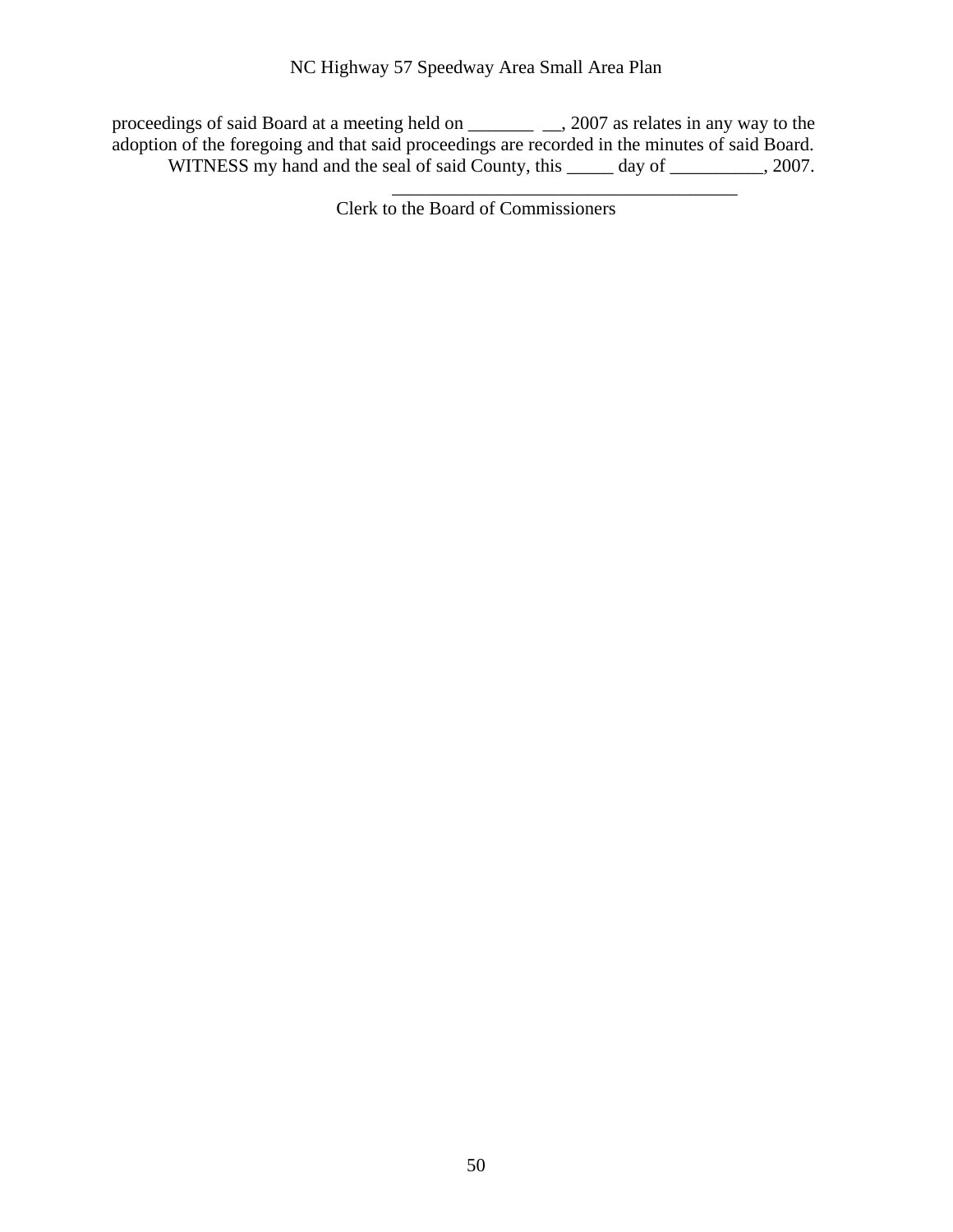proceedings of said Board at a meeting held on _______ __, 2007 as relates in any way to the adoption of the foregoing and that said proceedings are recorded in the minutes of said Board.

WITNESS my hand and the seal of said County, this _____ day of __________, 2007.

_____________________________________

Clerk to the Board of Commissioners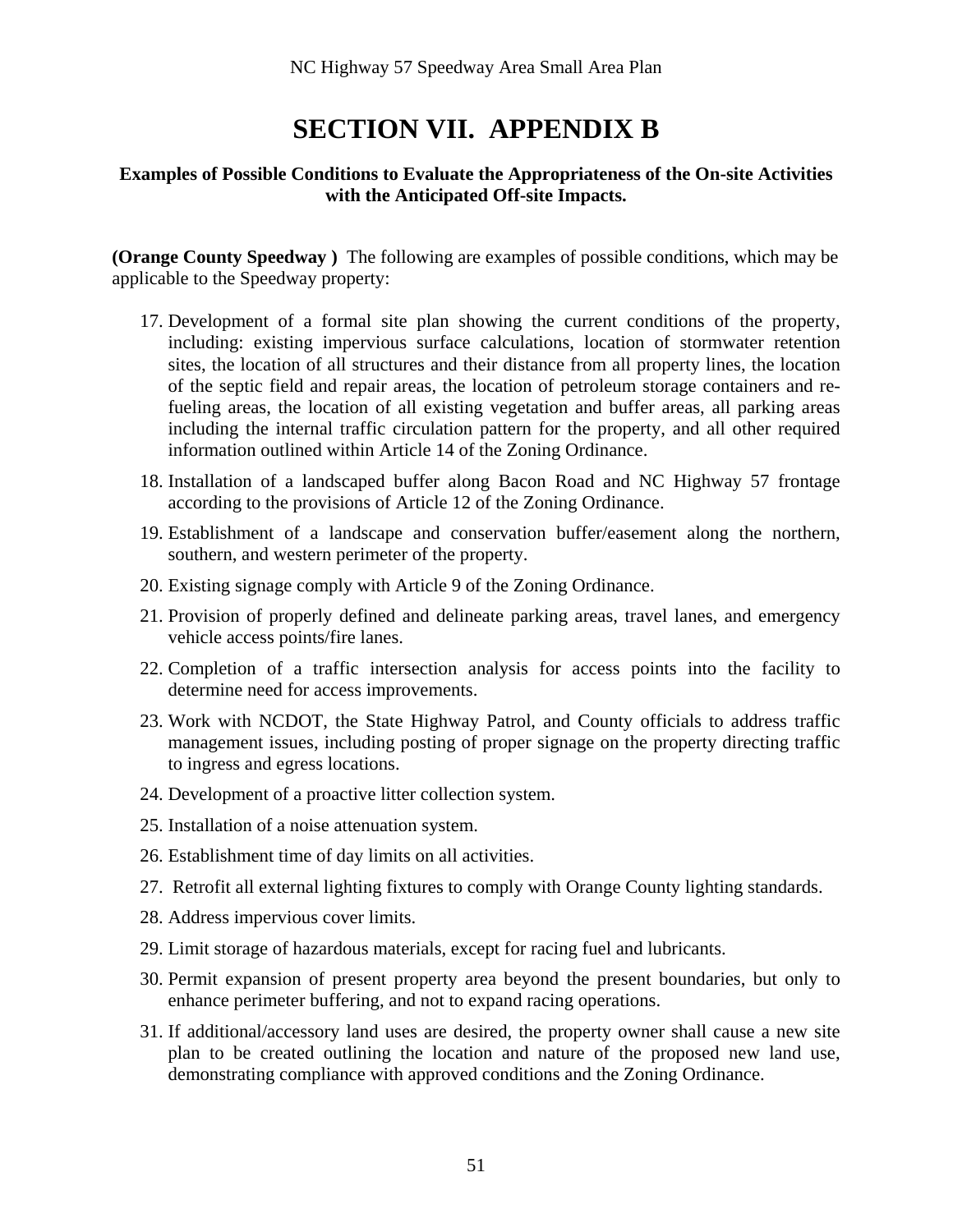# SECTION VII. APPENDIX B

**Examples of Possible Conditions to Evaluate the Appropriateness of the On-site Activities with the Anticipated Off-site Impacts.**

**(Orange County Speedway )** The following are examples of possible conditions, which may be applicable to the Speedway property:

17. Development of a formal site plan showing the current conditions of the property, including: existing impervious surface calculations, location of stormwater retention sites, the location of all structures and their distance from all property lines, the location of the septic field and repair areas, the location of petroleum storage containers and re-fueling areas, the location of all existing vegetation and buffer areas, all parking areas including the internal traffic circulation pattern for the property, and all other required information outlined within Article 14 of the Zoning Ordinance.
18. Installation of a landscaped buffer along Bacon Road and NC Highway 57 frontage according to the provisions of Article 12 of the Zoning Ordinance.
19. Establishment of a landscape and conservation buffer/easement along the northern, southern, and western perimeter of the property.
20. Existing signage comply with Article 9 of the Zoning Ordinance.
21. Provision of properly defined and delineate parking areas, travel lanes, and emergency vehicle access points/fire lanes.
22. Completion of a traffic intersection analysis for access points into the facility to determine need for access improvements.
23. Work with NCDOT, the State Highway Patrol, and County officials to address traffic management issues, including posting of proper signage on the property directing traffic to ingress and egress locations.
24. Development of a proactive litter collection system.
25. Installation of a noise attenuation system.
26. Establishment time of day limits on all activities.
27. Retrofit all external lighting fixtures to comply with Orange County lighting standards.
28. Address impervious cover limits.
29. Limit storage of hazardous materials, except for racing fuel and lubricants.
30. Permit expansion of present property area beyond the present boundaries, but only to enhance perimeter buffering, and not to expand racing operations.
31. If additional/accessory land uses are desired, the property owner shall cause a new site plan to be created outlining the location and nature of the proposed new land use, demonstrating compliance with approved conditions and the Zoning Ordinance.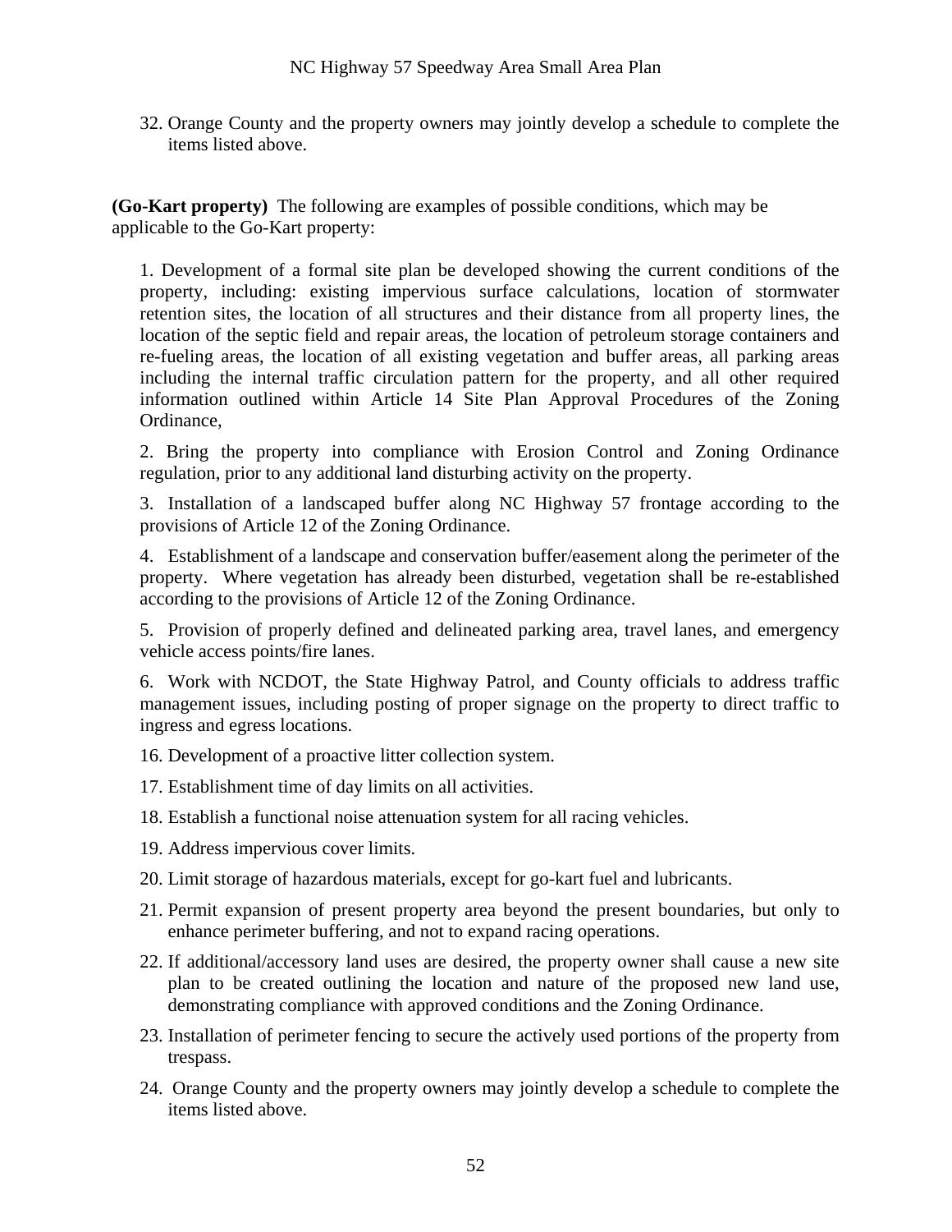32. Orange County and the property owners may jointly develop a schedule to complete the items listed above.

**(Go-Kart property)** The following are examples of possible conditions, which may be applicable to the Go-Kart property:

1. Development of a formal site plan be developed showing the current conditions of the property, including: existing impervious surface calculations, location of stormwater retention sites, the location of all structures and their distance from all property lines, the location of the septic field and repair areas, the location of petroleum storage containers and re-fueling areas, the location of all existing vegetation and buffer areas, all parking areas including the internal traffic circulation pattern for the property, and all other required information outlined within Article 14 Site Plan Approval Procedures of the Zoning Ordinance,

2. Bring the property into compliance with Erosion Control and Zoning Ordinance regulation, prior to any additional land disturbing activity on the property.

3. Installation of a landscaped buffer along NC Highway 57 frontage according to the provisions of Article 12 of the Zoning Ordinance.

4. Establishment of a landscape and conservation buffer/easement along the perimeter of the property. Where vegetation has already been disturbed, vegetation shall be re-established according to the provisions of Article 12 of the Zoning Ordinance.

5. Provision of properly defined and delineated parking area, travel lanes, and emergency vehicle access points/fire lanes.

6. Work with NCDOT, the State Highway Patrol, and County officials to address traffic management issues, including posting of proper signage on the property to direct traffic to ingress and egress locations.

16. Development of a proactive litter collection system.

17. Establishment time of day limits on all activities.

18. Establish a functional noise attenuation system for all racing vehicles.

19. Address impervious cover limits.

20. Limit storage of hazardous materials, except for go-kart fuel and lubricants.

21. Permit expansion of present property area beyond the present boundaries, but only to enhance perimeter buffering, and not to expand racing operations.

22. If additional/accessory land uses are desired, the property owner shall cause a new site plan to be created outlining the location and nature of the proposed new land use, demonstrating compliance with approved conditions and the Zoning Ordinance.

23. Installation of perimeter fencing to secure the actively used portions of the property from trespass.

24. Orange County and the property owners may jointly develop a schedule to complete the items listed above.